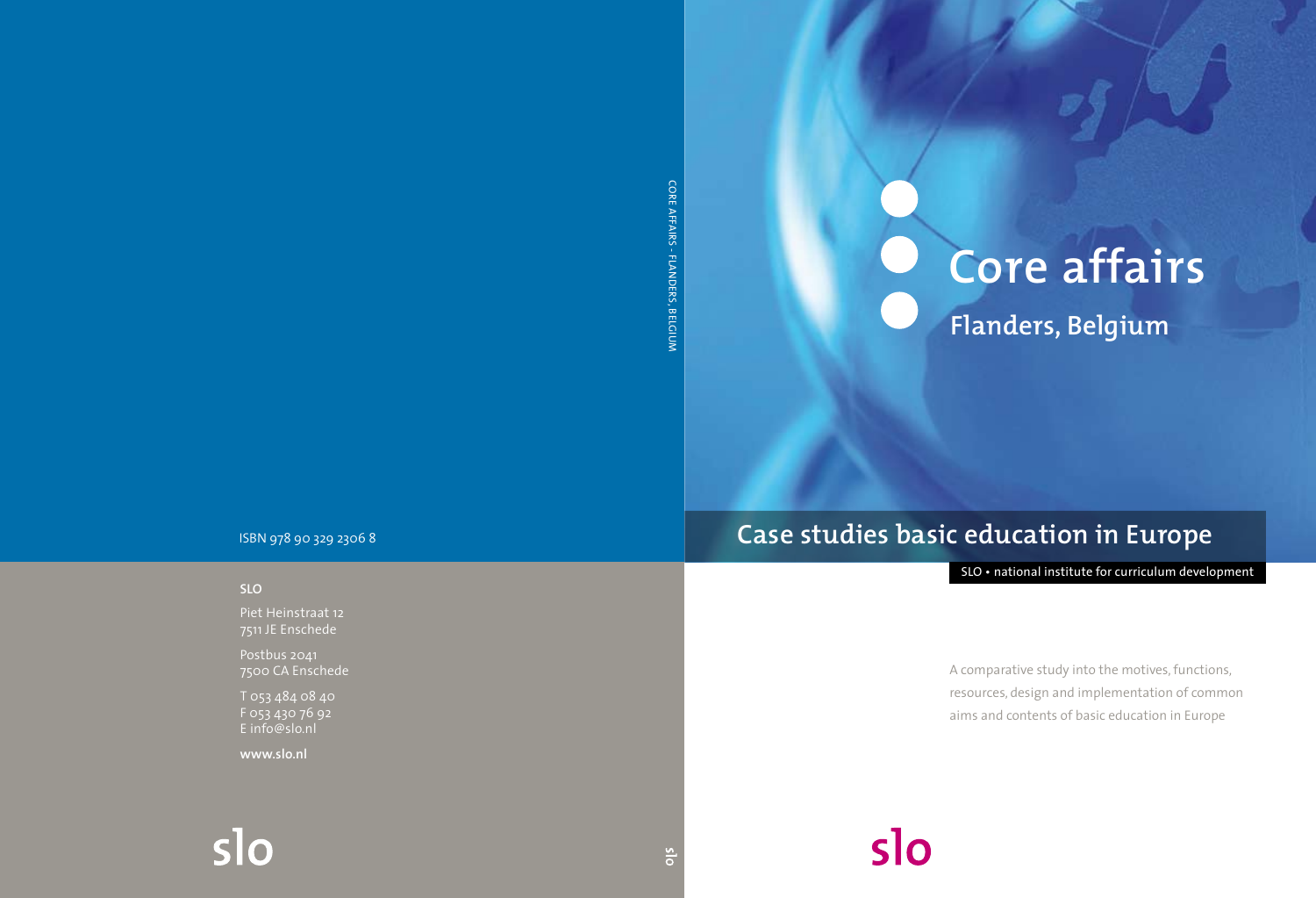# Core affairs

## Flanders, Belgium

## Case studies basic education in Europe

SLO • national institute for curriculum development

A comparative study into the motives, functions, resources, design and implementation of common aims and contents of basic education in Europe

slo

CORE AFFAIRS - FLANDERS, BELGIUM

ISBN 978 90 329 2306 8

**SLO**

Piet Heinstraat 12
7511 JE Enschede

Postbus 2041
7500 CA Enschede

T 053 484 08 40
F 053 430 76 92
E info@slo.nl

**www.slo.nl**

slo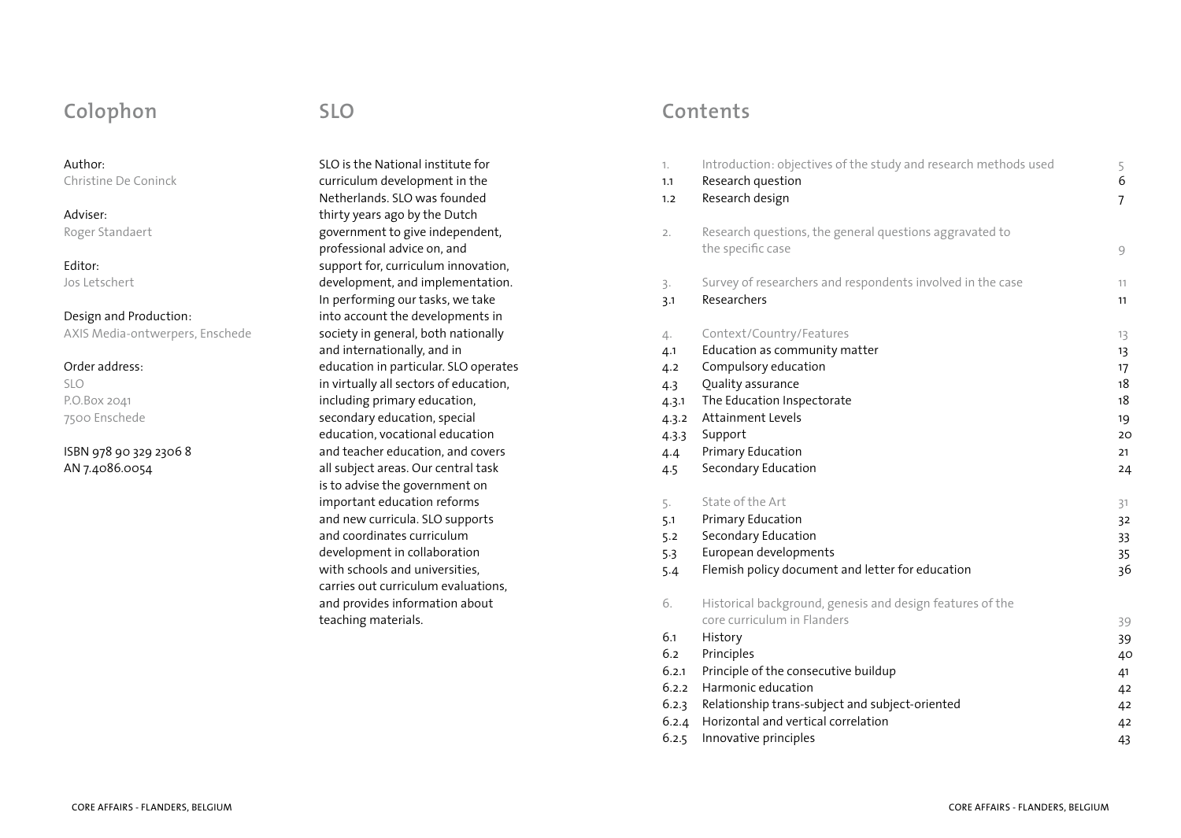## Colophon

Author:
Christine De Coninck

Adviser:
Roger Standaert

Editor:
Jos Letschert

Design and Production:
AXIS Media-ontwerpers, Enschede

Order address:
SLO
P.O.Box 2041
7500 Enschede

ISBN 978 90 329 2306 8
AN 7.4086.0054

## SLO

SLO is the National institute for curriculum development in the Netherlands. SLO was founded thirty years ago by the Dutch government to give independent, professional advice on, and support for, curriculum innovation, development, and implementation. In performing our tasks, we take into account the developments in society in general, both nationally and internationally, and in education in particular. SLO operates in virtually all sectors of education, including primary education, secondary education, special education, vocational education and teacher education, and covers all subject areas. Our central task is to advise the government on important education reforms and new curricula. SLO supports and coordinates curriculum development in collaboration with schools and universities, carries out curriculum evaluations, and provides information about teaching materials.

## Contents

| | | |
|---|---|---|
| 1. | Introduction: objectives of the study and research methods used | 5 |
| 1.1 | Research question | 6 |
| 1.2 | Research design | 7 |
| 2. | Research questions, the general questions aggravated to the specific case | 9 |
| 3. | Survey of researchers and respondents involved in the case | 11 |
| 3.1 | Researchers | 11 |
| 4. | Context/Country/Features | 13 |
| 4.1 | Education as community matter | 13 |
| 4.2 | Compulsory education | 17 |
| 4.3 | Quality assurance | 18 |
| 4.3.1 | The Education Inspectorate | 18 |
| 4.3.2 | Attainment Levels | 19 |
| 4.3.3 | Support | 20 |
| 4.4 | Primary Education | 21 |
| 4.5 | Secondary Education | 24 |
| 5. | State of the Art | 31 |
| 5.1 | Primary Education | 32 |
| 5.2 | Secondary Education | 33 |
| 5.3 | European developments | 35 |
| 5.4 | Flemish policy document and letter for education | 36 |
| 6. | Historical background, genesis and design features of the core curriculum in Flanders | 39 |
| 6.1 | History | 39 |
| 6.2 | Principles | 40 |
| 6.2.1 | Principle of the consecutive buildup | 41 |
| 6.2.2 | Harmonic education | 42 |
| 6.2.3 | Relationship trans-subject and subject-oriented | 42 |
| 6.2.4 | Horizontal and vertical correlation | 42 |
| 6.2.5 | Innovative principles | 43 |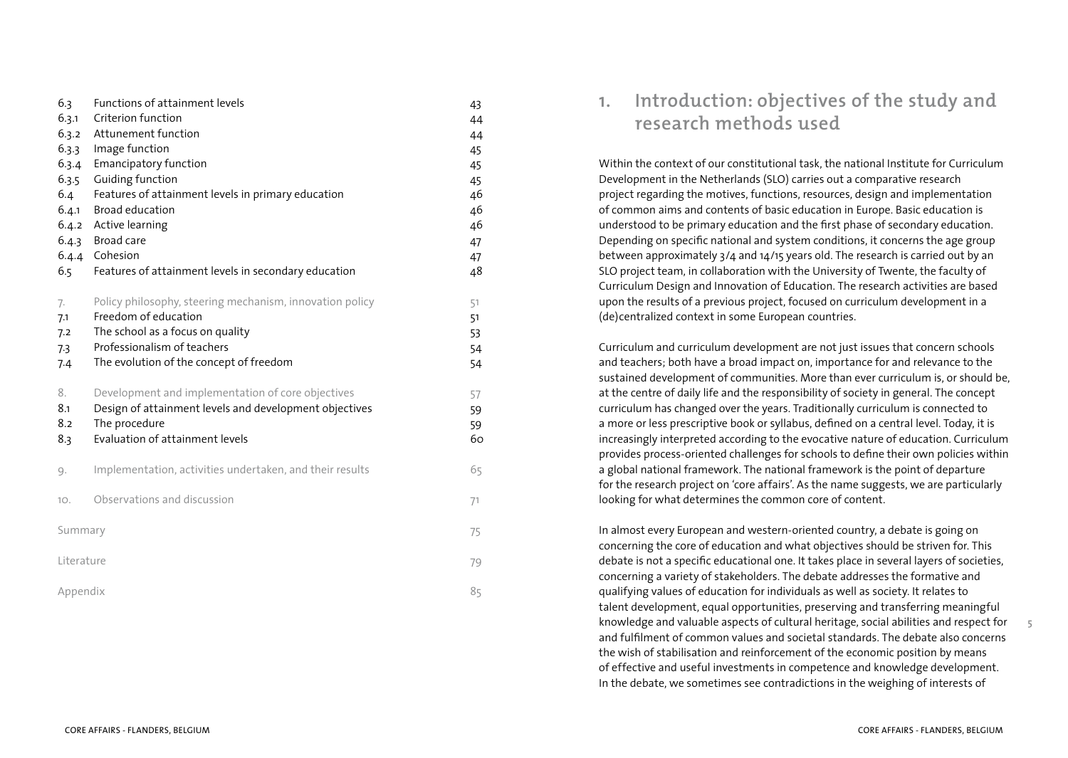| | | |
|---|---|---|
| 6.3 | Functions of attainment levels | 43 |
| 6.3.1 | Criterion function | 44 |
| 6.3.2 | Attunement function | 44 |
| 6.3.3 | Image function | 45 |
| 6.3.4 | Emancipatory function | 45 |
| 6.3.5 | Guiding function | 45 |
| 6.4 | Features of attainment levels in primary education | 46 |
| 6.4.1 | Broad education | 46 |
| 6.4.2 | Active learning | 46 |
| 6.4.3 | Broad care | 47 |
| 6.4.4 | Cohesion | 47 |
| 6.5 | Features of attainment levels in secondary education | 48 |
| 7. | Policy philosophy, steering mechanism, innovation policy | 51 |
| 7.1 | Freedom of education | 51 |
| 7.2 | The school as a focus on quality | 53 |
| 7.3 | Professionalism of teachers | 54 |
| 7.4 | The evolution of the concept of freedom | 54 |
| 8. | Development and implementation of core objectives | 57 |
| 8.1 | Design of attainment levels and development objectives | 59 |
| 8.2 | The procedure | 59 |
| 8.3 | Evaluation of attainment levels | 60 |
| 9. | Implementation, activities undertaken, and their results | 65 |
| 10. | Observations and discussion | 71 |
| Summary | | 75 |
| Literature | | 79 |
| Appendix | | 85 |

# 1. Introduction: objectives of the study and research methods used

Within the context of our constitutional task, the national Institute for Curriculum Development in the Netherlands (SLO) carries out a comparative research project regarding the motives, functions, resources, design and implementation of common aims and contents of basic education in Europe. Basic education is understood to be primary education and the first phase of secondary education. Depending on specific national and system conditions, it concerns the age group between approximately 3/4 and 14/15 years old. The research is carried out by an SLO project team, in collaboration with the University of Twente, the faculty of Curriculum Design and Innovation of Education. The research activities are based upon the results of a previous project, focused on curriculum development in a (de)centralized context in some European countries.

Curriculum and curriculum development are not just issues that concern schools and teachers; both have a broad impact on, importance for and relevance to the sustained development of communities. More than ever curriculum is, or should be, at the centre of daily life and the responsibility of society in general. The concept curriculum has changed over the years. Traditionally curriculum is connected to a more or less prescriptive book or syllabus, defined on a central level. Today, it is increasingly interpreted according to the evocative nature of education. Curriculum provides process-oriented challenges for schools to define their own policies within a global national framework. The national framework is the point of departure for the research project on 'core affairs'. As the name suggests, we are particularly looking for what determines the common core of content.

In almost every European and western-oriented country, a debate is going on concerning the core of education and what objectives should be striven for. This debate is not a specific educational one. It takes place in several layers of societies, concerning a variety of stakeholders. The debate addresses the formative and qualifying values of education for individuals as well as society. It relates to talent development, equal opportunities, preserving and transferring meaningful knowledge and valuable aspects of cultural heritage, social abilities and respect for and fulfilment of common values and societal standards. The debate also concerns the wish of stabilisation and reinforcement of the economic position by means of effective and useful investments in competence and knowledge development. In the debate, we sometimes see contradictions in the weighing of interests of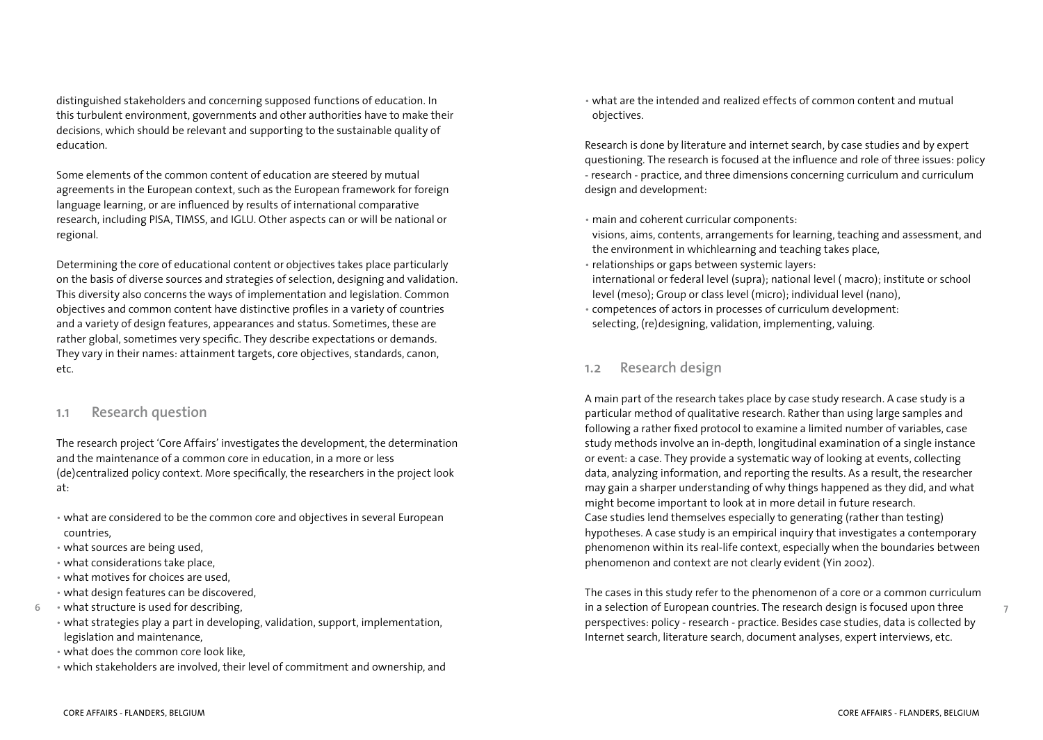distinguished stakeholders and concerning supposed functions of education. In this turbulent environment, governments and other authorities have to make their decisions, which should be relevant and supporting to the sustainable quality of education.

Some elements of the common content of education are steered by mutual agreements in the European context, such as the European framework for foreign language learning, or are influenced by results of international comparative research, including PISA, TIMSS, and IGLU. Other aspects can or will be national or regional.

Determining the core of educational content or objectives takes place particularly on the basis of diverse sources and strategies of selection, designing and validation. This diversity also concerns the ways of implementation and legislation. Common objectives and common content have distinctive profiles in a variety of countries and a variety of design features, appearances and status. Sometimes, these are rather global, sometimes very specific. They describe expectations or demands. They vary in their names: attainment targets, core objectives, standards, canon, etc.

## 1.1 Research question

The research project 'Core Affairs' investigates the development, the determination and the maintenance of a common core in education, in a more or less (de)centralized policy context. More specifically, the researchers in the project look at:

- what are considered to be the common core and objectives in several European countries,
- what sources are being used,
- what considerations take place,
- what motives for choices are used,
- what design features can be discovered,
- what structure is used for describing,
- what strategies play a part in developing, validation, support, implementation, legislation and maintenance,
- what does the common core look like,
- which stakeholders are involved, their level of commitment and ownership, and
- what are the intended and realized effects of common content and mutual objectives.

Research is done by literature and internet search, by case studies and by expert questioning. The research is focused at the influence and role of three issues: policy - research - practice, and three dimensions concerning curriculum and curriculum design and development:

- main and coherent curricular components:
  visions, aims, contents, arrangements for learning, teaching and assessment, and the environment in whichlearning and teaching takes place,
- relationships or gaps between systemic layers:
  international or federal level (supra); national level ( macro); institute or school level (meso); Group or class level (micro); individual level (nano),
- competences of actors in processes of curriculum development:
  selecting, (re)designing, validation, implementing, valuing.

## 1.2 Research design

A main part of the research takes place by case study research. A case study is a particular method of qualitative research. Rather than using large samples and following a rather fixed protocol to examine a limited number of variables, case study methods involve an in-depth, longitudinal examination of a single instance or event: a case. They provide a systematic way of looking at events, collecting data, analyzing information, and reporting the results. As a result, the researcher may gain a sharper understanding of why things happened as they did, and what might become important to look at in more detail in future research.
Case studies lend themselves especially to generating (rather than testing) hypotheses. A case study is an empirical inquiry that investigates a contemporary phenomenon within its real-life context, especially when the boundaries between phenomenon and context are not clearly evident (Yin 2002).

The cases in this study refer to the phenomenon of a core or a common curriculum in a selection of European countries. The research design is focused upon three perspectives: policy - research - practice. Besides case studies, data is collected by Internet search, literature search, document analyses, expert interviews, etc.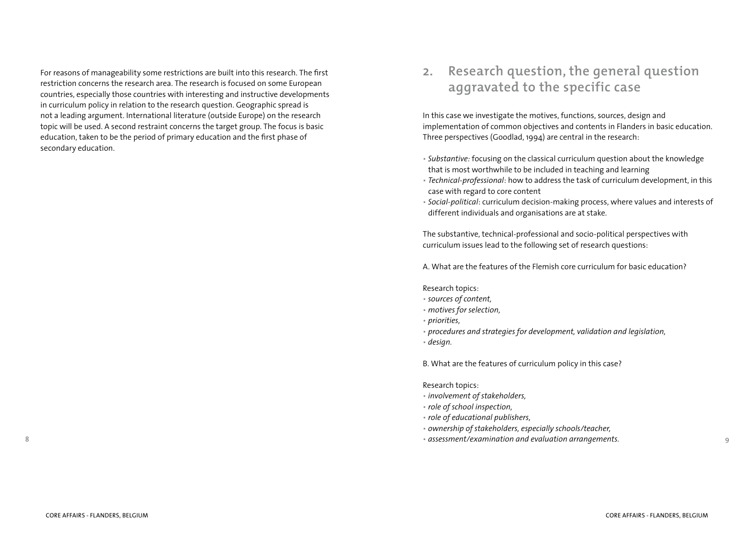For reasons of manageability some restrictions are built into this research. The first restriction concerns the research area. The research is focused on some European countries, especially those countries with interesting and instructive developments in curriculum policy in relation to the research question. Geographic spread is not a leading argument. International literature (outside Europe) on the research topic will be used. A second restraint concerns the target group. The focus is basic education, taken to be the period of primary education and the first phase of secondary education.

## 2. Research question, the general question aggravated to the specific case

In this case we investigate the motives, functions, sources, design and implementation of common objectives and contents in Flanders in basic education. Three perspectives (Goodlad, 1994) are central in the research:

- *Substantive:* focusing on the classical curriculum question about the knowledge that is most worthwhile to be included in teaching and learning
- *Technical-professional*: how to address the task of curriculum development, in this case with regard to core content
- *Social-political*: curriculum decision-making process, where values and interests of different individuals and organisations are at stake.

The substantive, technical-professional and socio-political perspectives with curriculum issues lead to the following set of research questions:

A. What are the features of the Flemish core curriculum for basic education?

Research topics:

- *sources of content,*
- *motives for selection,*
- *priorities,*
- *procedures and strategies for development, validation and legislation,*
- *design.*

B. What are the features of curriculum policy in this case?

Research topics:

- *involvement of stakeholders,*
- *role of school inspection,*
- *role of educational publishers,*
- *ownership of stakeholders, especially schools/teacher,*
- *assessment/examination and evaluation arrangements.*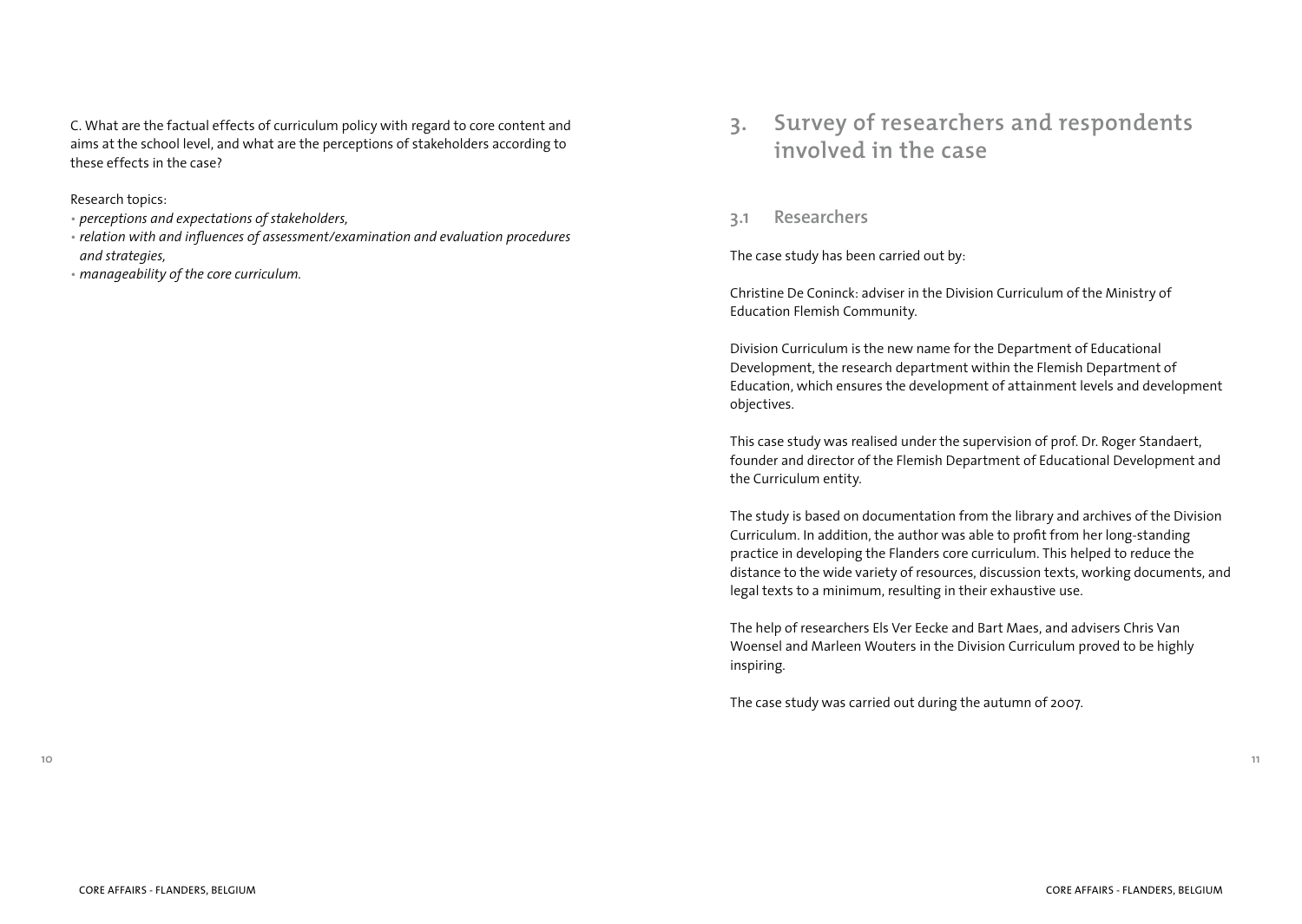C. What are the factual effects of curriculum policy with regard to core content and aims at the school level, and what are the perceptions of stakeholders according to these effects in the case?

Research topics:

- *perceptions and expectations of stakeholders,*
- *relation with and influences of assessment/examination and evaluation procedures and strategies,*
- *manageability of the core curriculum.*

# 3. Survey of researchers and respondents involved in the case

## 3.1 Researchers

The case study has been carried out by:

Christine De Coninck: adviser in the Division Curriculum of the Ministry of Education Flemish Community.

Division Curriculum is the new name for the Department of Educational Development, the research department within the Flemish Department of Education, which ensures the development of attainment levels and development objectives.

This case study was realised under the supervision of prof. Dr. Roger Standaert, founder and director of the Flemish Department of Educational Development and the Curriculum entity.

The study is based on documentation from the library and archives of the Division Curriculum. In addition, the author was able to profit from her long-standing practice in developing the Flanders core curriculum. This helped to reduce the distance to the wide variety of resources, discussion texts, working documents, and legal texts to a minimum, resulting in their exhaustive use.

The help of researchers Els Ver Eecke and Bart Maes, and advisers Chris Van Woensel and Marleen Wouters in the Division Curriculum proved to be highly inspiring.

The case study was carried out during the autumn of 2007.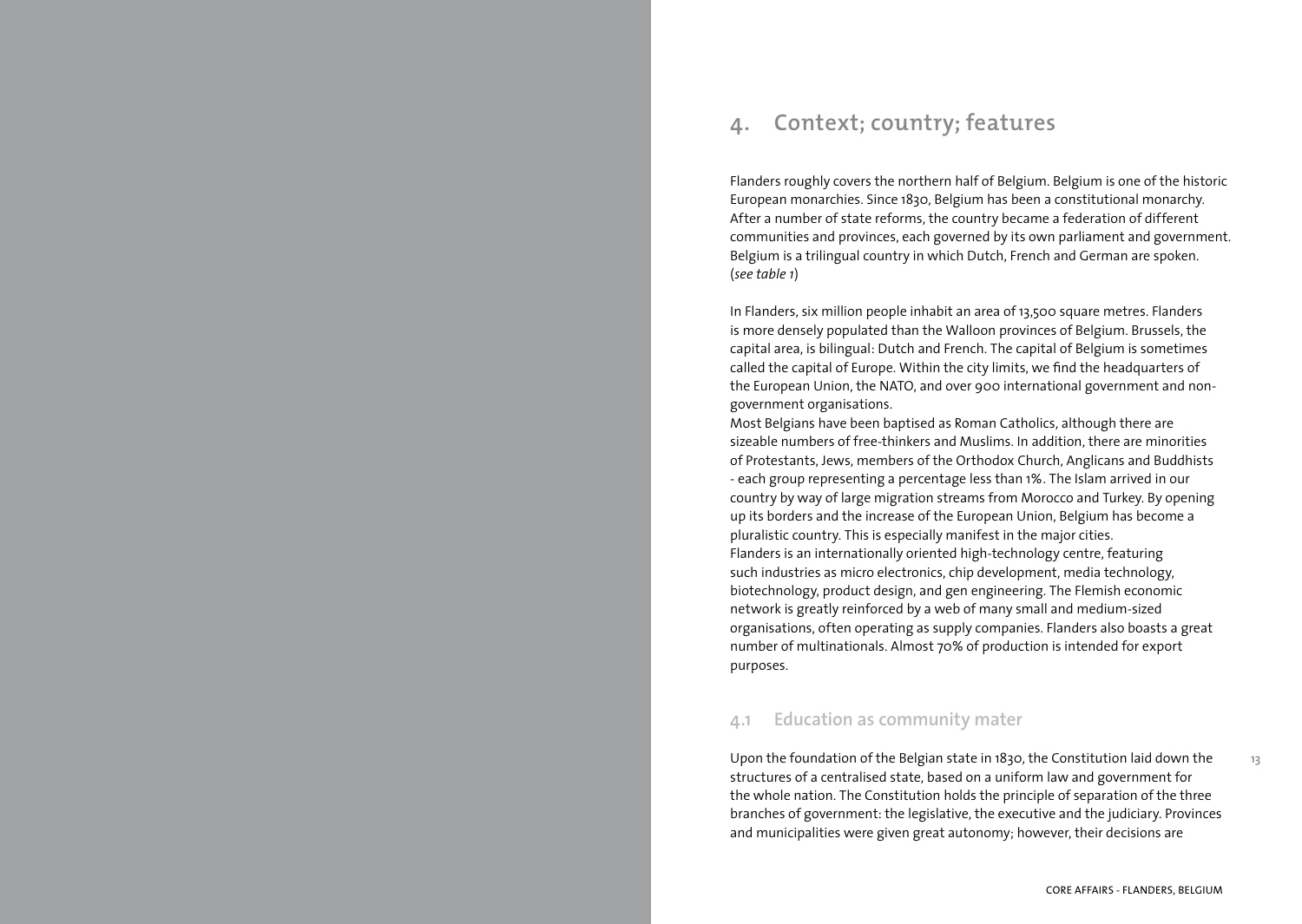# 4. Context; country; features

Flanders roughly covers the northern half of Belgium. Belgium is one of the historic European monarchies. Since 1830, Belgium has been a constitutional monarchy. After a number of state reforms, the country became a federation of different communities and provinces, each governed by its own parliament and government. Belgium is a trilingual country in which Dutch, French and German are spoken. (*see table 1*)

In Flanders, six million people inhabit an area of 13,500 square metres. Flanders is more densely populated than the Walloon provinces of Belgium. Brussels, the capital area, is bilingual: Dutch and French. The capital of Belgium is sometimes called the capital of Europe. Within the city limits, we find the headquarters of the European Union, the NATO, and over 900 international government and non-government organisations.

Most Belgians have been baptised as Roman Catholics, although there are sizeable numbers of free-thinkers and Muslims. In addition, there are minorities of Protestants, Jews, members of the Orthodox Church, Anglicans and Buddhists - each group representing a percentage less than 1%. The Islam arrived in our country by way of large migration streams from Morocco and Turkey. By opening up its borders and the increase of the European Union, Belgium has become a pluralistic country. This is especially manifest in the major cities.

Flanders is an internationally oriented high-technology centre, featuring such industries as micro electronics, chip development, media technology, biotechnology, product design, and gen engineering. The Flemish economic network is greatly reinforced by a web of many small and medium-sized organisations, often operating as supply companies. Flanders also boasts a great number of multinationals. Almost 70% of production is intended for export purposes.

## 4.1 Education as community mater

Upon the foundation of the Belgian state in 1830, the Constitution laid down the structures of a centralised state, based on a uniform law and government for the whole nation. The Constitution holds the principle of separation of the three branches of government: the legislative, the executive and the judiciary. Provinces and municipalities were given great autonomy; however, their decisions are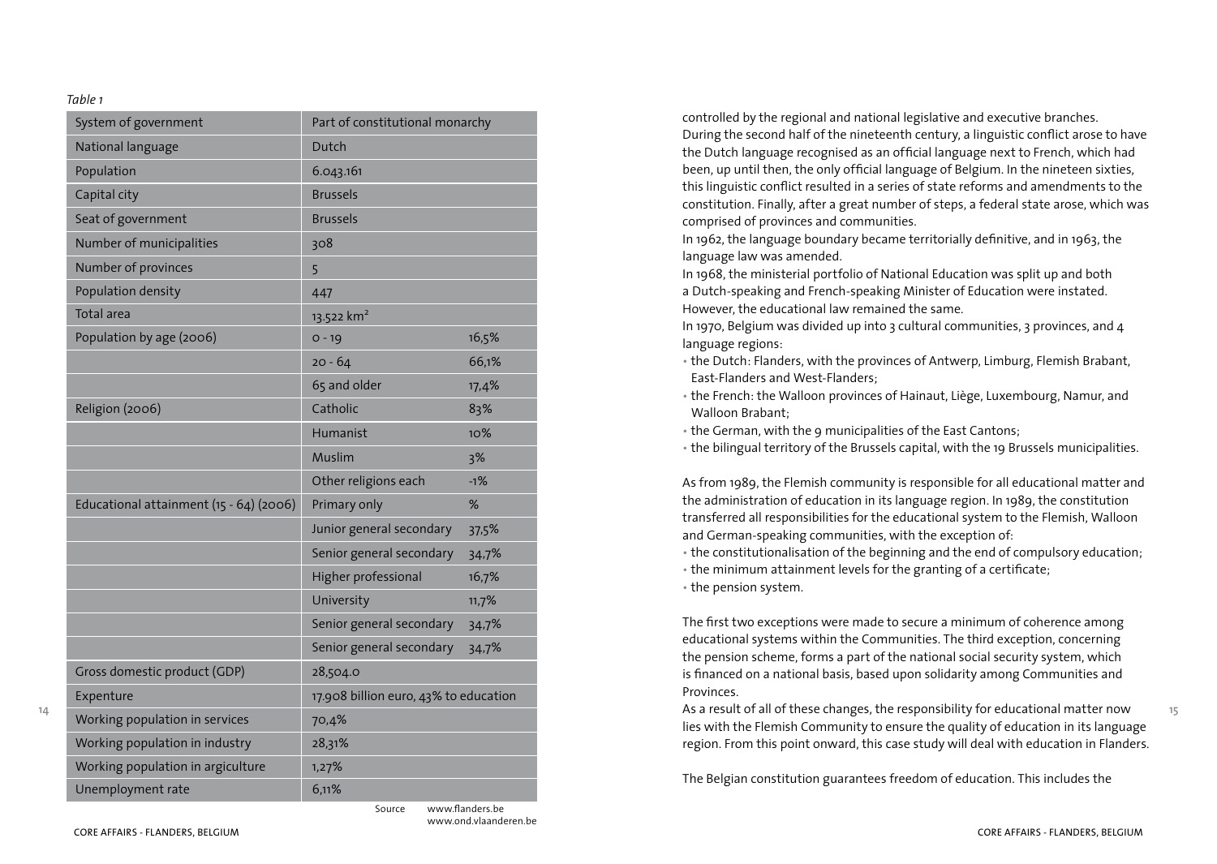*Table 1*

| System of government | Part of constitutional monarchy | |
|---|---|---|
| National language | Dutch | |
| Population | 6.043.161 | |
| Capital city | Brussels | |
| Seat of government | Brussels | |
| Number of municipalities | 308 | |
| Number of provinces | 5 | |
| Population density | 447 | |
| Total area | 13.522 km² | |
| Population by age (2006) | 0 - 19 | 16,5% |
| | 20 - 64 | 66,1% |
| | 65 and older | 17,4% |
| Religion (2006) | Catholic | 83% |
| | Humanist | 10% |
| | Muslim | 3% |
| | Other religions each | -1% |
| Educational attainment (15 - 64) (2006) | Primary only | % |
| | Junior general secondary | 37,5% |
| | Senior general secondary | 34,7% |
| | Higher professional | 16,7% |
| | University | 11,7% |
| | Senior general secondary | 34,7% |
| | Senior general secondary | 34,7% |
| Gross domestic product (GDP) | 28,504.0 | |
| Expenture | 17.908 billion euro, 43% to education | |
| Working population in services | 70,4% | |
| Working population in industry | 28,31% | |
| Working population in argiculture | 1,27% | |
| Unemployment rate | 6,11% | |

Source www.flanders.be
www.ond.vlaanderen.be

controlled by the regional and national legislative and executive branches.
During the second half of the nineteenth century, a linguistic conflict arose to have the Dutch language recognised as an official language next to French, which had been, up until then, the only official language of Belgium. In the nineteen sixties, this linguistic conflict resulted in a series of state reforms and amendments to the constitution. Finally, after a great number of steps, a federal state arose, which was comprised of provinces and communities.
In 1962, the language boundary became territorially definitive, and in 1963, the language law was amended.
In 1968, the ministerial portfolio of National Education was split up and both a Dutch-speaking and French-speaking Minister of Education were instated. However, the educational law remained the same.
In 1970, Belgium was divided up into 3 cultural communities, 3 provinces, and 4 language regions:

- the Dutch: Flanders, with the provinces of Antwerp, Limburg, Flemish Brabant, East-Flanders and West-Flanders;
- the French: the Walloon provinces of Hainaut, Liège, Luxembourg, Namur, and Walloon Brabant;
- the German, with the 9 municipalities of the East Cantons;
- the bilingual territory of the Brussels capital, with the 19 Brussels municipalities.

As from 1989, the Flemish community is responsible for all educational matter and the administration of education in its language region. In 1989, the constitution transferred all responsibilities for the educational system to the Flemish, Walloon and German-speaking communities, with the exception of:

- the constitutionalisation of the beginning and the end of compulsory education;
- the minimum attainment levels for the granting of a certificate;
- the pension system.

The first two exceptions were made to secure a minimum of coherence among educational systems within the Communities. The third exception, concerning the pension scheme, forms a part of the national social security system, which is financed on a national basis, based upon solidarity among Communities and Provinces.
As a result of all of these changes, the responsibility for educational matter now lies with the Flemish Community to ensure the quality of education in its language region. From this point onward, this case study will deal with education in Flanders.

The Belgian constitution guarantees freedom of education. This includes the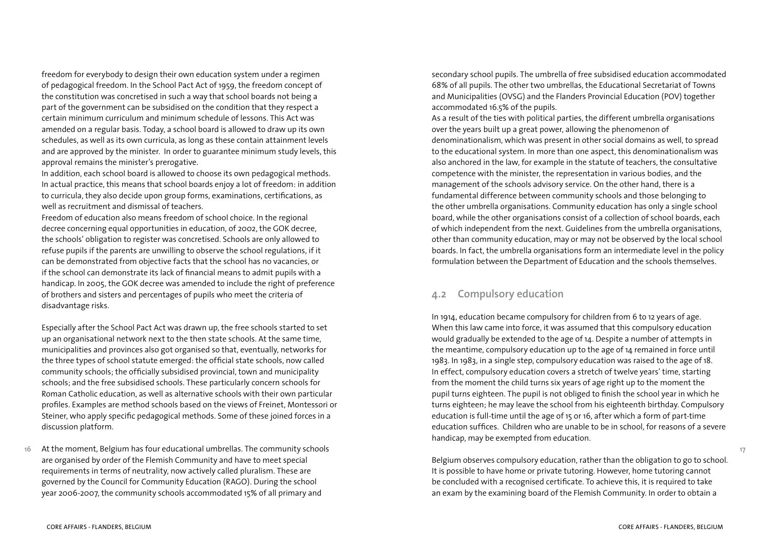freedom for everybody to design their own education system under a regimen of pedagogical freedom. In the School Pact Act of 1959, the freedom concept of the constitution was concretised in such a way that school boards not being a part of the government can be subsidised on the condition that they respect a certain minimum curriculum and minimum schedule of lessons. This Act was amended on a regular basis. Today, a school board is allowed to draw up its own schedules, as well as its own curricula, as long as these contain attainment levels and are approved by the minister. In order to guarantee minimum study levels, this approval remains the minister's prerogative.

In addition, each school board is allowed to choose its own pedagogical methods. In actual practice, this means that school boards enjoy a lot of freedom: in addition to curricula, they also decide upon group forms, examinations, certifications, as well as recruitment and dismissal of teachers.

Freedom of education also means freedom of school choice. In the regional decree concerning equal opportunities in education, of 2002, the GOK decree, the schools' obligation to register was concretised. Schools are only allowed to refuse pupils if the parents are unwilling to observe the school regulations, if it can be demonstrated from objective facts that the school has no vacancies, or if the school can demonstrate its lack of financial means to admit pupils with a handicap. In 2005, the GOK decree was amended to include the right of preference of brothers and sisters and percentages of pupils who meet the criteria of disadvantage risks.

Especially after the School Pact Act was drawn up, the free schools started to set up an organisational network next to the then state schools. At the same time, municipalities and provinces also got organised so that, eventually, networks for the three types of school statute emerged: the official state schools, now called community schools; the officially subsidised provincial, town and municipality schools; and the free subsidised schools. These particularly concern schools for Roman Catholic education, as well as alternative schools with their own particular profiles. Examples are method schools based on the views of Freinet, Montessori or Steiner, who apply specific pedagogical methods. Some of these joined forces in a discussion platform.

At the moment, Belgium has four educational umbrellas. The community schools are organised by order of the Flemish Community and have to meet special requirements in terms of neutrality, now actively called pluralism. These are governed by the Council for Community Education (RAGO). During the school year 2006-2007, the community schools accommodated 15% of all primary and secondary school pupils. The umbrella of free subsidised education accommodated 68% of all pupils. The other two umbrellas, the Educational Secretariat of Towns and Municipalities (OVSG) and the Flanders Provincial Education (POV) together accommodated 16.5% of the pupils.

As a result of the ties with political parties, the different umbrella organisations over the years built up a great power, allowing the phenomenon of denominationalism, which was present in other social domains as well, to spread to the educational system. In more than one aspect, this denominationalism was also anchored in the law, for example in the statute of teachers, the consultative competence with the minister, the representation in various bodies, and the management of the schools advisory service. On the other hand, there is a fundamental difference between community schools and those belonging to the other umbrella organisations. Community education has only a single school board, while the other organisations consist of a collection of school boards, each of which independent from the next. Guidelines from the umbrella organisations, other than community education, may or may not be observed by the local school boards. In fact, the umbrella organisations form an intermediate level in the policy formulation between the Department of Education and the schools themselves.

## 4.2 Compulsory education

In 1914, education became compulsory for children from 6 to 12 years of age. When this law came into force, it was assumed that this compulsory education would gradually be extended to the age of 14. Despite a number of attempts in the meantime, compulsory education up to the age of 14 remained in force until 1983. In 1983, in a single step, compulsory education was raised to the age of 18. In effect, compulsory education covers a stretch of twelve years' time, starting from the moment the child turns six years of age right up to the moment the pupil turns eighteen. The pupil is not obliged to finish the school year in which he turns eighteen; he may leave the school from his eighteenth birthday. Compulsory education is full-time until the age of 15 or 16, after which a form of part-time education suffices. Children who are unable to be in school, for reasons of a severe handicap, may be exempted from education.

Belgium observes compulsory education, rather than the obligation to go to school. It is possible to have home or private tutoring. However, home tutoring cannot be concluded with a recognised certificate. To achieve this, it is required to take an exam by the examining board of the Flemish Community. In order to obtain a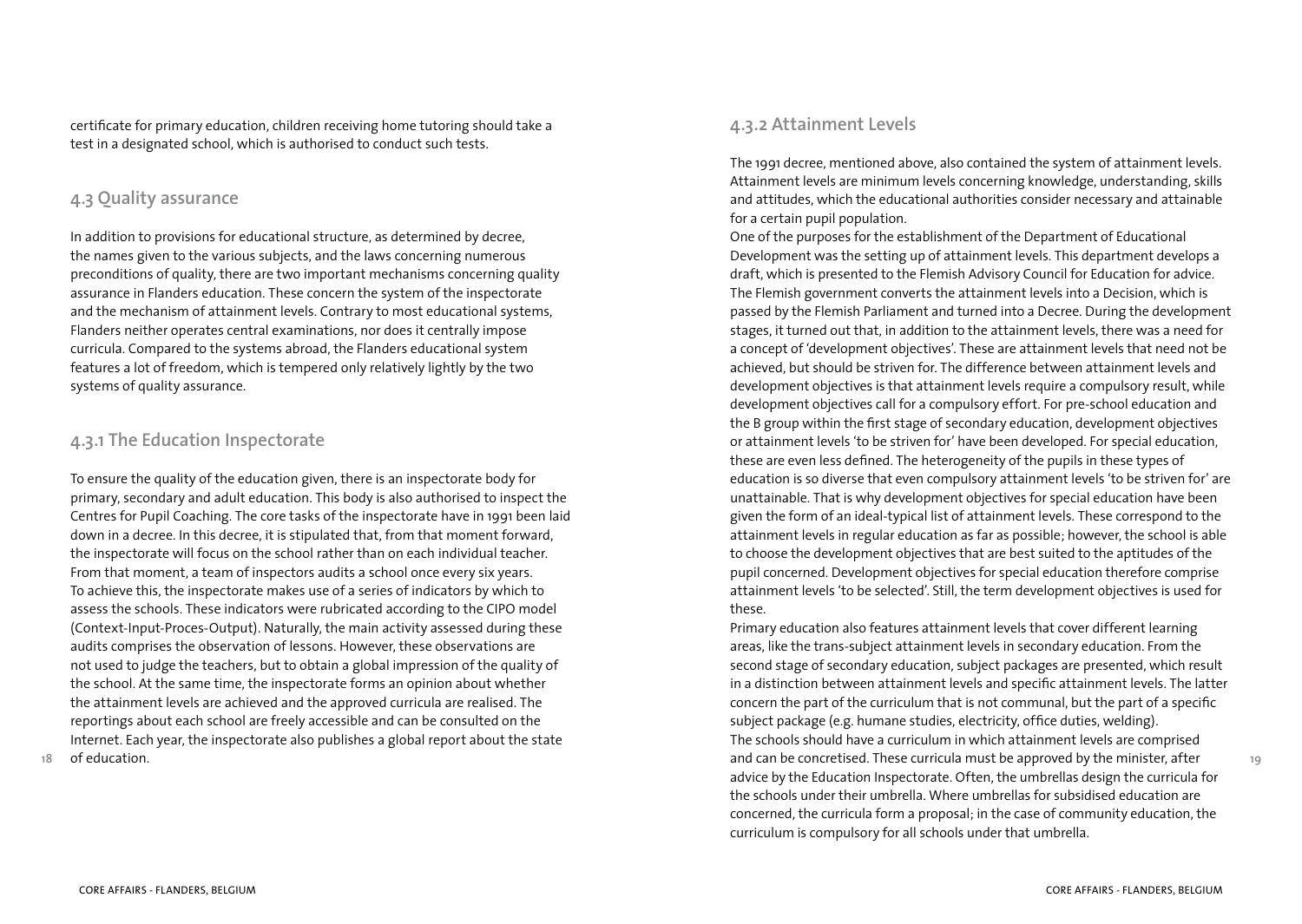certificate for primary education, children receiving home tutoring should take a test in a designated school, which is authorised to conduct such tests.

## 4.3 Quality assurance

In addition to provisions for educational structure, as determined by decree, the names given to the various subjects, and the laws concerning numerous preconditions of quality, there are two important mechanisms concerning quality assurance in Flanders education. These concern the system of the inspectorate and the mechanism of attainment levels. Contrary to most educational systems, Flanders neither operates central examinations, nor does it centrally impose curricula. Compared to the systems abroad, the Flanders educational system features a lot of freedom, which is tempered only relatively lightly by the two systems of quality assurance.

### 4.3.1 The Education Inspectorate

To ensure the quality of the education given, there is an inspectorate body for primary, secondary and adult education. This body is also authorised to inspect the Centres for Pupil Coaching. The core tasks of the inspectorate have in 1991 been laid down in a decree. In this decree, it is stipulated that, from that moment forward, the inspectorate will focus on the school rather than on each individual teacher. From that moment, a team of inspectors audits a school once every six years. To achieve this, the inspectorate makes use of a series of indicators by which to assess the schools. These indicators were rubricated according to the CIPO model (Context-Input-Proces-Output). Naturally, the main activity assessed during these audits comprises the observation of lessons. However, these observations are not used to judge the teachers, but to obtain a global impression of the quality of the school. At the same time, the inspectorate forms an opinion about whether the attainment levels are achieved and the approved curricula are realised. The reportings about each school are freely accessible and can be consulted on the Internet. Each year, the inspectorate also publishes a global report about the state of education.

### 4.3.2 Attainment Levels

The 1991 decree, mentioned above, also contained the system of attainment levels. Attainment levels are minimum levels concerning knowledge, understanding, skills and attitudes, which the educational authorities consider necessary and attainable for a certain pupil population.

One of the purposes for the establishment of the Department of Educational Development was the setting up of attainment levels. This department develops a draft, which is presented to the Flemish Advisory Council for Education for advice. The Flemish government converts the attainment levels into a Decision, which is passed by the Flemish Parliament and turned into a Decree. During the development stages, it turned out that, in addition to the attainment levels, there was a need for a concept of 'development objectives'. These are attainment levels that need not be achieved, but should be striven for. The difference between attainment levels and development objectives is that attainment levels require a compulsory result, while development objectives call for a compulsory effort. For pre-school education and the B group within the first stage of secondary education, development objectives or attainment levels 'to be striven for' have been developed. For special education, these are even less defined. The heterogeneity of the pupils in these types of education is so diverse that even compulsory attainment levels 'to be striven for' are unattainable. That is why development objectives for special education have been given the form of an ideal-typical list of attainment levels. These correspond to the attainment levels in regular education as far as possible; however, the school is able to choose the development objectives that are best suited to the aptitudes of the pupil concerned. Development objectives for special education therefore comprise attainment levels 'to be selected'. Still, the term development objectives is used for these.

Primary education also features attainment levels that cover different learning areas, like the trans-subject attainment levels in secondary education. From the second stage of secondary education, subject packages are presented, which result in a distinction between attainment levels and specific attainment levels. The latter concern the part of the curriculum that is not communal, but the part of a specific subject package (e.g. humane studies, electricity, office duties, welding).

The schools should have a curriculum in which attainment levels are comprised and can be concretised. These curricula must be approved by the minister, after advice by the Education Inspectorate. Often, the umbrellas design the curricula for the schools under their umbrella. Where umbrellas for subsidised education are concerned, the curricula form a proposal; in the case of community education, the curriculum is compulsory for all schools under that umbrella.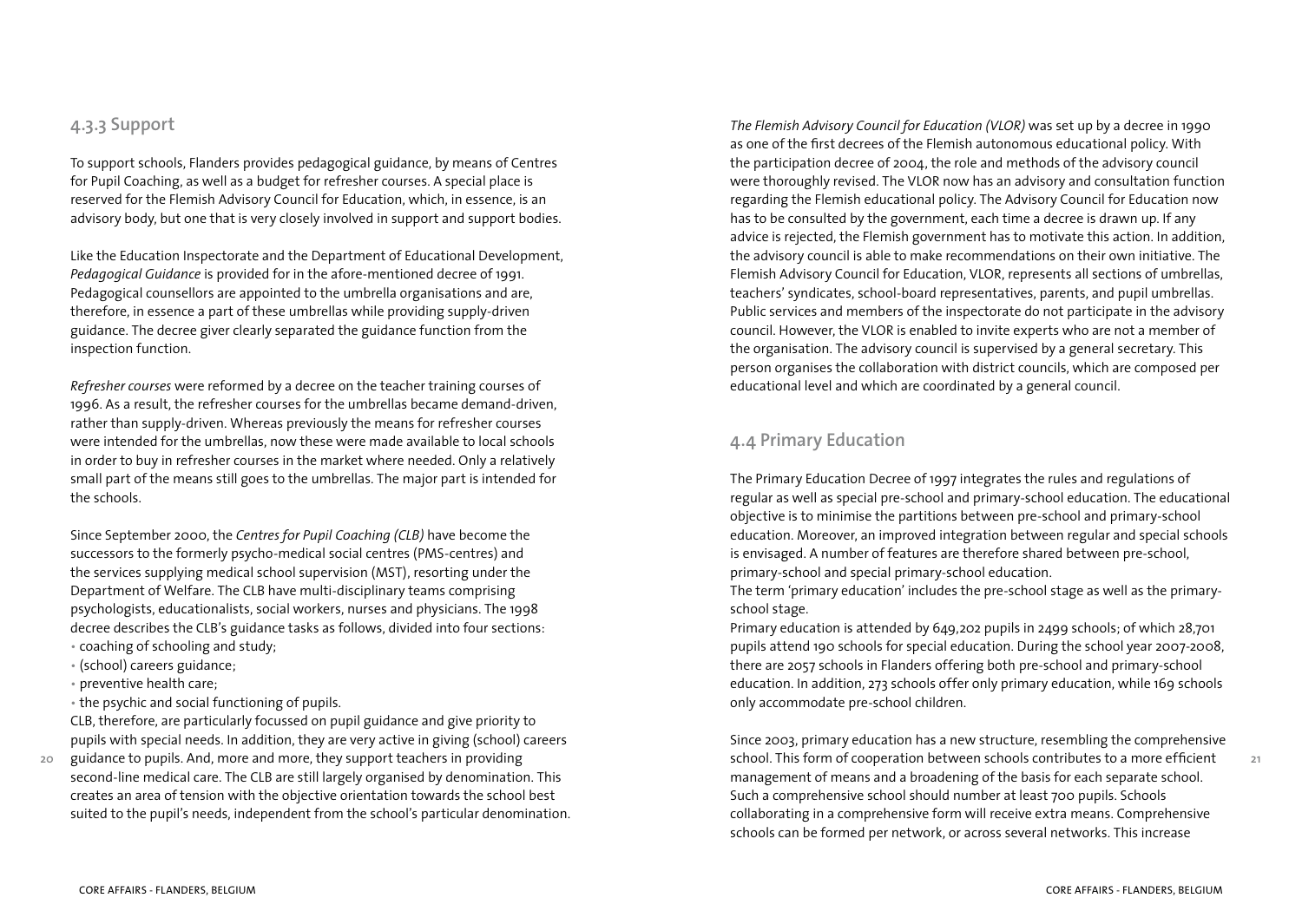### 4.3.3 Support

To support schools, Flanders provides pedagogical guidance, by means of Centres for Pupil Coaching, as well as a budget for refresher courses. A special place is reserved for the Flemish Advisory Council for Education, which, in essence, is an advisory body, but one that is very closely involved in support and support bodies.

Like the Education Inspectorate and the Department of Educational Development, *Pedagogical Guidance* is provided for in the afore-mentioned decree of 1991. Pedagogical counsellors are appointed to the umbrella organisations and are, therefore, in essence a part of these umbrellas while providing supply-driven guidance. The decree giver clearly separated the guidance function from the inspection function.

*Refresher courses* were reformed by a decree on the teacher training courses of 1996. As a result, the refresher courses for the umbrellas became demand-driven, rather than supply-driven. Whereas previously the means for refresher courses were intended for the umbrellas, now these were made available to local schools in order to buy in refresher courses in the market where needed. Only a relatively small part of the means still goes to the umbrellas. The major part is intended for the schools.

Since September 2000, the *Centres for Pupil Coaching (CLB)* have become the successors to the formerly psycho-medical social centres (PMS-centres) and the services supplying medical school supervision (MST), resorting under the Department of Welfare. The CLB have multi-disciplinary teams comprising psychologists, educationalists, social workers, nurses and physicians. The 1998 decree describes the CLB's guidance tasks as follows, divided into four sections:

- coaching of schooling and study;
- (school) careers guidance;
- preventive health care;
- the psychic and social functioning of pupils.

CLB, therefore, are particularly focussed on pupil guidance and give priority to pupils with special needs. In addition, they are very active in giving (school) careers guidance to pupils. And, more and more, they support teachers in providing second-line medical care. The CLB are still largely organised by denomination. This creates an area of tension with the objective orientation towards the school best suited to the pupil's needs, independent from the school's particular denomination.

*The Flemish Advisory Council for Education (VLOR)* was set up by a decree in 1990 as one of the first decrees of the Flemish autonomous educational policy. With the participation decree of 2004, the role and methods of the advisory council were thoroughly revised. The VLOR now has an advisory and consultation function regarding the Flemish educational policy. The Advisory Council for Education now has to be consulted by the government, each time a decree is drawn up. If any advice is rejected, the Flemish government has to motivate this action. In addition, the advisory council is able to make recommendations on their own initiative. The Flemish Advisory Council for Education, VLOR, represents all sections of umbrellas, teachers' syndicates, school-board representatives, parents, and pupil umbrellas. Public services and members of the inspectorate do not participate in the advisory council. However, the VLOR is enabled to invite experts who are not a member of the organisation. The advisory council is supervised by a general secretary. This person organises the collaboration with district councils, which are composed per educational level and which are coordinated by a general council.

## 4.4 Primary Education

The Primary Education Decree of 1997 integrates the rules and regulations of regular as well as special pre-school and primary-school education. The educational objective is to minimise the partitions between pre-school and primary-school education. Moreover, an improved integration between regular and special schools is envisaged. A number of features are therefore shared between pre-school, primary-school and special primary-school education.

The term 'primary education' includes the pre-school stage as well as the primary-school stage.

Primary education is attended by 649,202 pupils in 2499 schools; of which 28,701 pupils attend 190 schools for special education. During the school year 2007-2008, there are 2057 schools in Flanders offering both pre-school and primary-school education. In addition, 273 schools offer only primary education, while 169 schools only accommodate pre-school children.

Since 2003, primary education has a new structure, resembling the comprehensive school. This form of cooperation between schools contributes to a more efficient management of means and a broadening of the basis for each separate school. Such a comprehensive school should number at least 700 pupils. Schools collaborating in a comprehensive form will receive extra means. Comprehensive schools can be formed per network, or across several networks. This increase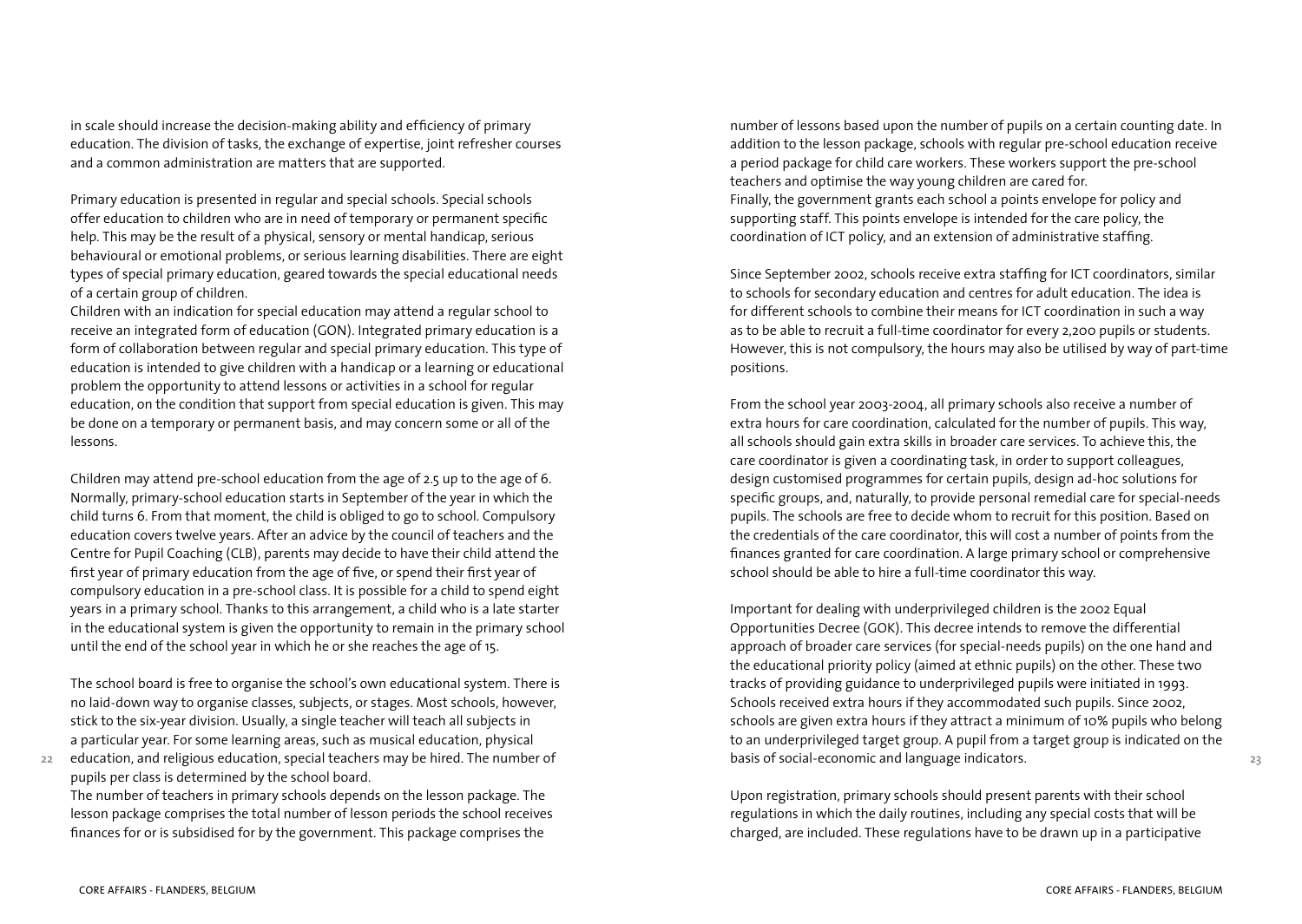in scale should increase the decision-making ability and efficiency of primary education. The division of tasks, the exchange of expertise, joint refresher courses and a common administration are matters that are supported.

Primary education is presented in regular and special schools. Special schools offer education to children who are in need of temporary or permanent specific help. This may be the result of a physical, sensory or mental handicap, serious behavioural or emotional problems, or serious learning disabilities. There are eight types of special primary education, geared towards the special educational needs of a certain group of children.
Children with an indication for special education may attend a regular school to receive an integrated form of education (GON). Integrated primary education is a form of collaboration between regular and special primary education. This type of education is intended to give children with a handicap or a learning or educational problem the opportunity to attend lessons or activities in a school for regular education, on the condition that support from special education is given. This may be done on a temporary or permanent basis, and may concern some or all of the lessons.

Children may attend pre-school education from the age of 2.5 up to the age of 6. Normally, primary-school education starts in September of the year in which the child turns 6. From that moment, the child is obliged to go to school. Compulsory education covers twelve years. After an advice by the council of teachers and the Centre for Pupil Coaching (CLB), parents may decide to have their child attend the first year of primary education from the age of five, or spend their first year of compulsory education in a pre-school class. It is possible for a child to spend eight years in a primary school. Thanks to this arrangement, a child who is a late starter in the educational system is given the opportunity to remain in the primary school until the end of the school year in which he or she reaches the age of 15.

The school board is free to organise the school's own educational system. There is no laid-down way to organise classes, subjects, or stages. Most schools, however, stick to the six-year division. Usually, a single teacher will teach all subjects in a particular year. For some learning areas, such as musical education, physical education, and religious education, special teachers may be hired. The number of pupils per class is determined by the school board.
The number of teachers in primary schools depends on the lesson package. The lesson package comprises the total number of lesson periods the school receives finances for or is subsidised for by the government. This package comprises the number of lessons based upon the number of pupils on a certain counting date. In addition to the lesson package, schools with regular pre-school education receive a period package for child care workers. These workers support the pre-school teachers and optimise the way young children are cared for.
Finally, the government grants each school a points envelope for policy and supporting staff. This points envelope is intended for the care policy, the coordination of ICT policy, and an extension of administrative staffing.

Since September 2002, schools receive extra staffing for ICT coordinators, similar to schools for secondary education and centres for adult education. The idea is for different schools to combine their means for ICT coordination in such a way as to be able to recruit a full-time coordinator for every 2,200 pupils or students. However, this is not compulsory, the hours may also be utilised by way of part-time positions.

From the school year 2003-2004, all primary schools also receive a number of extra hours for care coordination, calculated for the number of pupils. This way, all schools should gain extra skills in broader care services. To achieve this, the care coordinator is given a coordinating task, in order to support colleagues, design customised programmes for certain pupils, design ad-hoc solutions for specific groups, and, naturally, to provide personal remedial care for special-needs pupils. The schools are free to decide whom to recruit for this position. Based on the credentials of the care coordinator, this will cost a number of points from the finances granted for care coordination. A large primary school or comprehensive school should be able to hire a full-time coordinator this way.

Important for dealing with underprivileged children is the 2002 Equal Opportunities Decree (GOK). This decree intends to remove the differential approach of broader care services (for special-needs pupils) on the one hand and the educational priority policy (aimed at ethnic pupils) on the other. These two tracks of providing guidance to underprivileged pupils were initiated in 1993. Schools received extra hours if they accommodated such pupils. Since 2002, schools are given extra hours if they attract a minimum of 10% pupils who belong to an underprivileged target group. A pupil from a target group is indicated on the basis of social-economic and language indicators.

Upon registration, primary schools should present parents with their school regulations in which the daily routines, including any special costs that will be charged, are included. These regulations have to be drawn up in a participative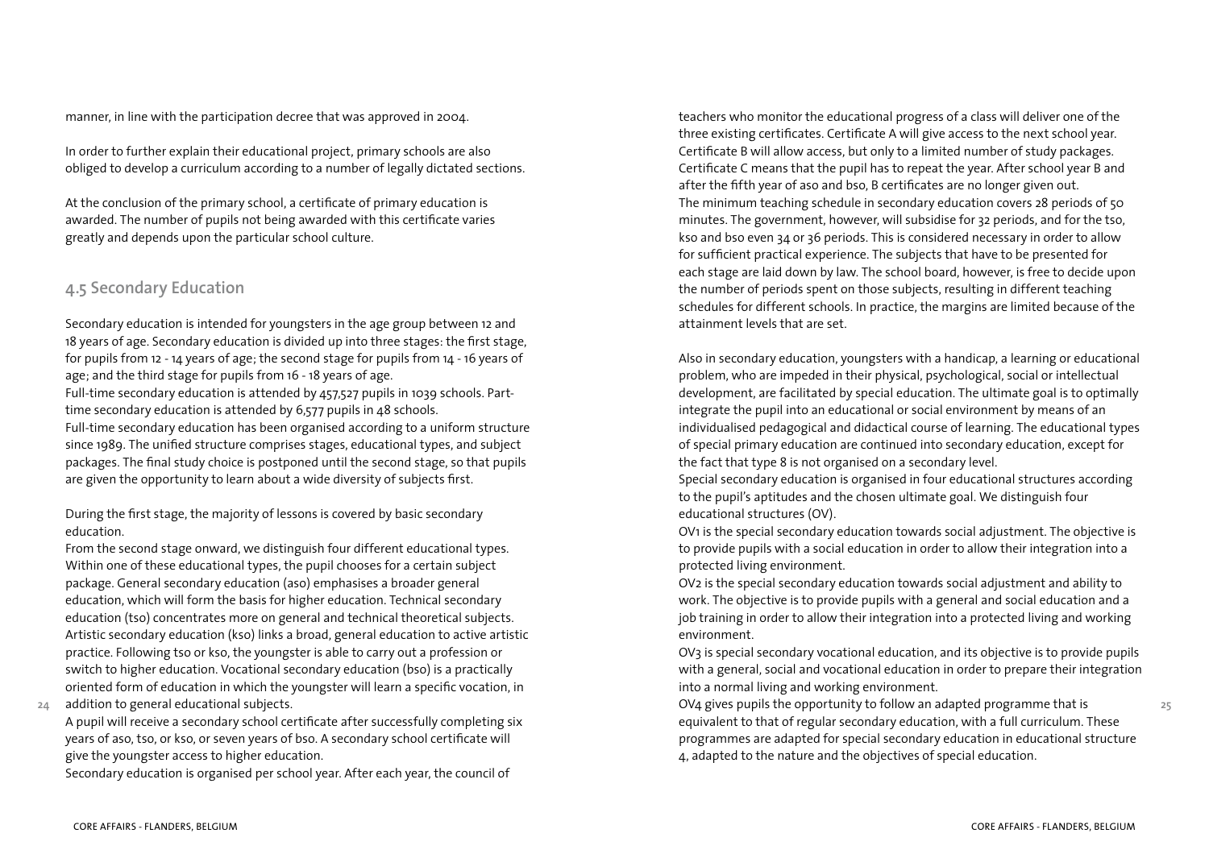manner, in line with the participation decree that was approved in 2004.

In order to further explain their educational project, primary schools are also obliged to develop a curriculum according to a number of legally dictated sections.

At the conclusion of the primary school, a certificate of primary education is awarded. The number of pupils not being awarded with this certificate varies greatly and depends upon the particular school culture.

## 4.5 Secondary Education

Secondary education is intended for youngsters in the age group between 12 and 18 years of age. Secondary education is divided up into three stages: the first stage, for pupils from 12 - 14 years of age; the second stage for pupils from 14 - 16 years of age; and the third stage for pupils from 16 - 18 years of age.
Full-time secondary education is attended by 457,527 pupils in 1039 schools. Part-time secondary education is attended by 6,577 pupils in 48 schools.
Full-time secondary education has been organised according to a uniform structure since 1989. The unified structure comprises stages, educational types, and subject packages. The final study choice is postponed until the second stage, so that pupils are given the opportunity to learn about a wide diversity of subjects first.

During the first stage, the majority of lessons is covered by basic secondary education.
From the second stage onward, we distinguish four different educational types. Within one of these educational types, the pupil chooses for a certain subject package. General secondary education (aso) emphasises a broader general education, which will form the basis for higher education. Technical secondary education (tso) concentrates more on general and technical theoretical subjects. Artistic secondary education (kso) links a broad, general education to active artistic practice. Following tso or kso, the youngster is able to carry out a profession or switch to higher education. Vocational secondary education (bso) is a practically oriented form of education in which the youngster will learn a specific vocation, in addition to general educational subjects.
A pupil will receive a secondary school certificate after successfully completing six years of aso, tso, or kso, or seven years of bso. A secondary school certificate will give the youngster access to higher education.
Secondary education is organised per school year. After each year, the council of teachers who monitor the educational progress of a class will deliver one of the three existing certificates. Certificate A will give access to the next school year. Certificate B will allow access, but only to a limited number of study packages. Certificate C means that the pupil has to repeat the year. After school year B and after the fifth year of aso and bso, B certificates are no longer given out.
The minimum teaching schedule in secondary education covers 28 periods of 50 minutes. The government, however, will subsidise for 32 periods, and for the tso, kso and bso even 34 or 36 periods. This is considered necessary in order to allow for sufficient practical experience. The subjects that have to be presented for each stage are laid down by law. The school board, however, is free to decide upon the number of periods spent on those subjects, resulting in different teaching schedules for different schools. In practice, the margins are limited because of the attainment levels that are set.

Also in secondary education, youngsters with a handicap, a learning or educational problem, who are impeded in their physical, psychological, social or intellectual development, are facilitated by special education. The ultimate goal is to optimally integrate the pupil into an educational or social environment by means of an individualised pedagogical and didactical course of learning. The educational types of special primary education are continued into secondary education, except for the fact that type 8 is not organised on a secondary level.
Special secondary education is organised in four educational structures according to the pupil's aptitudes and the chosen ultimate goal. We distinguish four educational structures (OV).
OV1 is the special secondary education towards social adjustment. The objective is to provide pupils with a social education in order to allow their integration into a protected living environment.
OV2 is the special secondary education towards social adjustment and ability to work. The objective is to provide pupils with a general and social education and a job training in order to allow their integration into a protected living and working environment.
OV3 is special secondary vocational education, and its objective is to provide pupils with a general, social and vocational education in order to prepare their integration into a normal living and working environment.
OV4 gives pupils the opportunity to follow an adapted programme that is equivalent to that of regular secondary education, with a full curriculum. These programmes are adapted for special secondary education in educational structure 4, adapted to the nature and the objectives of special education.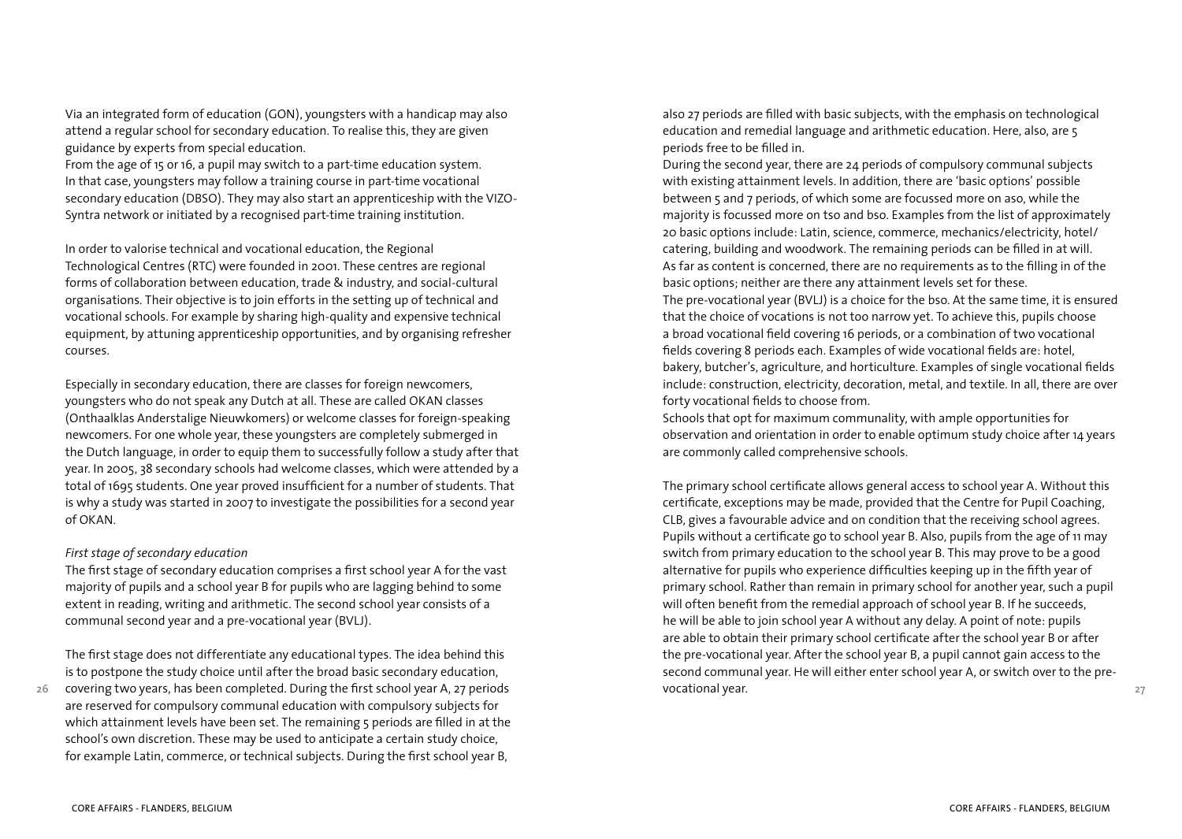Via an integrated form of education (GON), youngsters with a handicap may also attend a regular school for secondary education. To realise this, they are given guidance by experts from special education.
From the age of 15 or 16, a pupil may switch to a part-time education system. In that case, youngsters may follow a training course in part-time vocational secondary education (DBSO). They may also start an apprenticeship with the VIZO-Syntra network or initiated by a recognised part-time training institution.

In order to valorise technical and vocational education, the Regional Technological Centres (RTC) were founded in 2001. These centres are regional forms of collaboration between education, trade & industry, and social-cultural organisations. Their objective is to join efforts in the setting up of technical and vocational schools. For example by sharing high-quality and expensive technical equipment, by attuning apprenticeship opportunities, and by organising refresher courses.

Especially in secondary education, there are classes for foreign newcomers, youngsters who do not speak any Dutch at all. These are called OKAN classes (Onthaalklas Anderstalige Nieuwkomers) or welcome classes for foreign-speaking newcomers. For one whole year, these youngsters are completely submerged in the Dutch language, in order to equip them to successfully follow a study after that year. In 2005, 38 secondary schools had welcome classes, which were attended by a total of 1695 students. One year proved insufficient for a number of students. That is why a study was started in 2007 to investigate the possibilities for a second year of OKAN.

*First stage of secondary education*

The first stage of secondary education comprises a first school year A for the vast majority of pupils and a school year B for pupils who are lagging behind to some extent in reading, writing and arithmetic. The second school year consists of a communal second year and a pre-vocational year (BVLJ).

The first stage does not differentiate any educational types. The idea behind this is to postpone the study choice until after the broad basic secondary education, covering two years, has been completed. During the first school year A, 27 periods are reserved for compulsory communal education with compulsory subjects for which attainment levels have been set. The remaining 5 periods are filled in at the school's own discretion. These may be used to anticipate a certain study choice, for example Latin, commerce, or technical subjects. During the first school year B, also 27 periods are filled with basic subjects, with the emphasis on technological education and remedial language and arithmetic education. Here, also, are 5 periods free to be filled in.
During the second year, there are 24 periods of compulsory communal subjects with existing attainment levels. In addition, there are 'basic options' possible between 5 and 7 periods, of which some are focussed more on aso, while the majority is focussed more on tso and bso. Examples from the list of approximately 20 basic options include: Latin, science, commerce, mechanics/electricity, hotel/catering, building and woodwork. The remaining periods can be filled in at will. As far as content is concerned, there are no requirements as to the filling in of the basic options; neither are there any attainment levels set for these.
The pre-vocational year (BVLJ) is a choice for the bso. At the same time, it is ensured that the choice of vocations is not too narrow yet. To achieve this, pupils choose a broad vocational field covering 16 periods, or a combination of two vocational fields covering 8 periods each. Examples of wide vocational fields are: hotel, bakery, butcher's, agriculture, and horticulture. Examples of single vocational fields include: construction, electricity, decoration, metal, and textile. In all, there are over forty vocational fields to choose from.
Schools that opt for maximum communality, with ample opportunities for observation and orientation in order to enable optimum study choice after 14 years are commonly called comprehensive schools.

The primary school certificate allows general access to school year A. Without this certificate, exceptions may be made, provided that the Centre for Pupil Coaching, CLB, gives a favourable advice and on condition that the receiving school agrees. Pupils without a certificate go to school year B. Also, pupils from the age of 11 may switch from primary education to the school year B. This may prove to be a good alternative for pupils who experience difficulties keeping up in the fifth year of primary school. Rather than remain in primary school for another year, such a pupil will often benefit from the remedial approach of school year B. If he succeeds, he will be able to join school year A without any delay. A point of note: pupils are able to obtain their primary school certificate after the school year B or after the pre-vocational year. After the school year B, a pupil cannot gain access to the second communal year. He will either enter school year A, or switch over to the pre-vocational year.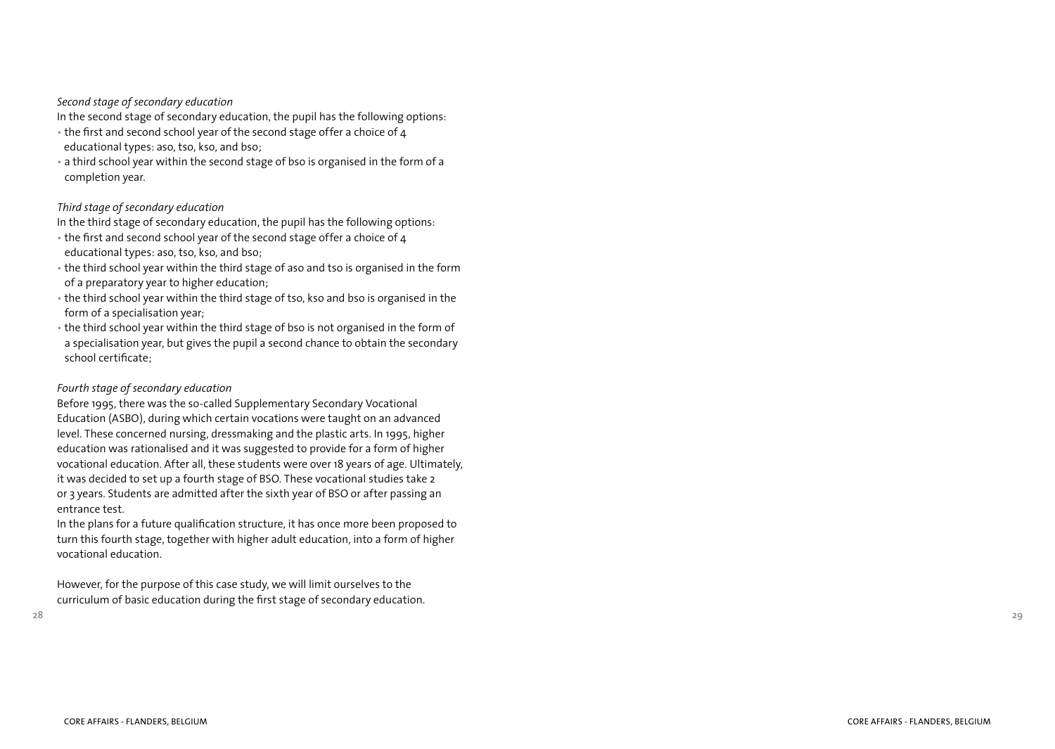*Second stage of secondary education*

In the second stage of secondary education, the pupil has the following options:

- the first and second school year of the second stage offer a choice of 4 educational types: aso, tso, kso, and bso;
- a third school year within the second stage of bso is organised in the form of a completion year.

*Third stage of secondary education*

In the third stage of secondary education, the pupil has the following options:

- the first and second school year of the second stage offer a choice of 4 educational types: aso, tso, kso, and bso;
- the third school year within the third stage of aso and tso is organised in the form of a preparatory year to higher education;
- the third school year within the third stage of tso, kso and bso is organised in the form of a specialisation year;
- the third school year within the third stage of bso is not organised in the form of a specialisation year, but gives the pupil a second chance to obtain the secondary school certificate;

*Fourth stage of secondary education*

Before 1995, there was the so-called Supplementary Secondary Vocational Education (ASBO), during which certain vocations were taught on an advanced level. These concerned nursing, dressmaking and the plastic arts. In 1995, higher education was rationalised and it was suggested to provide for a form of higher vocational education. After all, these students were over 18 years of age. Ultimately, it was decided to set up a fourth stage of BSO. These vocational studies take 2 or 3 years. Students are admitted after the sixth year of BSO or after passing an entrance test.

In the plans for a future qualification structure, it has once more been proposed to turn this fourth stage, together with higher adult education, into a form of higher vocational education.

However, for the purpose of this case study, we will limit ourselves to the curriculum of basic education during the first stage of secondary education.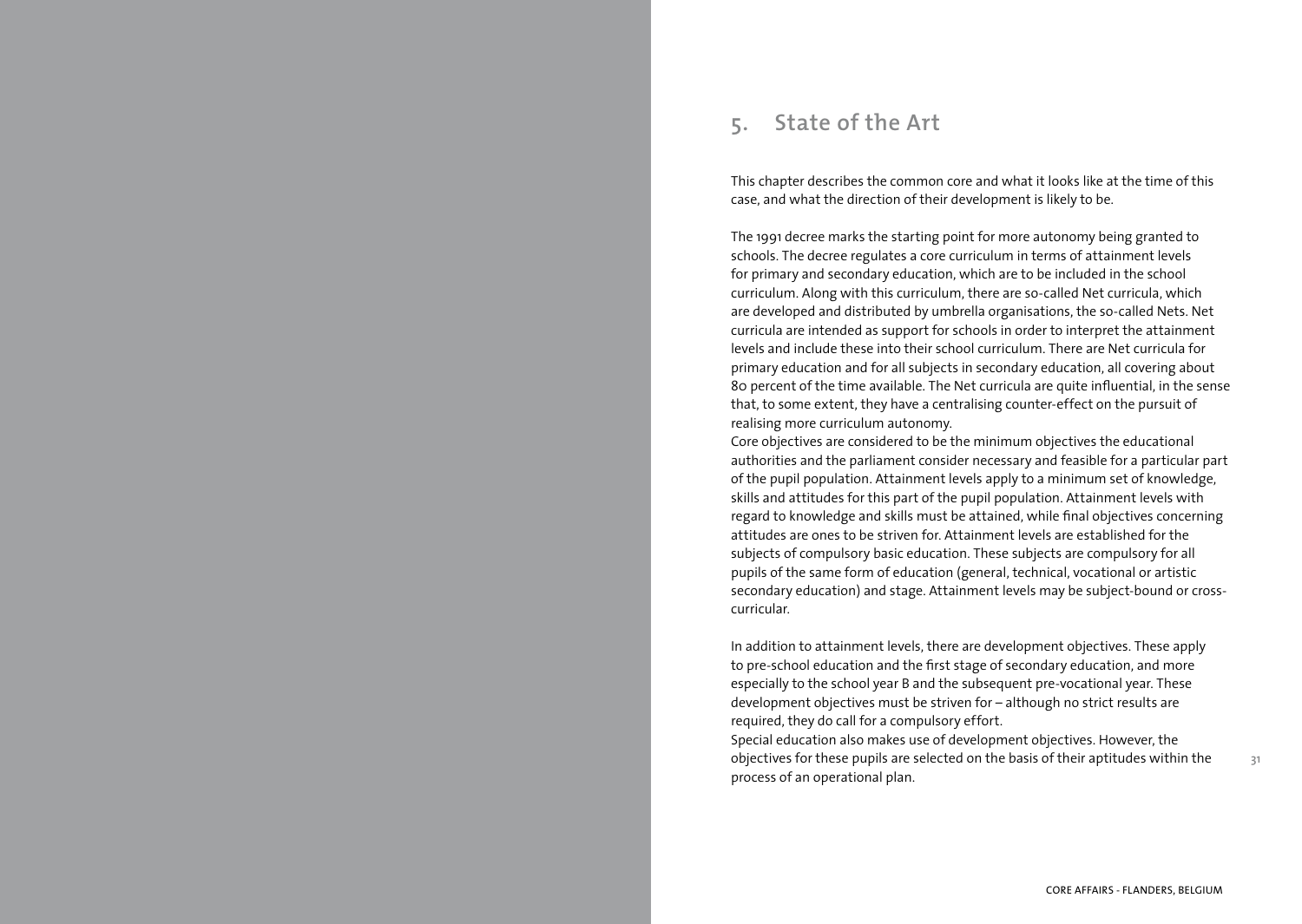## 5. State of the Art

This chapter describes the common core and what it looks like at the time of this case, and what the direction of their development is likely to be.

The 1991 decree marks the starting point for more autonomy being granted to schools. The decree regulates a core curriculum in terms of attainment levels for primary and secondary education, which are to be included in the school curriculum. Along with this curriculum, there are so-called Net curricula, which are developed and distributed by umbrella organisations, the so-called Nets. Net curricula are intended as support for schools in order to interpret the attainment levels and include these into their school curriculum. There are Net curricula for primary education and for all subjects in secondary education, all covering about 80 percent of the time available. The Net curricula are quite influential, in the sense that, to some extent, they have a centralising counter-effect on the pursuit of realising more curriculum autonomy.
Core objectives are considered to be the minimum objectives the educational authorities and the parliament consider necessary and feasible for a particular part of the pupil population. Attainment levels apply to a minimum set of knowledge, skills and attitudes for this part of the pupil population. Attainment levels with regard to knowledge and skills must be attained, while final objectives concerning attitudes are ones to be striven for. Attainment levels are established for the subjects of compulsory basic education. These subjects are compulsory for all pupils of the same form of education (general, technical, vocational or artistic secondary education) and stage. Attainment levels may be subject-bound or cross-curricular.

In addition to attainment levels, there are development objectives. These apply to pre-school education and the first stage of secondary education, and more especially to the school year B and the subsequent pre-vocational year. These development objectives must be striven for – although no strict results are required, they do call for a compulsory effort.
Special education also makes use of development objectives. However, the objectives for these pupils are selected on the basis of their aptitudes within the process of an operational plan.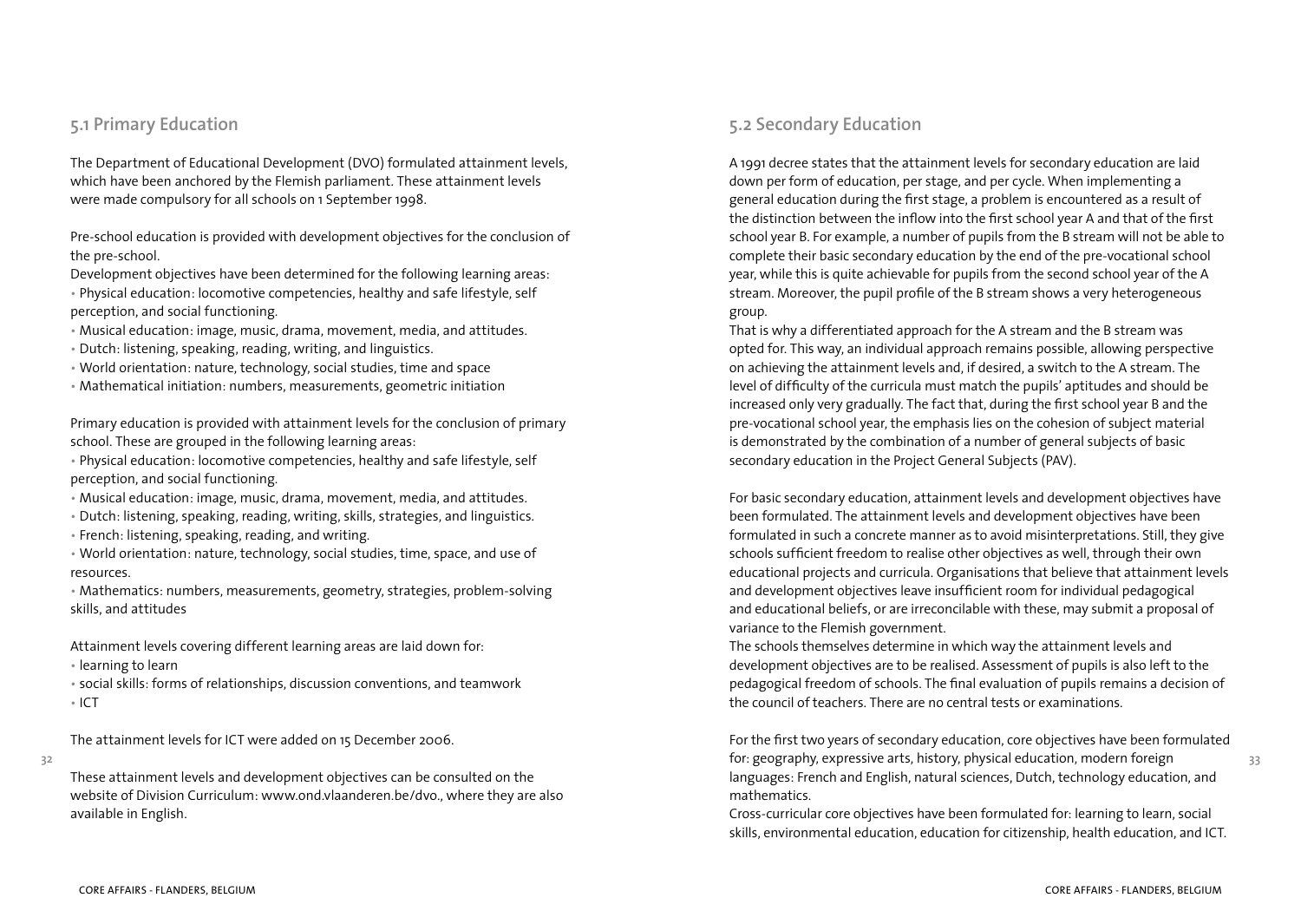## 5.1 Primary Education

The Department of Educational Development (DVO) formulated attainment levels, which have been anchored by the Flemish parliament. These attainment levels were made compulsory for all schools on 1 September 1998.

Pre-school education is provided with development objectives for the conclusion of the pre-school.

Development objectives have been determined for the following learning areas:

- Physical education: locomotive competencies, healthy and safe lifestyle, self perception, and social functioning.
- Musical education: image, music, drama, movement, media, and attitudes.
- Dutch: listening, speaking, reading, writing, and linguistics.
- World orientation: nature, technology, social studies, time and space
- Mathematical initiation: numbers, measurements, geometric initiation

Primary education is provided with attainment levels for the conclusion of primary school. These are grouped in the following learning areas:

- Physical education: locomotive competencies, healthy and safe lifestyle, self perception, and social functioning.
- Musical education: image, music, drama, movement, media, and attitudes.
- Dutch: listening, speaking, reading, writing, skills, strategies, and linguistics.
- French: listening, speaking, reading, and writing.
- World orientation: nature, technology, social studies, time, space, and use of resources.
- Mathematics: numbers, measurements, geometry, strategies, problem-solving skills, and attitudes

Attainment levels covering different learning areas are laid down for:

- learning to learn
- social skills: forms of relationships, discussion conventions, and teamwork
- ICT

The attainment levels for ICT were added on 15 December 2006.

These attainment levels and development objectives can be consulted on the website of Division Curriculum: www.ond.vlaanderen.be/dvo., where they are also available in English.

## 5.2 Secondary Education

A 1991 decree states that the attainment levels for secondary education are laid down per form of education, per stage, and per cycle. When implementing a general education during the first stage, a problem is encountered as a result of the distinction between the inflow into the first school year A and that of the first school year B. For example, a number of pupils from the B stream will not be able to complete their basic secondary education by the end of the pre-vocational school year, while this is quite achievable for pupils from the second school year of the A stream. Moreover, the pupil profile of the B stream shows a very heterogeneous group.

That is why a differentiated approach for the A stream and the B stream was opted for. This way, an individual approach remains possible, allowing perspective on achieving the attainment levels and, if desired, a switch to the A stream. The level of difficulty of the curricula must match the pupils' aptitudes and should be increased only very gradually. The fact that, during the first school year B and the pre-vocational school year, the emphasis lies on the cohesion of subject material is demonstrated by the combination of a number of general subjects of basic secondary education in the Project General Subjects (PAV).

For basic secondary education, attainment levels and development objectives have been formulated. The attainment levels and development objectives have been formulated in such a concrete manner as to avoid misinterpretations. Still, they give schools sufficient freedom to realise other objectives as well, through their own educational projects and curricula. Organisations that believe that attainment levels and development objectives leave insufficient room for individual pedagogical and educational beliefs, or are irreconcilable with these, may submit a proposal of variance to the Flemish government.

The schools themselves determine in which way the attainment levels and development objectives are to be realised. Assessment of pupils is also left to the pedagogical freedom of schools. The final evaluation of pupils remains a decision of the council of teachers. There are no central tests or examinations.

For the first two years of secondary education, core objectives have been formulated for: geography, expressive arts, history, physical education, modern foreign languages: French and English, natural sciences, Dutch, technology education, and mathematics.

Cross-curricular core objectives have been formulated for: learning to learn, social skills, environmental education, education for citizenship, health education, and ICT.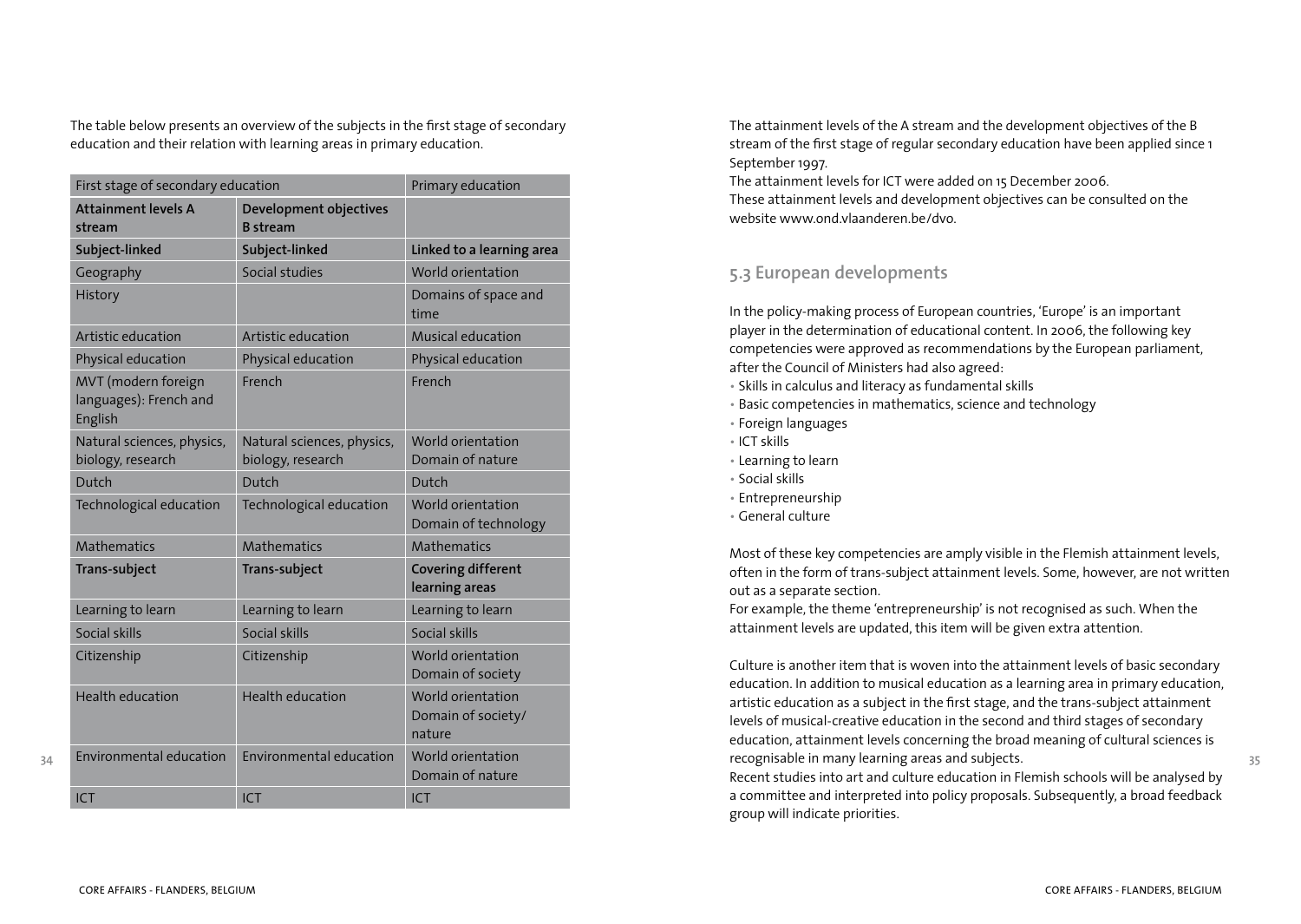The table below presents an overview of the subjects in the first stage of secondary education and their relation with learning areas in primary education.

| First stage of secondary education | | Primary education |
|---|---|---|
| **Attainment levels A stream** | **Development objectives B stream** | |
| **Subject-linked** | **Subject-linked** | **Linked to a learning area** |
| Geography | Social studies | World orientation |
| History | | Domains of space and time |
| Artistic education | Artistic education | Musical education |
| Physical education | Physical education | Physical education |
| MVT (modern foreign languages): French and English | French | French |
| Natural sciences, physics, biology, research | Natural sciences, physics, biology, research | World orientation Domain of nature |
| Dutch | Dutch | Dutch |
| Technological education | Technological education | World orientation Domain of technology |
| Mathematics | Mathematics | Mathematics |
| **Trans-subject** | **Trans-subject** | **Covering different learning areas** |
| Learning to learn | Learning to learn | Learning to learn |
| Social skills | Social skills | Social skills |
| Citizenship | Citizenship | World orientation Domain of society |
| Health education | Health education | World orientation Domain of society/ nature |
| Environmental education | Environmental education | World orientation Domain of nature |
| ICT | ICT | ICT |

The attainment levels of the A stream and the development objectives of the B stream of the first stage of regular secondary education have been applied since 1 September 1997.
The attainment levels for ICT were added on 15 December 2006.
These attainment levels and development objectives can be consulted on the website www.ond.vlaanderen.be/dvo.

## 5.3 European developments

In the policy-making process of European countries, 'Europe' is an important player in the determination of educational content. In 2006, the following key competencies were approved as recommendations by the European parliament, after the Council of Ministers had also agreed:

- Skills in calculus and literacy as fundamental skills
- Basic competencies in mathematics, science and technology
- Foreign languages
- ICT skills
- Learning to learn
- Social skills
- Entrepreneurship
- General culture

Most of these key competencies are amply visible in the Flemish attainment levels, often in the form of trans-subject attainment levels. Some, however, are not written out as a separate section.
For example, the theme 'entrepreneurship' is not recognised as such. When the attainment levels are updated, this item will be given extra attention.

Culture is another item that is woven into the attainment levels of basic secondary education. In addition to musical education as a learning area in primary education, artistic education as a subject in the first stage, and the trans-subject attainment levels of musical-creative education in the second and third stages of secondary education, attainment levels concerning the broad meaning of cultural sciences is recognisable in many learning areas and subjects.
Recent studies into art and culture education in Flemish schools will be analysed by a committee and interpreted into policy proposals. Subsequently, a broad feedback group will indicate priorities.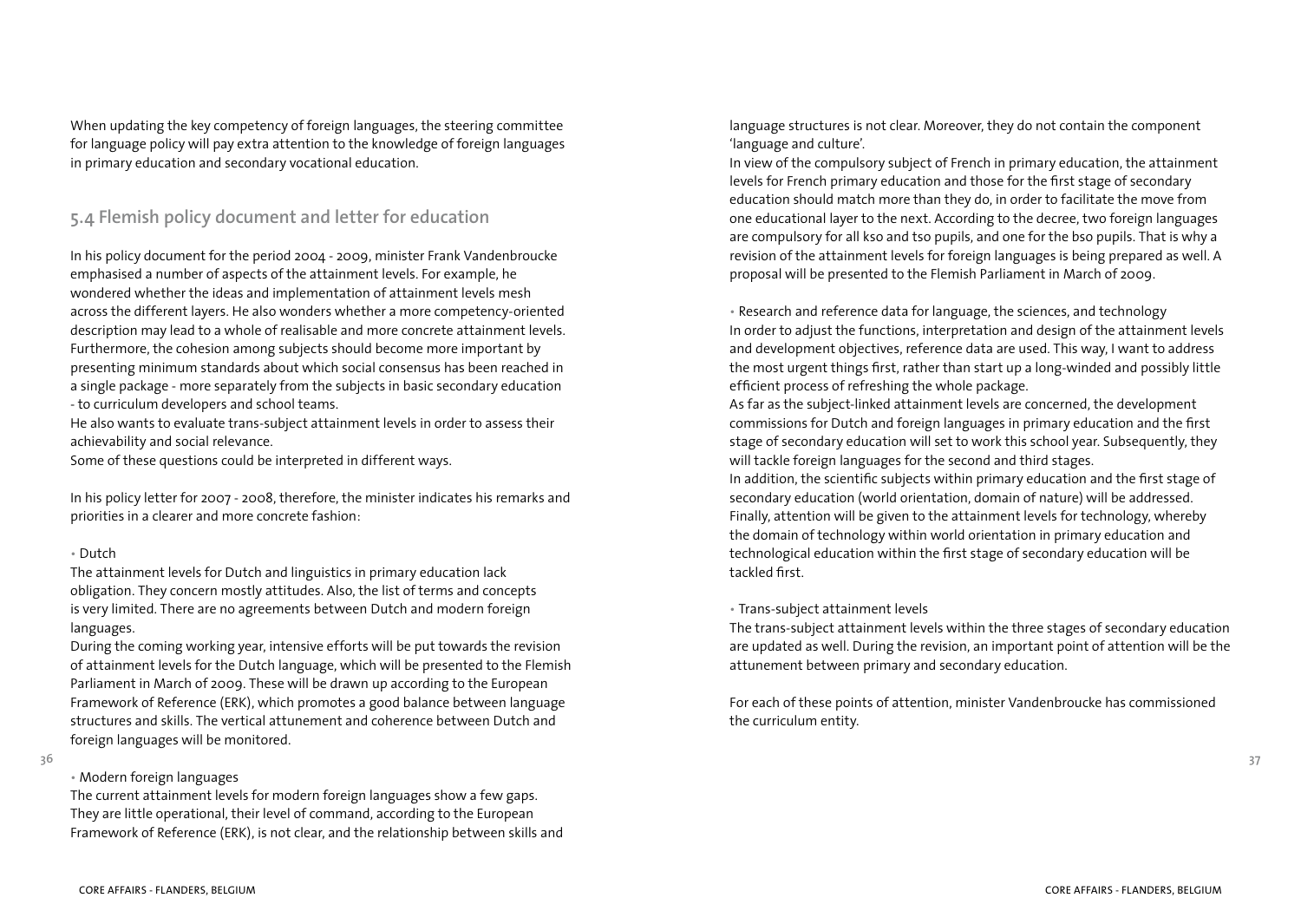When updating the key competency of foreign languages, the steering committee for language policy will pay extra attention to the knowledge of foreign languages in primary education and secondary vocational education.

## 5.4 Flemish policy document and letter for education

In his policy document for the period 2004 - 2009, minister Frank Vandenbroucke emphasised a number of aspects of the attainment levels. For example, he wondered whether the ideas and implementation of attainment levels mesh across the different layers. He also wonders whether a more competency-oriented description may lead to a whole of realisable and more concrete attainment levels. Furthermore, the cohesion among subjects should become more important by presenting minimum standards about which social consensus has been reached in a single package - more separately from the subjects in basic secondary education - to curriculum developers and school teams.
He also wants to evaluate trans-subject attainment levels in order to assess their achievability and social relevance.
Some of these questions could be interpreted in different ways.

In his policy letter for 2007 - 2008, therefore, the minister indicates his remarks and priorities in a clearer and more concrete fashion:

• Dutch
The attainment levels for Dutch and linguistics in primary education lack obligation. They concern mostly attitudes. Also, the list of terms and concepts is very limited. There are no agreements between Dutch and modern foreign languages.
During the coming working year, intensive efforts will be put towards the revision of attainment levels for the Dutch language, which will be presented to the Flemish Parliament in March of 2009. These will be drawn up according to the European Framework of Reference (ERK), which promotes a good balance between language structures and skills. The vertical attunement and coherence between Dutch and foreign languages will be monitored.

• Modern foreign languages
The current attainment levels for modern foreign languages show a few gaps. They are little operational, their level of command, according to the European Framework of Reference (ERK), is not clear, and the relationship between skills and language structures is not clear. Moreover, they do not contain the component 'language and culture'.
In view of the compulsory subject of French in primary education, the attainment levels for French primary education and those for the first stage of secondary education should match more than they do, in order to facilitate the move from one educational layer to the next. According to the decree, two foreign languages are compulsory for all kso and tso pupils, and one for the bso pupils. That is why a revision of the attainment levels for foreign languages is being prepared as well. A proposal will be presented to the Flemish Parliament in March of 2009.

• Research and reference data for language, the sciences, and technology
In order to adjust the functions, interpretation and design of the attainment levels and development objectives, reference data are used. This way, I want to address the most urgent things first, rather than start up a long-winded and possibly little efficient process of refreshing the whole package.
As far as the subject-linked attainment levels are concerned, the development commissions for Dutch and foreign languages in primary education and the first stage of secondary education will set to work this school year. Subsequently, they will tackle foreign languages for the second and third stages.
In addition, the scientific subjects within primary education and the first stage of secondary education (world orientation, domain of nature) will be addressed. Finally, attention will be given to the attainment levels for technology, whereby the domain of technology within world orientation in primary education and technological education within the first stage of secondary education will be tackled first.

• Trans-subject attainment levels
The trans-subject attainment levels within the three stages of secondary education are updated as well. During the revision, an important point of attention will be the attunement between primary and secondary education.

For each of these points of attention, minister Vandenbroucke has commissioned the curriculum entity.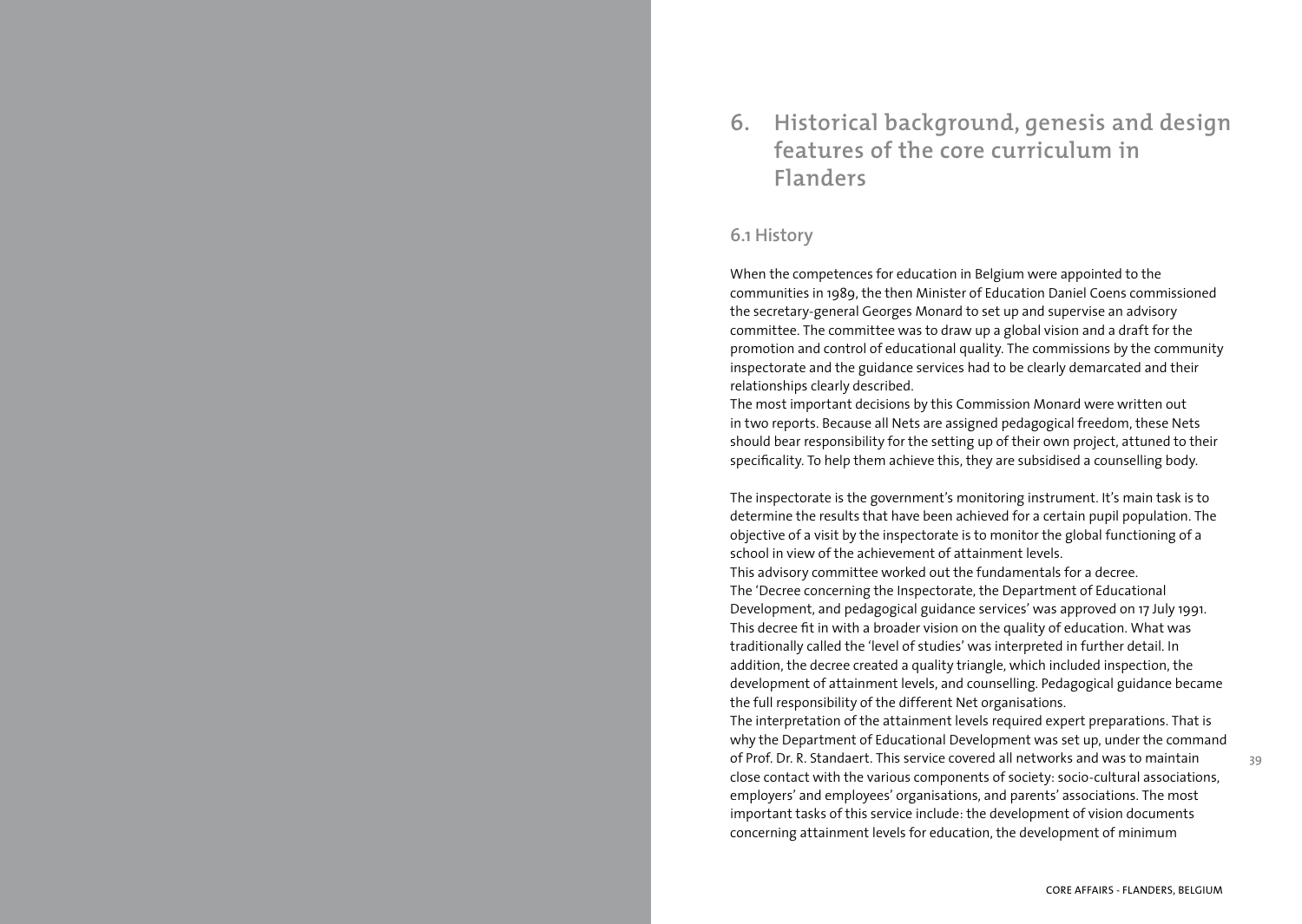# 6. Historical background, genesis and design features of the core curriculum in Flanders

## 6.1 History

When the competences for education in Belgium were appointed to the communities in 1989, the then Minister of Education Daniel Coens commissioned the secretary-general Georges Monard to set up and supervise an advisory committee. The committee was to draw up a global vision and a draft for the promotion and control of educational quality. The commissions by the community inspectorate and the guidance services had to be clearly demarcated and their relationships clearly described.

The most important decisions by this Commission Monard were written out in two reports. Because all Nets are assigned pedagogical freedom, these Nets should bear responsibility for the setting up of their own project, attuned to their specificality. To help them achieve this, they are subsidised a counselling body.

The inspectorate is the government's monitoring instrument. It's main task is to determine the results that have been achieved for a certain pupil population. The objective of a visit by the inspectorate is to monitor the global functioning of a school in view of the achievement of attainment levels.

This advisory committee worked out the fundamentals for a decree.

The 'Decree concerning the Inspectorate, the Department of Educational Development, and pedagogical guidance services' was approved on 17 July 1991. This decree fit in with a broader vision on the quality of education. What was traditionally called the 'level of studies' was interpreted in further detail. In addition, the decree created a quality triangle, which included inspection, the development of attainment levels, and counselling. Pedagogical guidance became the full responsibility of the different Net organisations.

The interpretation of the attainment levels required expert preparations. That is why the Department of Educational Development was set up, under the command of Prof. Dr. R. Standaert. This service covered all networks and was to maintain close contact with the various components of society: socio-cultural associations, employers' and employees' organisations, and parents' associations. The most important tasks of this service include: the development of vision documents concerning attainment levels for education, the development of minimum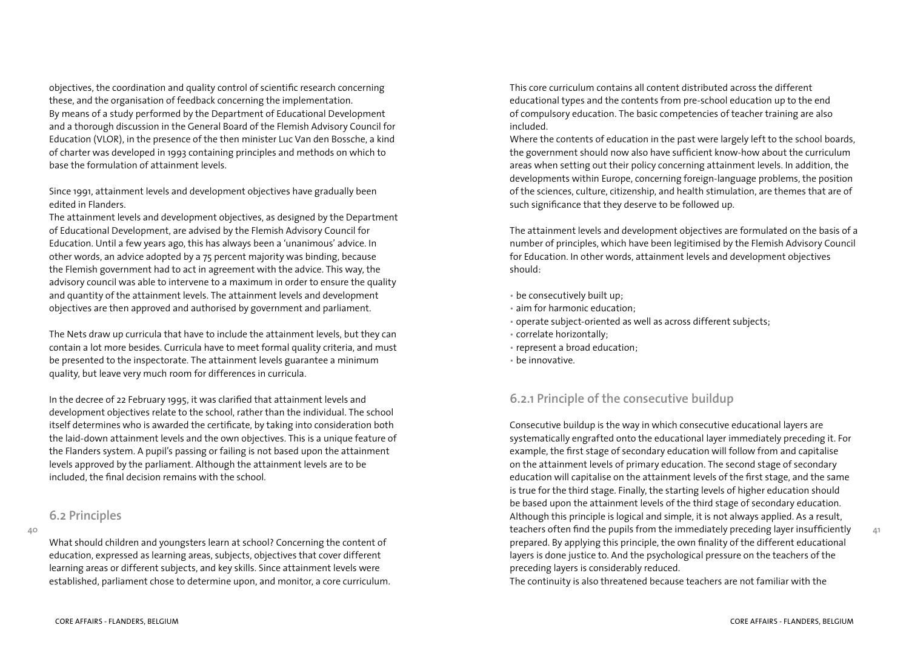objectives, the coordination and quality control of scientific research concerning these, and the organisation of feedback concerning the implementation.
By means of a study performed by the Department of Educational Development and a thorough discussion in the General Board of the Flemish Advisory Council for Education (VLOR), in the presence of the then minister Luc Van den Bossche, a kind of charter was developed in 1993 containing principles and methods on which to base the formulation of attainment levels.

Since 1991, attainment levels and development objectives have gradually been edited in Flanders.
The attainment levels and development objectives, as designed by the Department of Educational Development, are advised by the Flemish Advisory Council for Education. Until a few years ago, this has always been a 'unanimous' advice. In other words, an advice adopted by a 75 percent majority was binding, because the Flemish government had to act in agreement with the advice. This way, the advisory council was able to intervene to a maximum in order to ensure the quality and quantity of the attainment levels. The attainment levels and development objectives are then approved and authorised by government and parliament.

The Nets draw up curricula that have to include the attainment levels, but they can contain a lot more besides. Curricula have to meet formal quality criteria, and must be presented to the inspectorate. The attainment levels guarantee a minimum quality, but leave very much room for differences in curricula.

In the decree of 22 February 1995, it was clarified that attainment levels and development objectives relate to the school, rather than the individual. The school itself determines who is awarded the certificate, by taking into consideration both the laid-down attainment levels and the own objectives. This is a unique feature of the Flanders system. A pupil's passing or failing is not based upon the attainment levels approved by the parliament. Although the attainment levels are to be included, the final decision remains with the school.

## 6.2 Principles

What should children and youngsters learn at school? Concerning the content of education, expressed as learning areas, subjects, objectives that cover different learning areas or different subjects, and key skills. Since attainment levels were established, parliament chose to determine upon, and monitor, a core curriculum.

This core curriculum contains all content distributed across the different educational types and the contents from pre-school education up to the end of compulsory education. The basic competencies of teacher training are also included.
Where the contents of education in the past were largely left to the school boards, the government should now also have sufficient know-how about the curriculum areas when setting out their policy concerning attainment levels. In addition, the developments within Europe, concerning foreign-language problems, the position of the sciences, culture, citizenship, and health stimulation, are themes that are of such significance that they deserve to be followed up.

The attainment levels and development objectives are formulated on the basis of a number of principles, which have been legitimised by the Flemish Advisory Council for Education. In other words, attainment levels and development objectives should:

- be consecutively built up;
- aim for harmonic education;
- operate subject-oriented as well as across different subjects;
- correlate horizontally;
- represent a broad education;
- be innovative.

### 6.2.1 Principle of the consecutive buildup

Consecutive buildup is the way in which consecutive educational layers are systematically engrafted onto the educational layer immediately preceding it. For example, the first stage of secondary education will follow from and capitalise on the attainment levels of primary education. The second stage of secondary education will capitalise on the attainment levels of the first stage, and the same is true for the third stage. Finally, the starting levels of higher education should be based upon the attainment levels of the third stage of secondary education. Although this principle is logical and simple, it is not always applied. As a result, teachers often find the pupils from the immediately preceding layer insufficiently prepared. By applying this principle, the own finality of the different educational layers is done justice to. And the psychological pressure on the teachers of the preceding layers is considerably reduced.
The continuity is also threatened because teachers are not familiar with the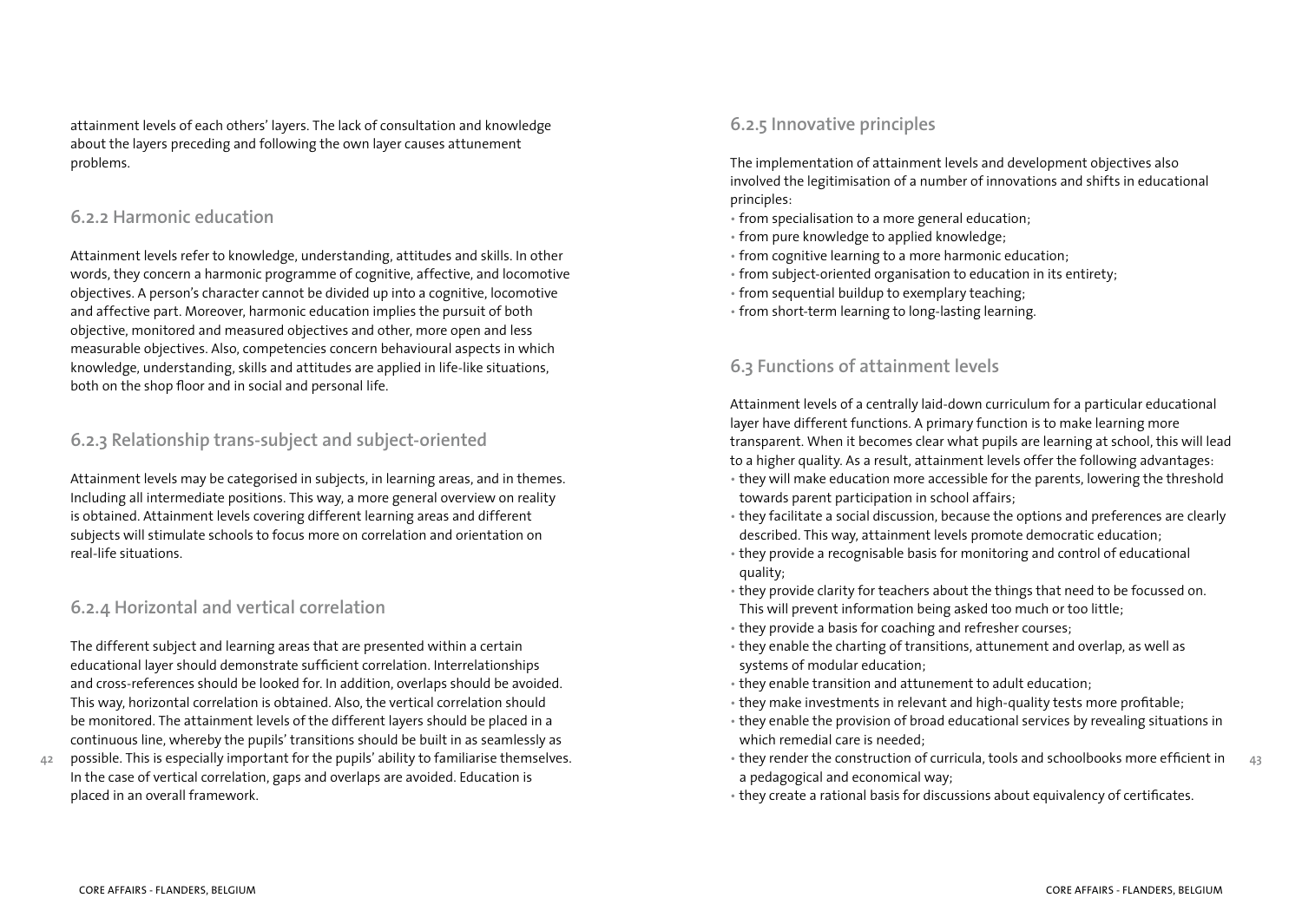attainment levels of each others' layers. The lack of consultation and knowledge about the layers preceding and following the own layer causes attunement problems.

### 6.2.2 Harmonic education

Attainment levels refer to knowledge, understanding, attitudes and skills. In other words, they concern a harmonic programme of cognitive, affective, and locomotive objectives. A person's character cannot be divided up into a cognitive, locomotive and affective part. Moreover, harmonic education implies the pursuit of both objective, monitored and measured objectives and other, more open and less measurable objectives. Also, competencies concern behavioural aspects in which knowledge, understanding, skills and attitudes are applied in life-like situations, both on the shop floor and in social and personal life.

### 6.2.3 Relationship trans-subject and subject-oriented

Attainment levels may be categorised in subjects, in learning areas, and in themes. Including all intermediate positions. This way, a more general overview on reality is obtained. Attainment levels covering different learning areas and different subjects will stimulate schools to focus more on correlation and orientation on real-life situations.

### 6.2.4 Horizontal and vertical correlation

The different subject and learning areas that are presented within a certain educational layer should demonstrate sufficient correlation. Interrelationships and cross-references should be looked for. In addition, overlaps should be avoided. This way, horizontal correlation is obtained. Also, the vertical correlation should be monitored. The attainment levels of the different layers should be placed in a continuous line, whereby the pupils' transitions should be built in as seamlessly as possible. This is especially important for the pupils' ability to familiarise themselves. In the case of vertical correlation, gaps and overlaps are avoided. Education is placed in an overall framework.

### 6.2.5 Innovative principles

The implementation of attainment levels and development objectives also involved the legitimisation of a number of innovations and shifts in educational principles:

- from specialisation to a more general education;
- from pure knowledge to applied knowledge;
- from cognitive learning to a more harmonic education;
- from subject-oriented organisation to education in its entirety;
- from sequential buildup to exemplary teaching;
- from short-term learning to long-lasting learning.

## 6.3 Functions of attainment levels

Attainment levels of a centrally laid-down curriculum for a particular educational layer have different functions. A primary function is to make learning more transparent. When it becomes clear what pupils are learning at school, this will lead to a higher quality. As a result, attainment levels offer the following advantages:

- they will make education more accessible for the parents, lowering the threshold towards parent participation in school affairs;
- they facilitate a social discussion, because the options and preferences are clearly described. This way, attainment levels promote democratic education;
- they provide a recognisable basis for monitoring and control of educational quality;
- they provide clarity for teachers about the things that need to be focussed on. This will prevent information being asked too much or too little;
- they provide a basis for coaching and refresher courses;
- they enable the charting of transitions, attunement and overlap, as well as systems of modular education;
- they enable transition and attunement to adult education;
- they make investments in relevant and high-quality tests more profitable;
- they enable the provision of broad educational services by revealing situations in which remedial care is needed;
- they render the construction of curricula, tools and schoolbooks more efficient in a pedagogical and economical way;
- they create a rational basis for discussions about equivalency of certificates.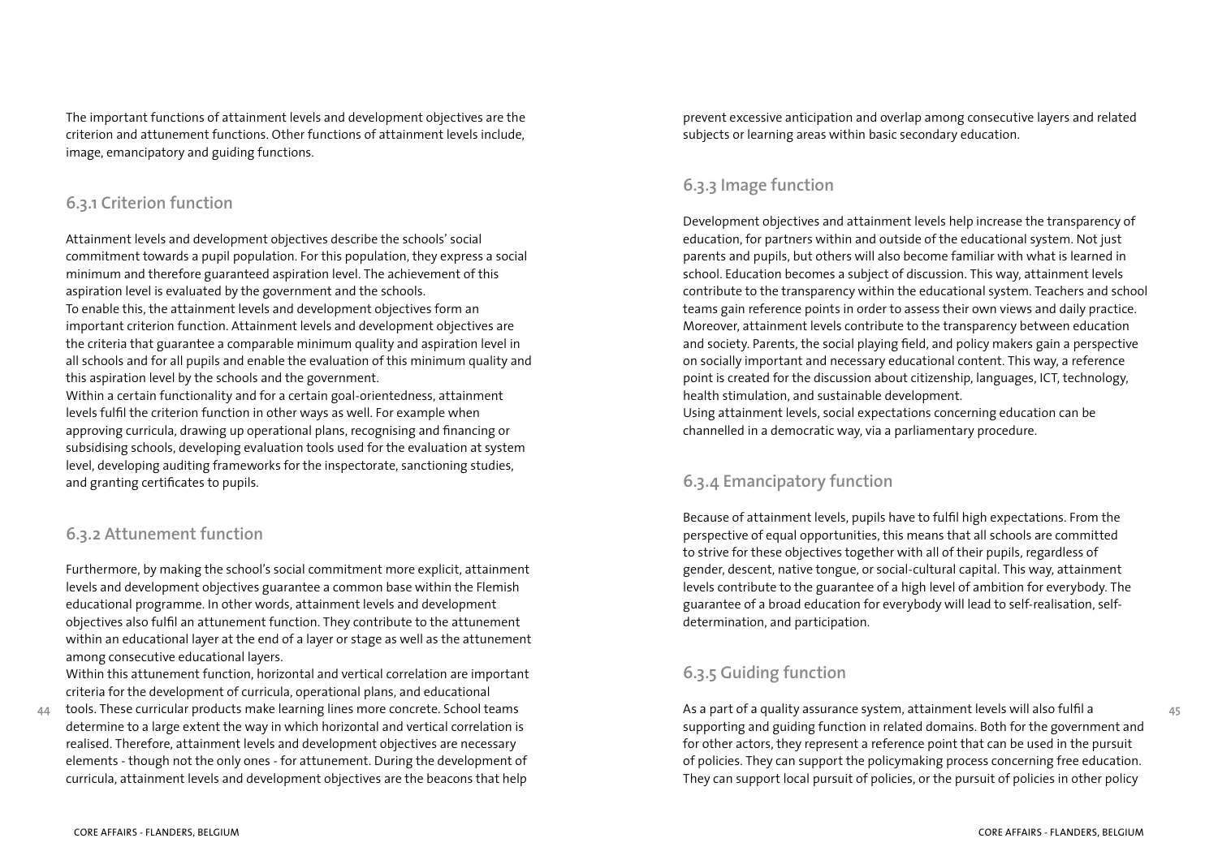The important functions of attainment levels and development objectives are the criterion and attunement functions. Other functions of attainment levels include, image, emancipatory and guiding functions.

### 6.3.1 Criterion function

Attainment levels and development objectives describe the schools' social commitment towards a pupil population. For this population, they express a social minimum and therefore guaranteed aspiration level. The achievement of this aspiration level is evaluated by the government and the schools.
To enable this, the attainment levels and development objectives form an important criterion function. Attainment levels and development objectives are the criteria that guarantee a comparable minimum quality and aspiration level in all schools and for all pupils and enable the evaluation of this minimum quality and this aspiration level by the schools and the government.
Within a certain functionality and for a certain goal-orientedness, attainment levels fulfil the criterion function in other ways as well. For example when approving curricula, drawing up operational plans, recognising and financing or subsidising schools, developing evaluation tools used for the evaluation at system level, developing auditing frameworks for the inspectorate, sanctioning studies, and granting certificates to pupils.

### 6.3.2 Attunement function

Furthermore, by making the school's social commitment more explicit, attainment levels and development objectives guarantee a common base within the Flemish educational programme. In other words, attainment levels and development objectives also fulfil an attunement function. They contribute to the attunement within an educational layer at the end of a layer or stage as well as the attunement among consecutive educational layers.
Within this attunement function, horizontal and vertical correlation are important criteria for the development of curricula, operational plans, and educational tools. These curricular products make learning lines more concrete. School teams determine to a large extent the way in which horizontal and vertical correlation is realised. Therefore, attainment levels and development objectives are necessary elements - though not the only ones - for attunement. During the development of curricula, attainment levels and development objectives are the beacons that help prevent excessive anticipation and overlap among consecutive layers and related subjects or learning areas within basic secondary education.

### 6.3.3 Image function

Development objectives and attainment levels help increase the transparency of education, for partners within and outside of the educational system. Not just parents and pupils, but others will also become familiar with what is learned in school. Education becomes a subject of discussion. This way, attainment levels contribute to the transparency within the educational system. Teachers and school teams gain reference points in order to assess their own views and daily practice. Moreover, attainment levels contribute to the transparency between education and society. Parents, the social playing field, and policy makers gain a perspective on socially important and necessary educational content. This way, a reference point is created for the discussion about citizenship, languages, ICT, technology, health stimulation, and sustainable development.
Using attainment levels, social expectations concerning education can be channelled in a democratic way, via a parliamentary procedure.

### 6.3.4 Emancipatory function

Because of attainment levels, pupils have to fulfil high expectations. From the perspective of equal opportunities, this means that all schools are committed to strive for these objectives together with all of their pupils, regardless of gender, descent, native tongue, or social-cultural capital. This way, attainment levels contribute to the guarantee of a high level of ambition for everybody. The guarantee of a broad education for everybody will lead to self-realisation, self-determination, and participation.

### 6.3.5 Guiding function

As a part of a quality assurance system, attainment levels will also fulfil a supporting and guiding function in related domains. Both for the government and for other actors, they represent a reference point that can be used in the pursuit of policies. They can support the policymaking process concerning free education. They can support local pursuit of policies, or the pursuit of policies in other policy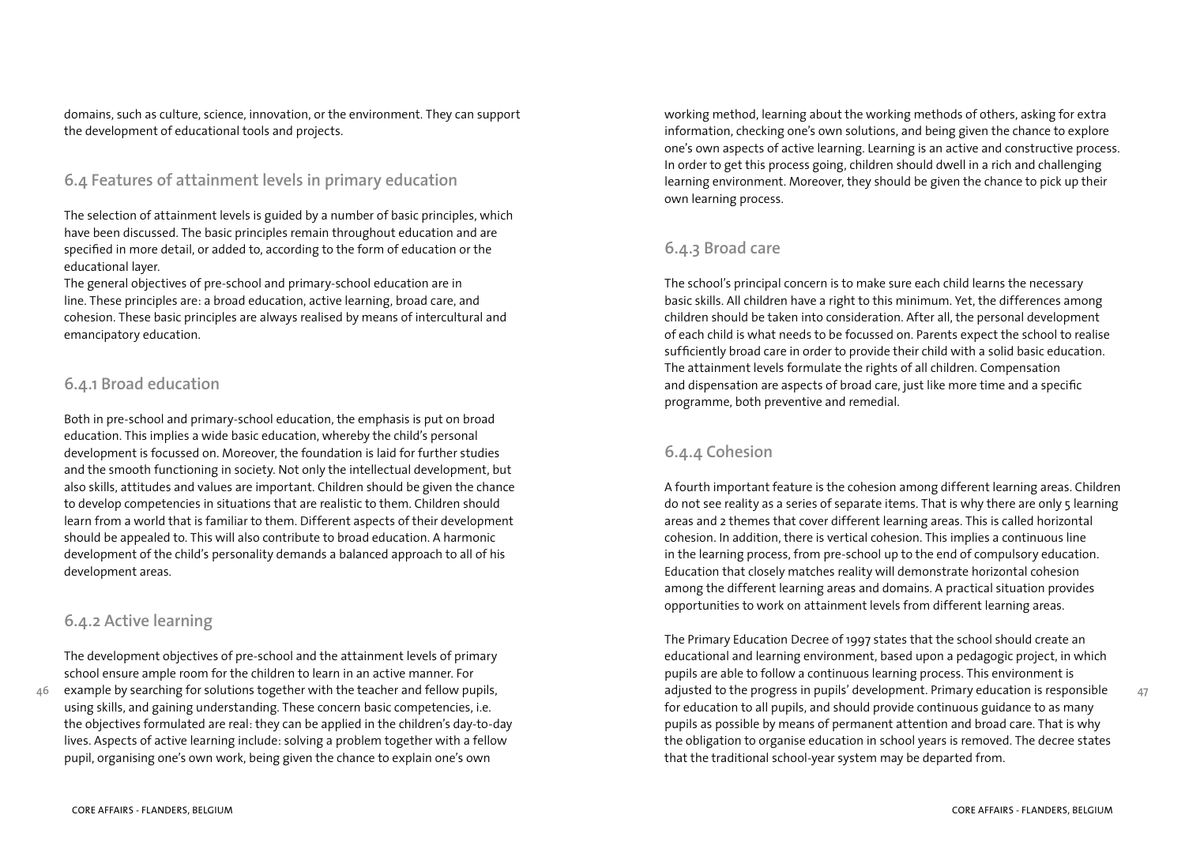domains, such as culture, science, innovation, or the environment. They can support the development of educational tools and projects.

## 6.4 Features of attainment levels in primary education

The selection of attainment levels is guided by a number of basic principles, which have been discussed. The basic principles remain throughout education and are specified in more detail, or added to, according to the form of education or the educational layer.

The general objectives of pre-school and primary-school education are in line. These principles are: a broad education, active learning, broad care, and cohesion. These basic principles are always realised by means of intercultural and emancipatory education.

### 6.4.1 Broad education

Both in pre-school and primary-school education, the emphasis is put on broad education. This implies a wide basic education, whereby the child's personal development is focussed on. Moreover, the foundation is laid for further studies and the smooth functioning in society. Not only the intellectual development, but also skills, attitudes and values are important. Children should be given the chance to develop competencies in situations that are realistic to them. Children should learn from a world that is familiar to them. Different aspects of their development should be appealed to. This will also contribute to broad education. A harmonic development of the child's personality demands a balanced approach to all of his development areas.

### 6.4.2 Active learning

The development objectives of pre-school and the attainment levels of primary school ensure ample room for the children to learn in an active manner. For example by searching for solutions together with the teacher and fellow pupils, using skills, and gaining understanding. These concern basic competencies, i.e. the objectives formulated are real: they can be applied in the children's day-to-day lives. Aspects of active learning include: solving a problem together with a fellow pupil, organising one's own work, being given the chance to explain one's own working method, learning about the working methods of others, asking for extra information, checking one's own solutions, and being given the chance to explore one's own aspects of active learning. Learning is an active and constructive process. In order to get this process going, children should dwell in a rich and challenging learning environment. Moreover, they should be given the chance to pick up their own learning process.

### 6.4.3 Broad care

The school's principal concern is to make sure each child learns the necessary basic skills. All children have a right to this minimum. Yet, the differences among children should be taken into consideration. After all, the personal development of each child is what needs to be focussed on. Parents expect the school to realise sufficiently broad care in order to provide their child with a solid basic education. The attainment levels formulate the rights of all children. Compensation and dispensation are aspects of broad care, just like more time and a specific programme, both preventive and remedial.

### 6.4.4 Cohesion

A fourth important feature is the cohesion among different learning areas. Children do not see reality as a series of separate items. That is why there are only 5 learning areas and 2 themes that cover different learning areas. This is called horizontal cohesion. In addition, there is vertical cohesion. This implies a continuous line in the learning process, from pre-school up to the end of compulsory education. Education that closely matches reality will demonstrate horizontal cohesion among the different learning areas and domains. A practical situation provides opportunities to work on attainment levels from different learning areas.

The Primary Education Decree of 1997 states that the school should create an educational and learning environment, based upon a pedagogic project, in which pupils are able to follow a continuous learning process. This environment is adjusted to the progress in pupils' development. Primary education is responsible for education to all pupils, and should provide continuous guidance to as many pupils as possible by means of permanent attention and broad care. That is why the obligation to organise education in school years is removed. The decree states that the traditional school-year system may be departed from.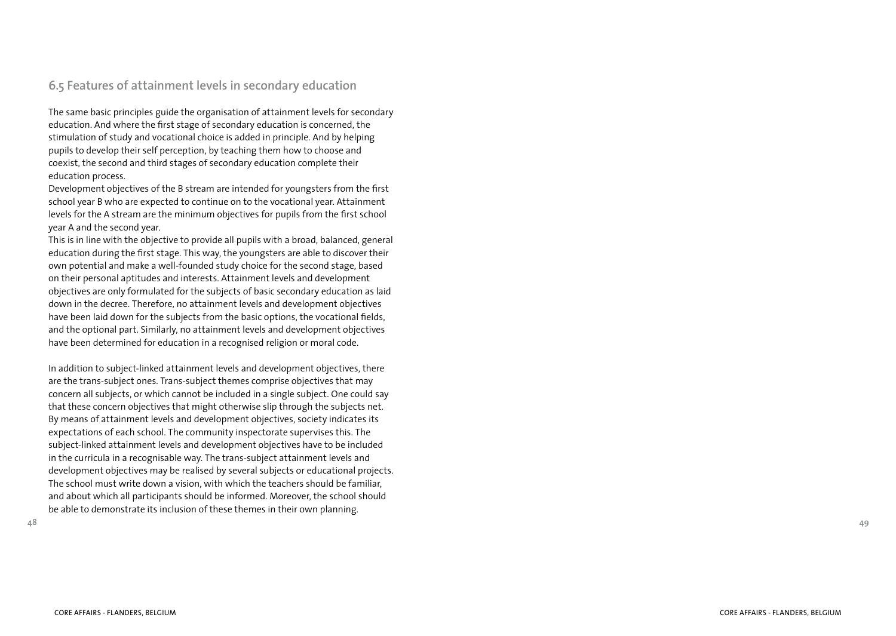## 6.5 Features of attainment levels in secondary education

The same basic principles guide the organisation of attainment levels for secondary education. And where the first stage of secondary education is concerned, the stimulation of study and vocational choice is added in principle. And by helping pupils to develop their self perception, by teaching them how to choose and coexist, the second and third stages of secondary education complete their education process.

Development objectives of the B stream are intended for youngsters from the first school year B who are expected to continue on to the vocational year. Attainment levels for the A stream are the minimum objectives for pupils from the first school year A and the second year.

This is in line with the objective to provide all pupils with a broad, balanced, general education during the first stage. This way, the youngsters are able to discover their own potential and make a well-founded study choice for the second stage, based on their personal aptitudes and interests. Attainment levels and development objectives are only formulated for the subjects of basic secondary education as laid down in the decree. Therefore, no attainment levels and development objectives have been laid down for the subjects from the basic options, the vocational fields, and the optional part. Similarly, no attainment levels and development objectives have been determined for education in a recognised religion or moral code.

In addition to subject-linked attainment levels and development objectives, there are the trans-subject ones. Trans-subject themes comprise objectives that may concern all subjects, or which cannot be included in a single subject. One could say that these concern objectives that might otherwise slip through the subjects net. By means of attainment levels and development objectives, society indicates its expectations of each school. The community inspectorate supervises this. The subject-linked attainment levels and development objectives have to be included in the curricula in a recognisable way. The trans-subject attainment levels and development objectives may be realised by several subjects or educational projects. The school must write down a vision, with which the teachers should be familiar, and about which all participants should be informed. Moreover, the school should be able to demonstrate its inclusion of these themes in their own planning.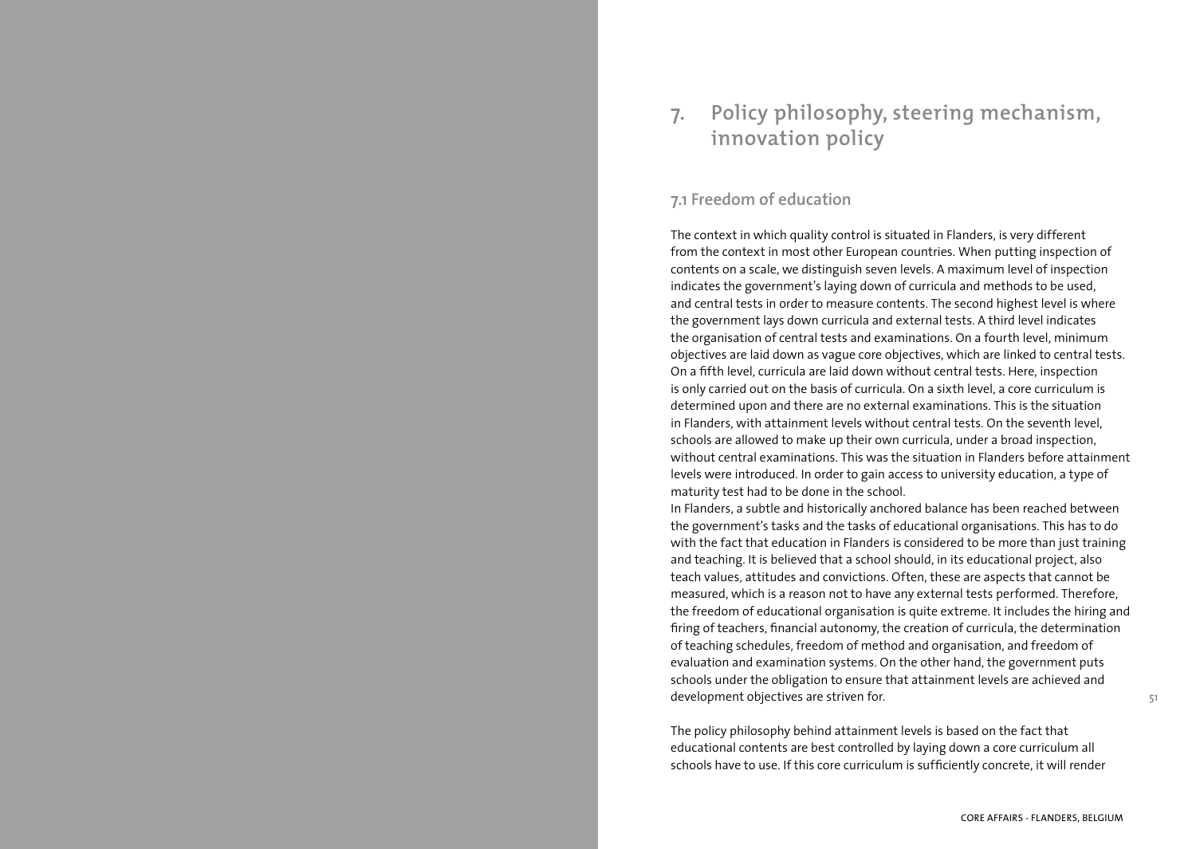# 7. Policy philosophy, steering mechanism, innovation policy

## 7.1 Freedom of education

The context in which quality control is situated in Flanders, is very different from the context in most other European countries. When putting inspection of contents on a scale, we distinguish seven levels. A maximum level of inspection indicates the government's laying down of curricula and methods to be used, and central tests in order to measure contents. The second highest level is where the government lays down curricula and external tests. A third level indicates the organisation of central tests and examinations. On a fourth level, minimum objectives are laid down as vague core objectives, which are linked to central tests. On a fifth level, curricula are laid down without central tests. Here, inspection is only carried out on the basis of curricula. On a sixth level, a core curriculum is determined upon and there are no external examinations. This is the situation in Flanders, with attainment levels without central tests. On the seventh level, schools are allowed to make up their own curricula, under a broad inspection, without central examinations. This was the situation in Flanders before attainment levels were introduced. In order to gain access to university education, a type of maturity test had to be done in the school.

In Flanders, a subtle and historically anchored balance has been reached between the government's tasks and the tasks of educational organisations. This has to do with the fact that education in Flanders is considered to be more than just training and teaching. It is believed that a school should, in its educational project, also teach values, attitudes and convictions. Often, these are aspects that cannot be measured, which is a reason not to have any external tests performed. Therefore, the freedom of educational organisation is quite extreme. It includes the hiring and firing of teachers, financial autonomy, the creation of curricula, the determination of teaching schedules, freedom of method and organisation, and freedom of evaluation and examination systems. On the other hand, the government puts schools under the obligation to ensure that attainment levels are achieved and development objectives are striven for.

The policy philosophy behind attainment levels is based on the fact that educational contents are best controlled by laying down a core curriculum all schools have to use. If this core curriculum is sufficiently concrete, it will render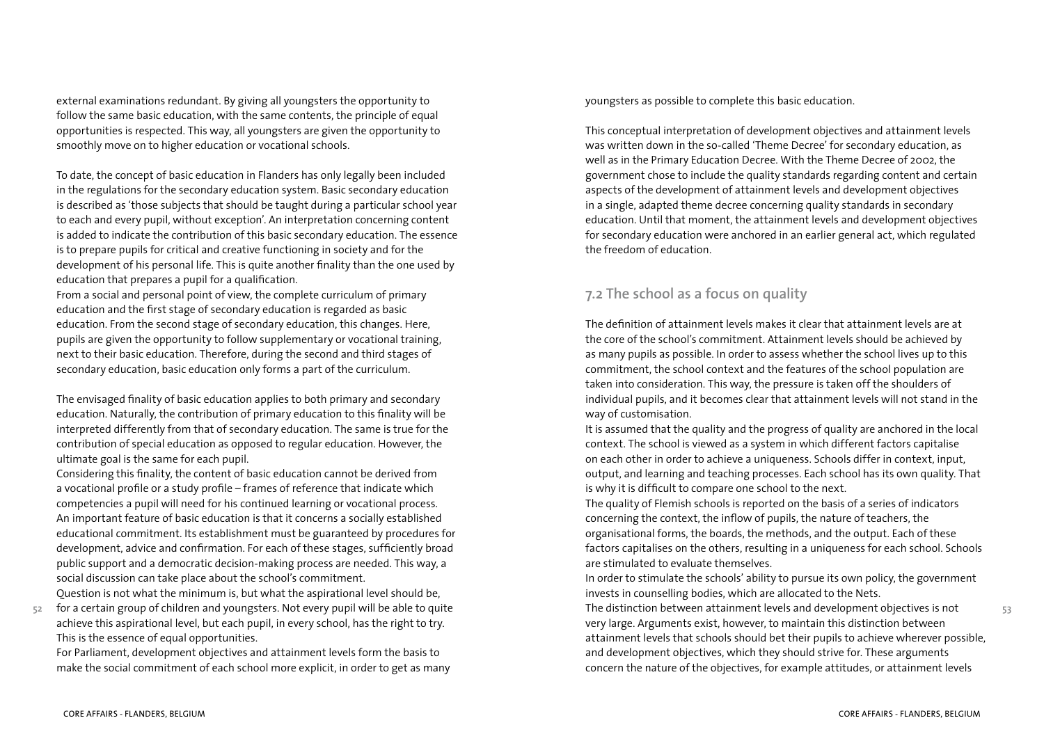external examinations redundant. By giving all youngsters the opportunity to follow the same basic education, with the same contents, the principle of equal opportunities is respected. This way, all youngsters are given the opportunity to smoothly move on to higher education or vocational schools.

To date, the concept of basic education in Flanders has only legally been included in the regulations for the secondary education system. Basic secondary education is described as 'those subjects that should be taught during a particular school year to each and every pupil, without exception'. An interpretation concerning content is added to indicate the contribution of this basic secondary education. The essence is to prepare pupils for critical and creative functioning in society and for the development of his personal life. This is quite another finality than the one used by education that prepares a pupil for a qualification.
From a social and personal point of view, the complete curriculum of primary education and the first stage of secondary education is regarded as basic education. From the second stage of secondary education, this changes. Here, pupils are given the opportunity to follow supplementary or vocational training, next to their basic education. Therefore, during the second and third stages of secondary education, basic education only forms a part of the curriculum.

The envisaged finality of basic education applies to both primary and secondary education. Naturally, the contribution of primary education to this finality will be interpreted differently from that of secondary education. The same is true for the contribution of special education as opposed to regular education. However, the ultimate goal is the same for each pupil.
Considering this finality, the content of basic education cannot be derived from a vocational profile or a study profile – frames of reference that indicate which competencies a pupil will need for his continued learning or vocational process. An important feature of basic education is that it concerns a socially established educational commitment. Its establishment must be guaranteed by procedures for development, advice and confirmation. For each of these stages, sufficiently broad public support and a democratic decision-making process are needed. This way, a social discussion can take place about the school's commitment.
Question is not what the minimum is, but what the aspirational level should be, for a certain group of children and youngsters. Not every pupil will be able to quite achieve this aspirational level, but each pupil, in every school, has the right to try. This is the essence of equal opportunities.
For Parliament, development objectives and attainment levels form the basis to make the social commitment of each school more explicit, in order to get as many youngsters as possible to complete this basic education.

This conceptual interpretation of development objectives and attainment levels was written down in the so-called 'Theme Decree' for secondary education, as well as in the Primary Education Decree. With the Theme Decree of 2002, the government chose to include the quality standards regarding content and certain aspects of the development of attainment levels and development objectives in a single, adapted theme decree concerning quality standards in secondary education. Until that moment, the attainment levels and development objectives for secondary education were anchored in an earlier general act, which regulated the freedom of education.

## 7.2 The school as a focus on quality

The definition of attainment levels makes it clear that attainment levels are at the core of the school's commitment. Attainment levels should be achieved by as many pupils as possible. In order to assess whether the school lives up to this commitment, the school context and the features of the school population are taken into consideration. This way, the pressure is taken off the shoulders of individual pupils, and it becomes clear that attainment levels will not stand in the way of customisation.
It is assumed that the quality and the progress of quality are anchored in the local context. The school is viewed as a system in which different factors capitalise on each other in order to achieve a uniqueness. Schools differ in context, input, output, and learning and teaching processes. Each school has its own quality. That is why it is difficult to compare one school to the next.
The quality of Flemish schools is reported on the basis of a series of indicators concerning the context, the inflow of pupils, the nature of teachers, the organisational forms, the boards, the methods, and the output. Each of these factors capitalises on the others, resulting in a uniqueness for each school. Schools are stimulated to evaluate themselves.
In order to stimulate the schools' ability to pursue its own policy, the government invests in counselling bodies, which are allocated to the Nets.
The distinction between attainment levels and development objectives is not very large. Arguments exist, however, to maintain this distinction between attainment levels that schools should bet their pupils to achieve wherever possible, and development objectives, which they should strive for. These arguments concern the nature of the objectives, for example attitudes, or attainment levels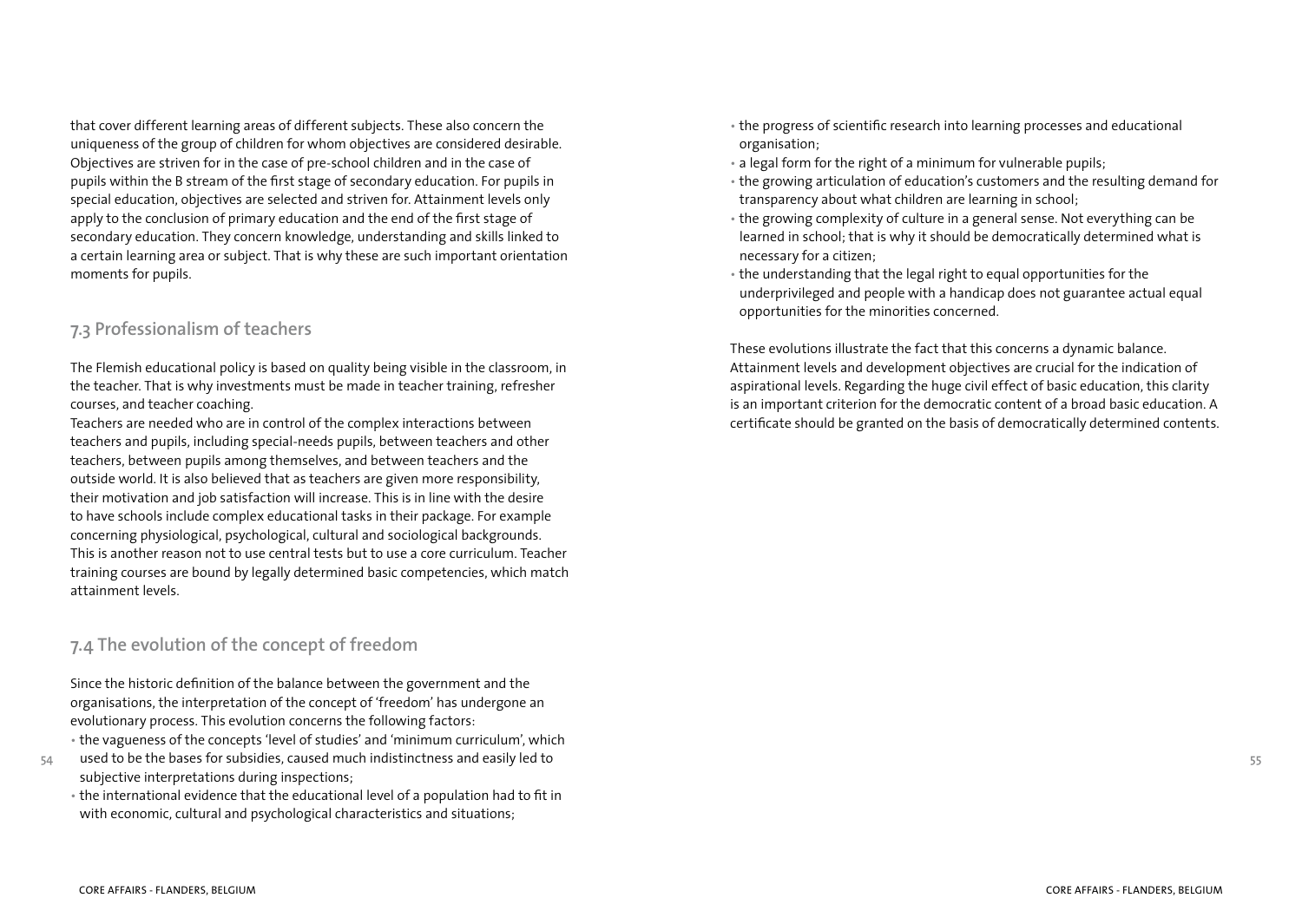that cover different learning areas of different subjects. These also concern the uniqueness of the group of children for whom objectives are considered desirable. Objectives are striven for in the case of pre-school children and in the case of pupils within the B stream of the first stage of secondary education. For pupils in special education, objectives are selected and striven for. Attainment levels only apply to the conclusion of primary education and the end of the first stage of secondary education. They concern knowledge, understanding and skills linked to a certain learning area or subject. That is why these are such important orientation moments for pupils.

## 7.3 Professionalism of teachers

The Flemish educational policy is based on quality being visible in the classroom, in the teacher. That is why investments must be made in teacher training, refresher courses, and teacher coaching.

Teachers are needed who are in control of the complex interactions between teachers and pupils, including special-needs pupils, between teachers and other teachers, between pupils among themselves, and between teachers and the outside world. It is also believed that as teachers are given more responsibility, their motivation and job satisfaction will increase. This is in line with the desire to have schools include complex educational tasks in their package. For example concerning physiological, psychological, cultural and sociological backgrounds. This is another reason not to use central tests but to use a core curriculum. Teacher training courses are bound by legally determined basic competencies, which match attainment levels.

## 7.4 The evolution of the concept of freedom

Since the historic definition of the balance between the government and the organisations, the interpretation of the concept of 'freedom' has undergone an evolutionary process. This evolution concerns the following factors:

- the vagueness of the concepts 'level of studies' and 'minimum curriculum', which used to be the bases for subsidies, caused much indistinctness and easily led to subjective interpretations during inspections;
- the international evidence that the educational level of a population had to fit in with economic, cultural and psychological characteristics and situations;
- the progress of scientific research into learning processes and educational organisation;
- a legal form for the right of a minimum for vulnerable pupils;
- the growing articulation of education's customers and the resulting demand for transparency about what children are learning in school;
- the growing complexity of culture in a general sense. Not everything can be learned in school; that is why it should be democratically determined what is necessary for a citizen;
- the understanding that the legal right to equal opportunities for the underprivileged and people with a handicap does not guarantee actual equal opportunities for the minorities concerned.

These evolutions illustrate the fact that this concerns a dynamic balance. Attainment levels and development objectives are crucial for the indication of aspirational levels. Regarding the huge civil effect of basic education, this clarity is an important criterion for the democratic content of a broad basic education. A certificate should be granted on the basis of democratically determined contents.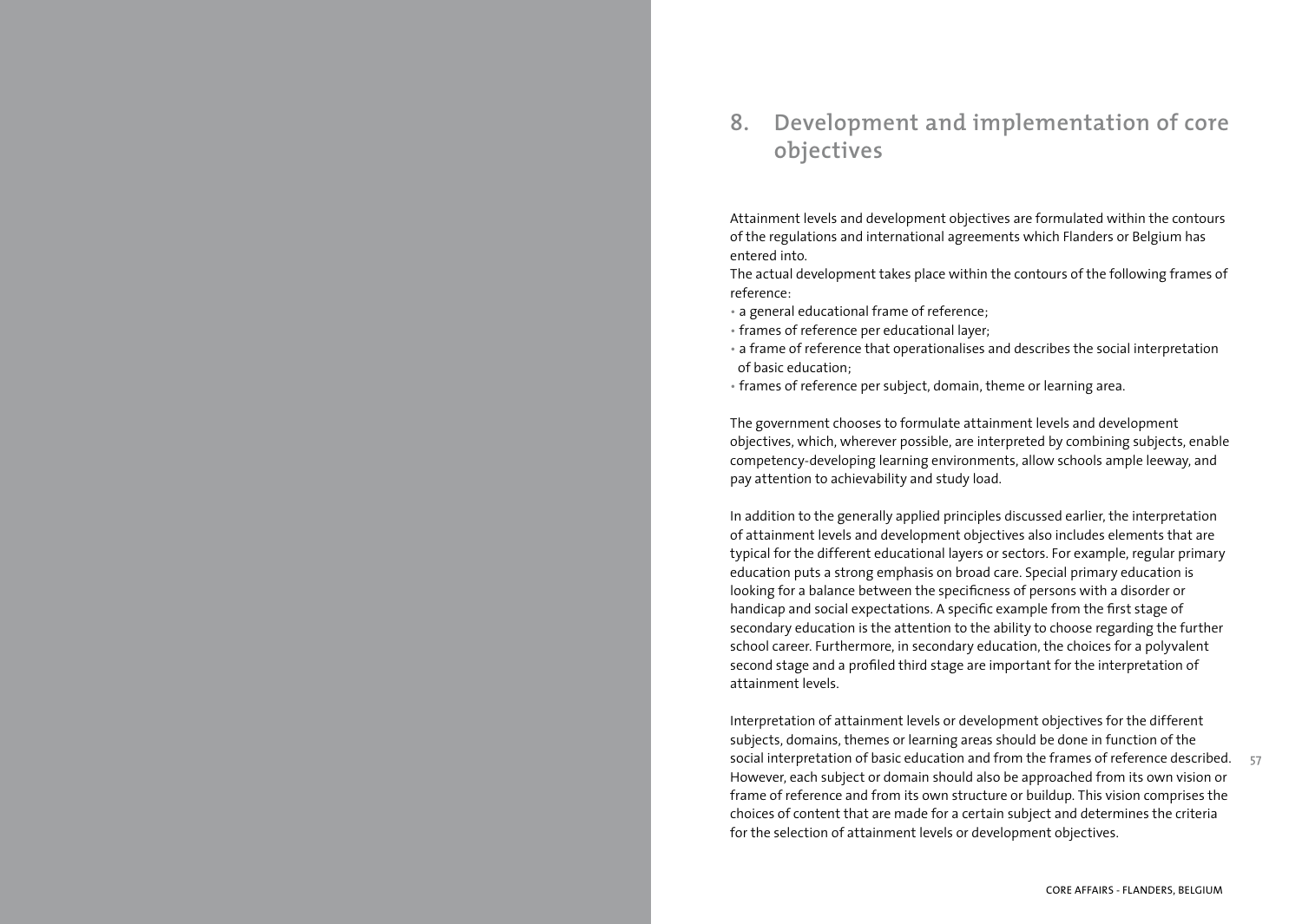## 8. Development and implementation of core objectives

Attainment levels and development objectives are formulated within the contours of the regulations and international agreements which Flanders or Belgium has entered into.

The actual development takes place within the contours of the following frames of reference:

- a general educational frame of reference;
- frames of reference per educational layer;
- a frame of reference that operationalises and describes the social interpretation of basic education;
- frames of reference per subject, domain, theme or learning area.

The government chooses to formulate attainment levels and development objectives, which, wherever possible, are interpreted by combining subjects, enable competency-developing learning environments, allow schools ample leeway, and pay attention to achievability and study load.

In addition to the generally applied principles discussed earlier, the interpretation of attainment levels and development objectives also includes elements that are typical for the different educational layers or sectors. For example, regular primary education puts a strong emphasis on broad care. Special primary education is looking for a balance between the specificness of persons with a disorder or handicap and social expectations. A specific example from the first stage of secondary education is the attention to the ability to choose regarding the further school career. Furthermore, in secondary education, the choices for a polyvalent second stage and a profiled third stage are important for the interpretation of attainment levels.

Interpretation of attainment levels or development objectives for the different subjects, domains, themes or learning areas should be done in function of the social interpretation of basic education and from the frames of reference described. However, each subject or domain should also be approached from its own vision or frame of reference and from its own structure or buildup. This vision comprises the choices of content that are made for a certain subject and determines the criteria for the selection of attainment levels or development objectives.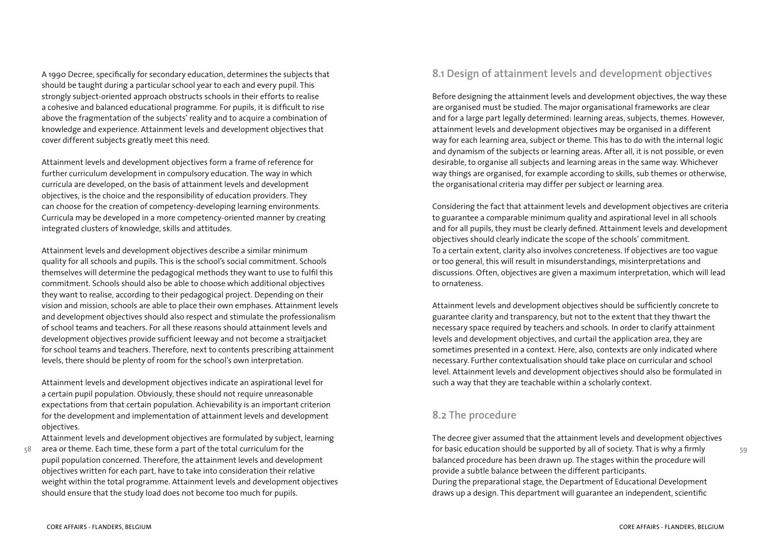A 1990 Decree, specifically for secondary education, determines the subjects that should be taught during a particular school year to each and every pupil. This strongly subject-oriented approach obstructs schools in their efforts to realise a cohesive and balanced educational programme. For pupils, it is difficult to rise above the fragmentation of the subjects' reality and to acquire a combination of knowledge and experience. Attainment levels and development objectives that cover different subjects greatly meet this need.

Attainment levels and development objectives form a frame of reference for further curriculum development in compulsory education. The way in which curricula are developed, on the basis of attainment levels and development objectives, is the choice and the responsibility of education providers. They can choose for the creation of competency-developing learning environments. Curricula may be developed in a more competency-oriented manner by creating integrated clusters of knowledge, skills and attitudes.

Attainment levels and development objectives describe a similar minimum quality for all schools and pupils. This is the school's social commitment. Schools themselves will determine the pedagogical methods they want to use to fulfil this commitment. Schools should also be able to choose which additional objectives they want to realise, according to their pedagogical project. Depending on their vision and mission, schools are able to place their own emphases. Attainment levels and development objectives should also respect and stimulate the professionalism of school teams and teachers. For all these reasons should attainment levels and development objectives provide sufficient leeway and not become a straitjacket for school teams and teachers. Therefore, next to contents prescribing attainment levels, there should be plenty of room for the school's own interpretation.

Attainment levels and development objectives indicate an aspirational level for a certain pupil population. Obviously, these should not require unreasonable expectations from that certain population. Achievability is an important criterion for the development and implementation of attainment levels and development objectives.

Attainment levels and development objectives are formulated by subject, learning area or theme. Each time, these form a part of the total curriculum for the pupil population concerned. Therefore, the attainment levels and development objectives written for each part, have to take into consideration their relative weight within the total programme. Attainment levels and development objectives should ensure that the study load does not become too much for pupils.

## 8.1 Design of attainment levels and development objectives

Before designing the attainment levels and development objectives, the way these are organised must be studied. The major organisational frameworks are clear and for a large part legally determined: learning areas, subjects, themes. However, attainment levels and development objectives may be organised in a different way for each learning area, subject or theme. This has to do with the internal logic and dynamism of the subjects or learning areas. After all, it is not possible, or even desirable, to organise all subjects and learning areas in the same way. Whichever way things are organised, for example according to skills, sub themes or otherwise, the organisational criteria may differ per subject or learning area.

Considering the fact that attainment levels and development objectives are criteria to guarantee a comparable minimum quality and aspirational level in all schools and for all pupils, they must be clearly defined. Attainment levels and development objectives should clearly indicate the scope of the schools' commitment. To a certain extent, clarity also involves concreteness. If objectives are too vague or too general, this will result in misunderstandings, misinterpretations and discussions. Often, objectives are given a maximum interpretation, which will lead to ornateness.

Attainment levels and development objectives should be sufficiently concrete to guarantee clarity and transparency, but not to the extent that they thwart the necessary space required by teachers and schools. In order to clarify attainment levels and development objectives, and curtail the application area, they are sometimes presented in a context. Here, also, contexts are only indicated where necessary. Further contextualisation should take place on curricular and school level. Attainment levels and development objectives should also be formulated in such a way that they are teachable within a scholarly context.

## 8.2 The procedure

The decree giver assumed that the attainment levels and development objectives for basic education should be supported by all of society. That is why a firmly balanced procedure has been drawn up. The stages within the procedure will provide a subtle balance between the different participants.
During the preparational stage, the Department of Educational Development draws up a design. This department will guarantee an independent, scientific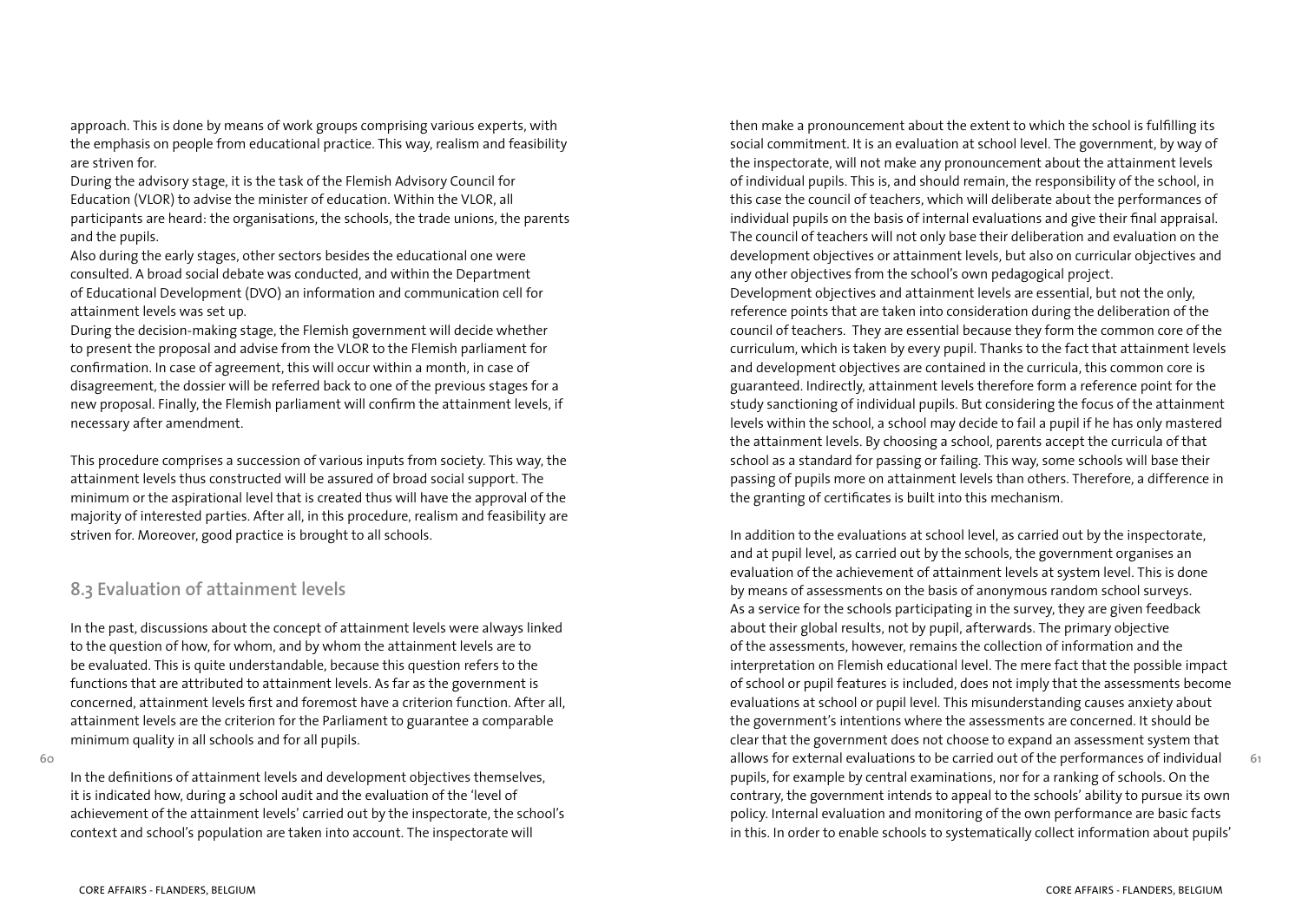approach. This is done by means of work groups comprising various experts, with the emphasis on people from educational practice. This way, realism and feasibility are striven for.

During the advisory stage, it is the task of the Flemish Advisory Council for Education (VLOR) to advise the minister of education. Within the VLOR, all participants are heard: the organisations, the schools, the trade unions, the parents and the pupils.

Also during the early stages, other sectors besides the educational one were consulted. A broad social debate was conducted, and within the Department of Educational Development (DVO) an information and communication cell for attainment levels was set up.

During the decision-making stage, the Flemish government will decide whether to present the proposal and advise from the VLOR to the Flemish parliament for confirmation. In case of agreement, this will occur within a month, in case of disagreement, the dossier will be referred back to one of the previous stages for a new proposal. Finally, the Flemish parliament will confirm the attainment levels, if necessary after amendment.

This procedure comprises a succession of various inputs from society. This way, the attainment levels thus constructed will be assured of broad social support. The minimum or the aspirational level that is created thus will have the approval of the majority of interested parties. After all, in this procedure, realism and feasibility are striven for. Moreover, good practice is brought to all schools.

## 8.3 Evaluation of attainment levels

In the past, discussions about the concept of attainment levels were always linked to the question of how, for whom, and by whom the attainment levels are to be evaluated. This is quite understandable, because this question refers to the functions that are attributed to attainment levels. As far as the government is concerned, attainment levels first and foremost have a criterion function. After all, attainment levels are the criterion for the Parliament to guarantee a comparable minimum quality in all schools and for all pupils.

In the definitions of attainment levels and development objectives themselves, it is indicated how, during a school audit and the evaluation of the 'level of achievement of the attainment levels' carried out by the inspectorate, the school's context and school's population are taken into account. The inspectorate will then make a pronouncement about the extent to which the school is fulfilling its social commitment. It is an evaluation at school level. The government, by way of the inspectorate, will not make any pronouncement about the attainment levels of individual pupils. This is, and should remain, the responsibility of the school, in this case the council of teachers, which will deliberate about the performances of individual pupils on the basis of internal evaluations and give their final appraisal. The council of teachers will not only base their deliberation and evaluation on the development objectives or attainment levels, but also on curricular objectives and any other objectives from the school's own pedagogical project.

Development objectives and attainment levels are essential, but not the only, reference points that are taken into consideration during the deliberation of the council of teachers. They are essential because they form the common core of the curriculum, which is taken by every pupil. Thanks to the fact that attainment levels and development objectives are contained in the curricula, this common core is guaranteed. Indirectly, attainment levels therefore form a reference point for the study sanctioning of individual pupils. But considering the focus of the attainment levels within the school, a school may decide to fail a pupil if he has only mastered the attainment levels. By choosing a school, parents accept the curricula of that school as a standard for passing or failing. This way, some schools will base their passing of pupils more on attainment levels than others. Therefore, a difference in the granting of certificates is built into this mechanism.

In addition to the evaluations at school level, as carried out by the inspectorate, and at pupil level, as carried out by the schools, the government organises an evaluation of the achievement of attainment levels at system level. This is done by means of assessments on the basis of anonymous random school surveys. As a service for the schools participating in the survey, they are given feedback about their global results, not by pupil, afterwards. The primary objective of the assessments, however, remains the collection of information and the interpretation on Flemish educational level. The mere fact that the possible impact of school or pupil features is included, does not imply that the assessments become evaluations at school or pupil level. This misunderstanding causes anxiety about the government's intentions where the assessments are concerned. It should be clear that the government does not choose to expand an assessment system that allows for external evaluations to be carried out of the performances of individual pupils, for example by central examinations, nor for a ranking of schools. On the contrary, the government intends to appeal to the schools' ability to pursue its own policy. Internal evaluation and monitoring of the own performance are basic facts in this. In order to enable schools to systematically collect information about pupils'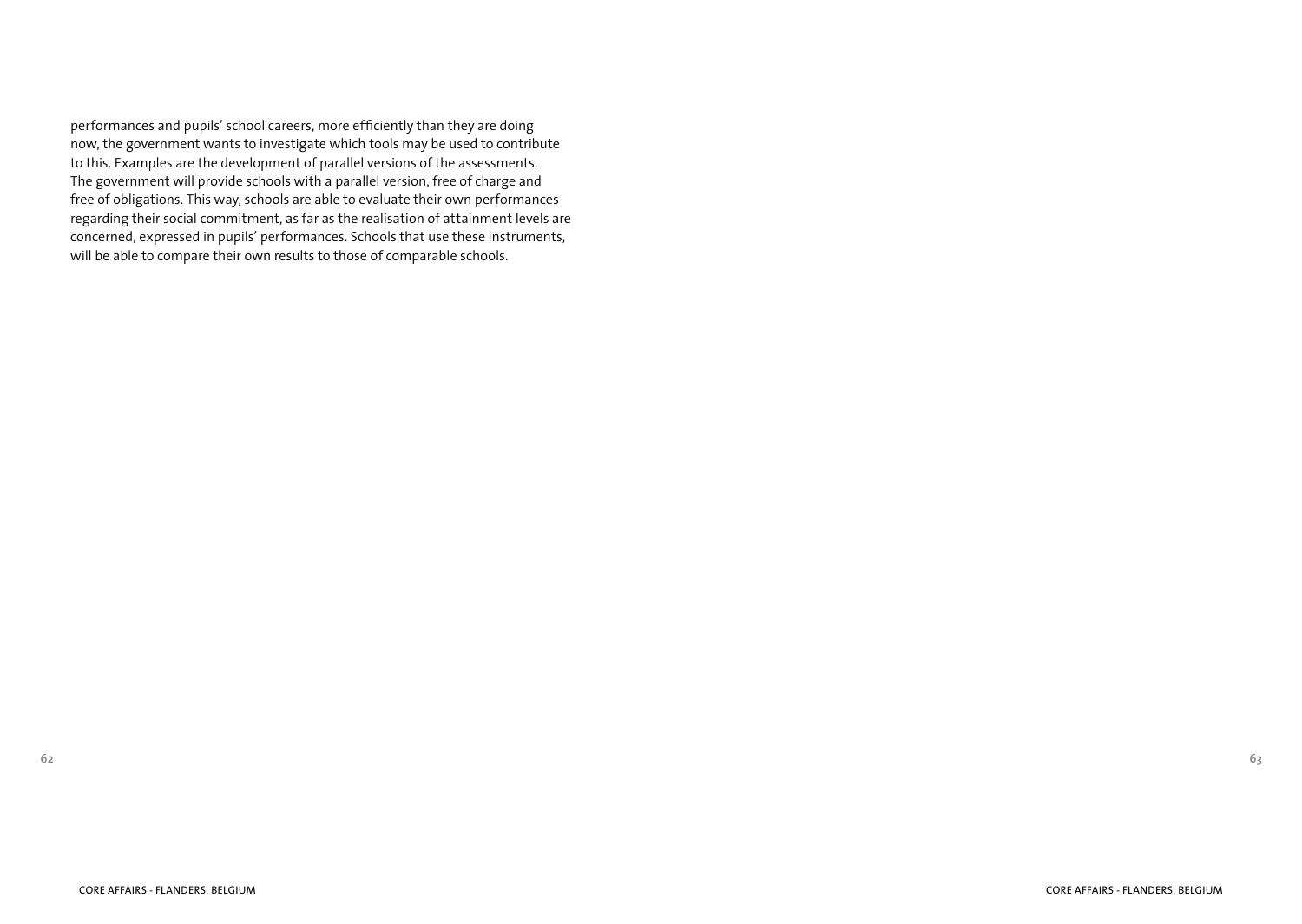performances and pupils' school careers, more efficiently than they are doing now, the government wants to investigate which tools may be used to contribute to this. Examples are the development of parallel versions of the assessments. The government will provide schools with a parallel version, free of charge and free of obligations. This way, schools are able to evaluate their own performances regarding their social commitment, as far as the realisation of attainment levels are concerned, expressed in pupils' performances. Schools that use these instruments, will be able to compare their own results to those of comparable schools.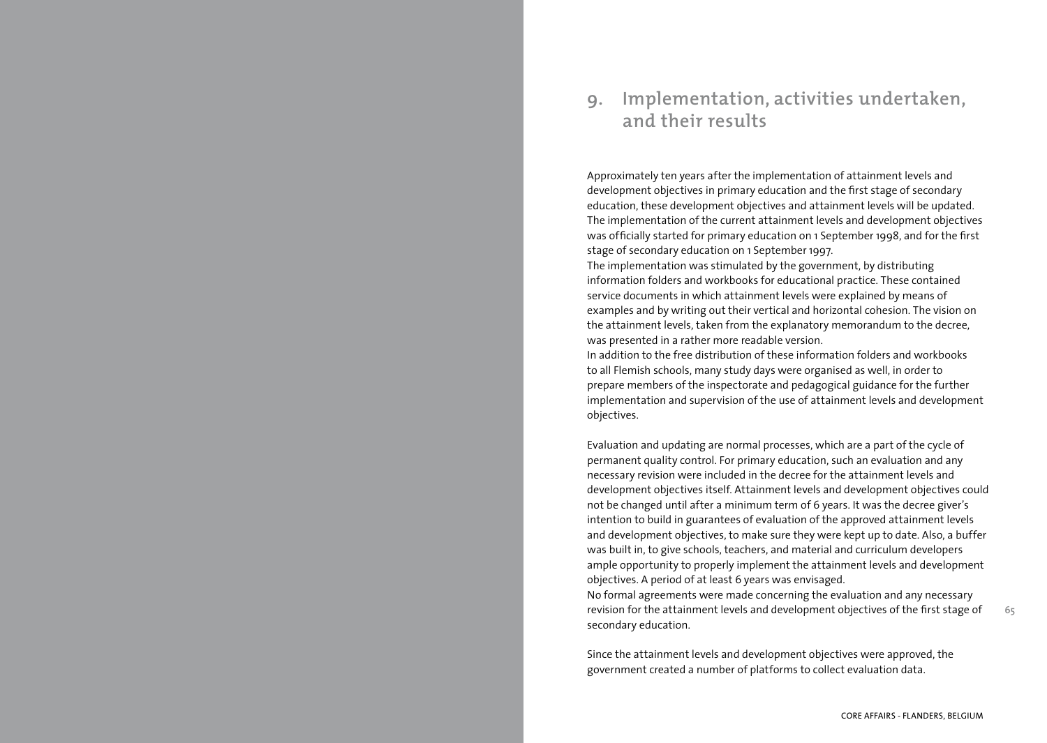# 9. Implementation, activities undertaken, and their results

Approximately ten years after the implementation of attainment levels and development objectives in primary education and the first stage of secondary education, these development objectives and attainment levels will be updated. The implementation of the current attainment levels and development objectives was officially started for primary education on 1 September 1998, and for the first stage of secondary education on 1 September 1997.
The implementation was stimulated by the government, by distributing information folders and workbooks for educational practice. These contained service documents in which attainment levels were explained by means of examples and by writing out their vertical and horizontal cohesion. The vision on the attainment levels, taken from the explanatory memorandum to the decree, was presented in a rather more readable version.
In addition to the free distribution of these information folders and workbooks to all Flemish schools, many study days were organised as well, in order to prepare members of the inspectorate and pedagogical guidance for the further implementation and supervision of the use of attainment levels and development objectives.

Evaluation and updating are normal processes, which are a part of the cycle of permanent quality control. For primary education, such an evaluation and any necessary revision were included in the decree for the attainment levels and development objectives itself. Attainment levels and development objectives could not be changed until after a minimum term of 6 years. It was the decree giver's intention to build in guarantees of evaluation of the approved attainment levels and development objectives, to make sure they were kept up to date. Also, a buffer was built in, to give schools, teachers, and material and curriculum developers ample opportunity to properly implement the attainment levels and development objectives. A period of at least 6 years was envisaged.
No formal agreements were made concerning the evaluation and any necessary revision for the attainment levels and development objectives of the first stage of secondary education.

Since the attainment levels and development objectives were approved, the government created a number of platforms to collect evaluation data.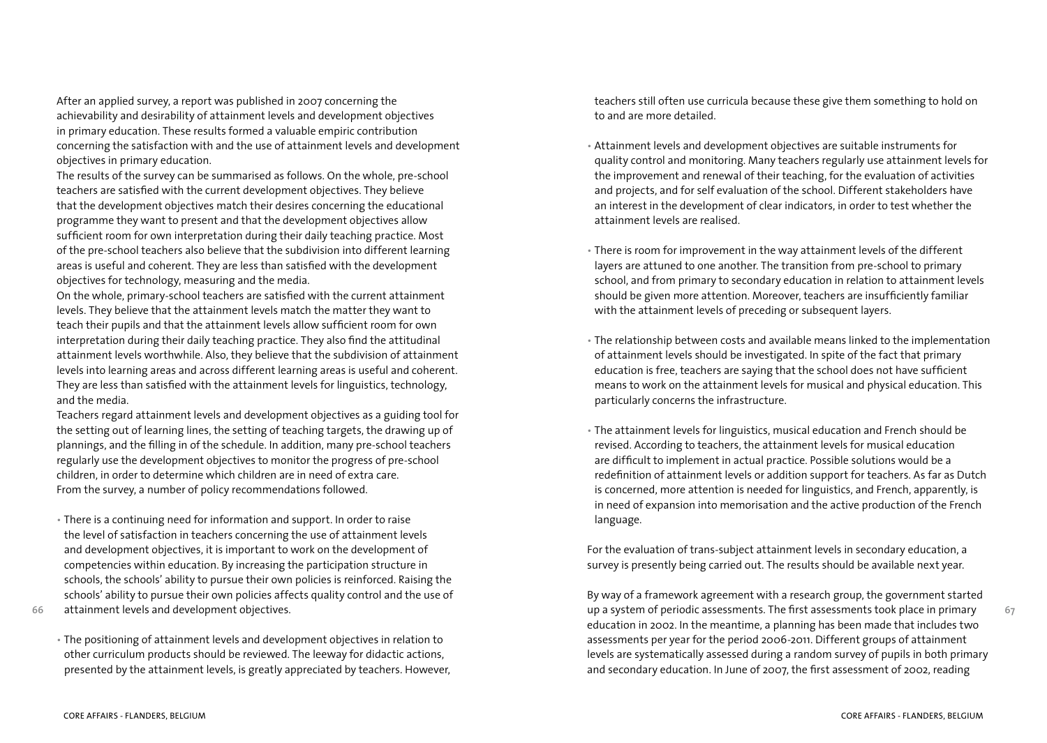After an applied survey, a report was published in 2007 concerning the achievability and desirability of attainment levels and development objectives in primary education. These results formed a valuable empiric contribution concerning the satisfaction with and the use of attainment levels and development objectives in primary education.

The results of the survey can be summarised as follows. On the whole, pre-school teachers are satisfied with the current development objectives. They believe that the development objectives match their desires concerning the educational programme they want to present and that the development objectives allow sufficient room for own interpretation during their daily teaching practice. Most of the pre-school teachers also believe that the subdivision into different learning areas is useful and coherent. They are less than satisfied with the development objectives for technology, measuring and the media.

On the whole, primary-school teachers are satisfied with the current attainment levels. They believe that the attainment levels match the matter they want to teach their pupils and that the attainment levels allow sufficient room for own interpretation during their daily teaching practice. They also find the attitudinal attainment levels worthwhile. Also, they believe that the subdivision of attainment levels into learning areas and across different learning areas is useful and coherent. They are less than satisfied with the attainment levels for linguistics, technology, and the media.

Teachers regard attainment levels and development objectives as a guiding tool for the setting out of learning lines, the setting of teaching targets, the drawing up of plannings, and the filling in of the schedule. In addition, many pre-school teachers regularly use the development objectives to monitor the progress of pre-school children, in order to determine which children are in need of extra care.

From the survey, a number of policy recommendations followed.

- There is a continuing need for information and support. In order to raise the level of satisfaction in teachers concerning the use of attainment levels and development objectives, it is important to work on the development of competencies within education. By increasing the participation structure in schools, the schools' ability to pursue their own policies is reinforced. Raising the schools' ability to pursue their own policies affects quality control and the use of attainment levels and development objectives.

- The positioning of attainment levels and development objectives in relation to other curriculum products should be reviewed. The leeway for didactic actions, presented by the attainment levels, is greatly appreciated by teachers. However, teachers still often use curricula because these give them something to hold on to and are more detailed.

- Attainment levels and development objectives are suitable instruments for quality control and monitoring. Many teachers regularly use attainment levels for the improvement and renewal of their teaching, for the evaluation of activities and projects, and for self evaluation of the school. Different stakeholders have an interest in the development of clear indicators, in order to test whether the attainment levels are realised.

- There is room for improvement in the way attainment levels of the different layers are attuned to one another. The transition from pre-school to primary school, and from primary to secondary education in relation to attainment levels should be given more attention. Moreover, teachers are insufficiently familiar with the attainment levels of preceding or subsequent layers.

- The relationship between costs and available means linked to the implementation of attainment levels should be investigated. In spite of the fact that primary education is free, teachers are saying that the school does not have sufficient means to work on the attainment levels for musical and physical education. This particularly concerns the infrastructure.

- The attainment levels for linguistics, musical education and French should be revised. According to teachers, the attainment levels for musical education are difficult to implement in actual practice. Possible solutions would be a redefinition of attainment levels or addition support for teachers. As far as Dutch is concerned, more attention is needed for linguistics, and French, apparently, is in need of expansion into memorisation and the active production of the French language.

For the evaluation of trans-subject attainment levels in secondary education, a survey is presently being carried out. The results should be available next year.

By way of a framework agreement with a research group, the government started up a system of periodic assessments. The first assessments took place in primary education in 2002. In the meantime, a planning has been made that includes two assessments per year for the period 2006-2011. Different groups of attainment levels are systematically assessed during a random survey of pupils in both primary and secondary education. In June of 2007, the first assessment of 2002, reading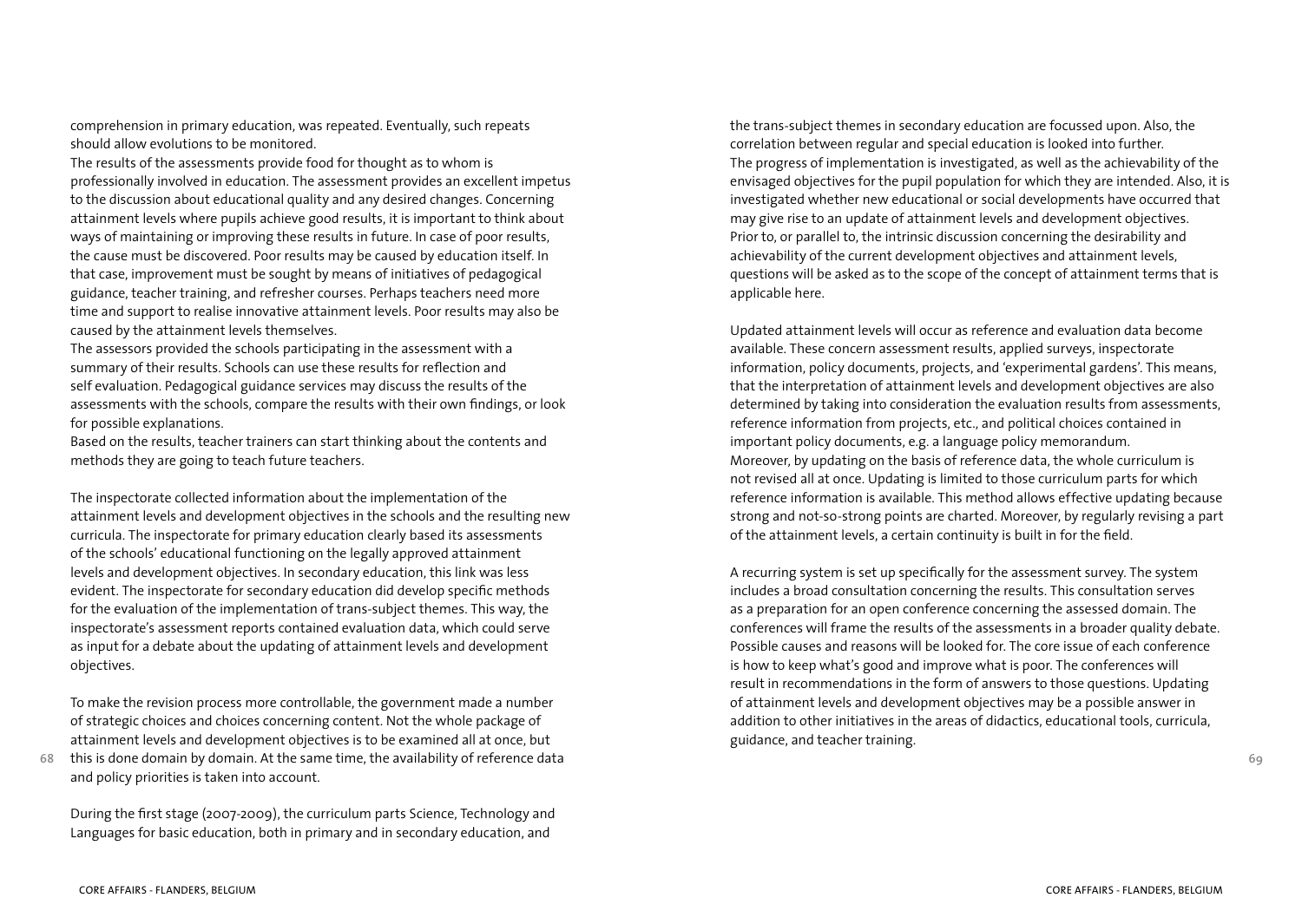comprehension in primary education, was repeated. Eventually, such repeats should allow evolutions to be monitored.

The results of the assessments provide food for thought as to whom is professionally involved in education. The assessment provides an excellent impetus to the discussion about educational quality and any desired changes. Concerning attainment levels where pupils achieve good results, it is important to think about ways of maintaining or improving these results in future. In case of poor results, the cause must be discovered. Poor results may be caused by education itself. In that case, improvement must be sought by means of initiatives of pedagogical guidance, teacher training, and refresher courses. Perhaps teachers need more time and support to realise innovative attainment levels. Poor results may also be caused by the attainment levels themselves.

The assessors provided the schools participating in the assessment with a summary of their results. Schools can use these results for reflection and self evaluation. Pedagogical guidance services may discuss the results of the assessments with the schools, compare the results with their own findings, or look for possible explanations.

Based on the results, teacher trainers can start thinking about the contents and methods they are going to teach future teachers.

The inspectorate collected information about the implementation of the attainment levels and development objectives in the schools and the resulting new curricula. The inspectorate for primary education clearly based its assessments of the schools' educational functioning on the legally approved attainment levels and development objectives. In secondary education, this link was less evident. The inspectorate for secondary education did develop specific methods for the evaluation of the implementation of trans-subject themes. This way, the inspectorate's assessment reports contained evaluation data, which could serve as input for a debate about the updating of attainment levels and development objectives.

To make the revision process more controllable, the government made a number of strategic choices and choices concerning content. Not the whole package of attainment levels and development objectives is to be examined all at once, but this is done domain by domain. At the same time, the availability of reference data and policy priorities is taken into account.

During the first stage (2007-2009), the curriculum parts Science, Technology and Languages for basic education, both in primary and in secondary education, and the trans-subject themes in secondary education are focussed upon. Also, the correlation between regular and special education is looked into further.

The progress of implementation is investigated, as well as the achievability of the envisaged objectives for the pupil population for which they are intended. Also, it is investigated whether new educational or social developments have occurred that may give rise to an update of attainment levels and development objectives.

Prior to, or parallel to, the intrinsic discussion concerning the desirability and achievability of the current development objectives and attainment levels, questions will be asked as to the scope of the concept of attainment terms that is applicable here.

Updated attainment levels will occur as reference and evaluation data become available. These concern assessment results, applied surveys, inspectorate information, policy documents, projects, and 'experimental gardens'. This means, that the interpretation of attainment levels and development objectives are also determined by taking into consideration the evaluation results from assessments, reference information from projects, etc., and political choices contained in important policy documents, e.g. a language policy memorandum.

Moreover, by updating on the basis of reference data, the whole curriculum is not revised all at once. Updating is limited to those curriculum parts for which reference information is available. This method allows effective updating because strong and not-so-strong points are charted. Moreover, by regularly revising a part of the attainment levels, a certain continuity is built in for the field.

A recurring system is set up specifically for the assessment survey. The system includes a broad consultation concerning the results. This consultation serves as a preparation for an open conference concerning the assessed domain. The conferences will frame the results of the assessments in a broader quality debate. Possible causes and reasons will be looked for. The core issue of each conference is how to keep what's good and improve what is poor. The conferences will result in recommendations in the form of answers to those questions. Updating of attainment levels and development objectives may be a possible answer in addition to other initiatives in the areas of didactics, educational tools, curricula, guidance, and teacher training.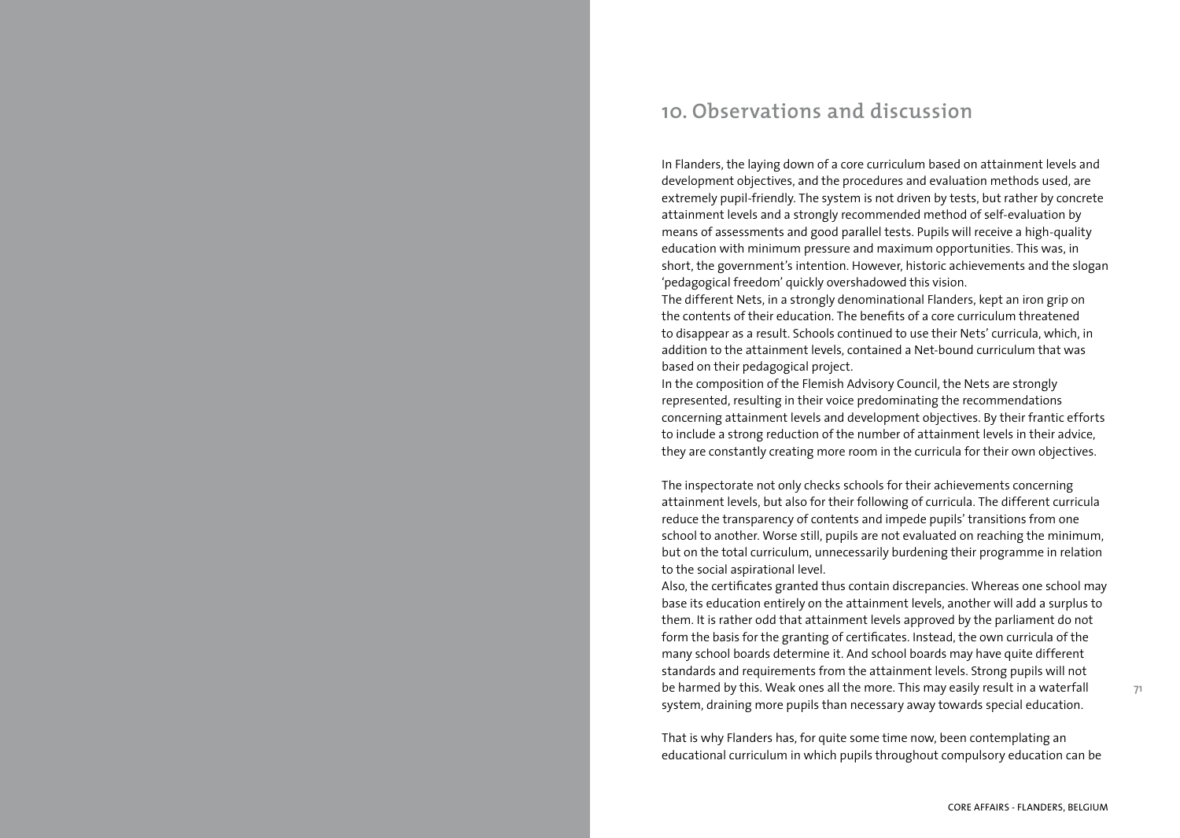## 10. Observations and discussion

In Flanders, the laying down of a core curriculum based on attainment levels and development objectives, and the procedures and evaluation methods used, are extremely pupil-friendly. The system is not driven by tests, but rather by concrete attainment levels and a strongly recommended method of self-evaluation by means of assessments and good parallel tests. Pupils will receive a high-quality education with minimum pressure and maximum opportunities. This was, in short, the government's intention. However, historic achievements and the slogan 'pedagogical freedom' quickly overshadowed this vision.
The different Nets, in a strongly denominational Flanders, kept an iron grip on the contents of their education. The benefits of a core curriculum threatened to disappear as a result. Schools continued to use their Nets' curricula, which, in addition to the attainment levels, contained a Net-bound curriculum that was based on their pedagogical project.
In the composition of the Flemish Advisory Council, the Nets are strongly represented, resulting in their voice predominating the recommendations concerning attainment levels and development objectives. By their frantic efforts to include a strong reduction of the number of attainment levels in their advice, they are constantly creating more room in the curricula for their own objectives.

The inspectorate not only checks schools for their achievements concerning attainment levels, but also for their following of curricula. The different curricula reduce the transparency of contents and impede pupils' transitions from one school to another. Worse still, pupils are not evaluated on reaching the minimum, but on the total curriculum, unnecessarily burdening their programme in relation to the social aspirational level.
Also, the certificates granted thus contain discrepancies. Whereas one school may base its education entirely on the attainment levels, another will add a surplus to them. It is rather odd that attainment levels approved by the parliament do not form the basis for the granting of certificates. Instead, the own curricula of the many school boards determine it. And school boards may have quite different standards and requirements from the attainment levels. Strong pupils will not be harmed by this. Weak ones all the more. This may easily result in a waterfall system, draining more pupils than necessary away towards special education.

That is why Flanders has, for quite some time now, been contemplating an educational curriculum in which pupils throughout compulsory education can be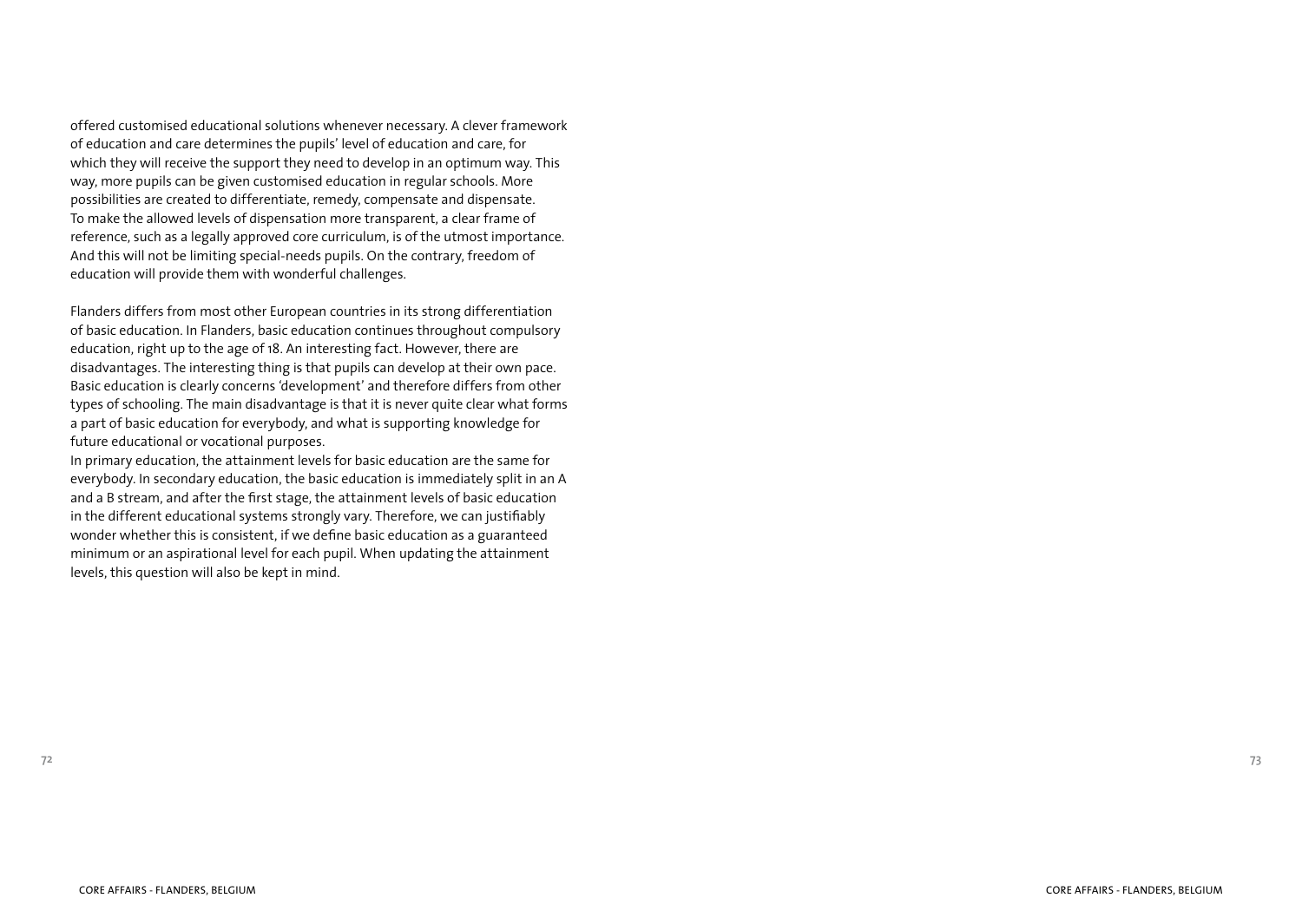offered customised educational solutions whenever necessary. A clever framework of education and care determines the pupils' level of education and care, for which they will receive the support they need to develop in an optimum way. This way, more pupils can be given customised education in regular schools. More possibilities are created to differentiate, remedy, compensate and dispensate. To make the allowed levels of dispensation more transparent, a clear frame of reference, such as a legally approved core curriculum, is of the utmost importance. And this will not be limiting special-needs pupils. On the contrary, freedom of education will provide them with wonderful challenges.

Flanders differs from most other European countries in its strong differentiation of basic education. In Flanders, basic education continues throughout compulsory education, right up to the age of 18. An interesting fact. However, there are disadvantages. The interesting thing is that pupils can develop at their own pace. Basic education is clearly concerns 'development' and therefore differs from other types of schooling. The main disadvantage is that it is never quite clear what forms a part of basic education for everybody, and what is supporting knowledge for future educational or vocational purposes.

In primary education, the attainment levels for basic education are the same for everybody. In secondary education, the basic education is immediately split in an A and a B stream, and after the first stage, the attainment levels of basic education in the different educational systems strongly vary. Therefore, we can justifiably wonder whether this is consistent, if we define basic education as a guaranteed minimum or an aspirational level for each pupil. When updating the attainment levels, this question will also be kept in mind.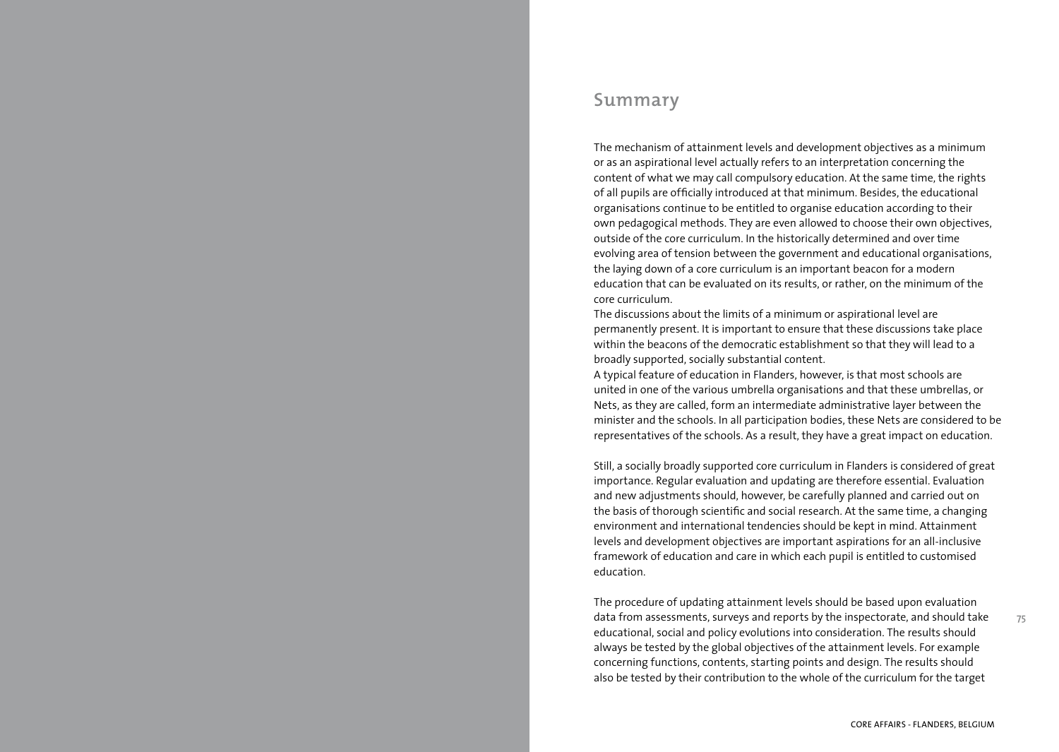## Summary

The mechanism of attainment levels and development objectives as a minimum or as an aspirational level actually refers to an interpretation concerning the content of what we may call compulsory education. At the same time, the rights of all pupils are officially introduced at that minimum. Besides, the educational organisations continue to be entitled to organise education according to their own pedagogical methods. They are even allowed to choose their own objectives, outside of the core curriculum. In the historically determined and over time evolving area of tension between the government and educational organisations, the laying down of a core curriculum is an important beacon for a modern education that can be evaluated on its results, or rather, on the minimum of the core curriculum.

The discussions about the limits of a minimum or aspirational level are permanently present. It is important to ensure that these discussions take place within the beacons of the democratic establishment so that they will lead to a broadly supported, socially substantial content.

A typical feature of education in Flanders, however, is that most schools are united in one of the various umbrella organisations and that these umbrellas, or Nets, as they are called, form an intermediate administrative layer between the minister and the schools. In all participation bodies, these Nets are considered to be representatives of the schools. As a result, they have a great impact on education.

Still, a socially broadly supported core curriculum in Flanders is considered of great importance. Regular evaluation and updating are therefore essential. Evaluation and new adjustments should, however, be carefully planned and carried out on the basis of thorough scientific and social research. At the same time, a changing environment and international tendencies should be kept in mind. Attainment levels and development objectives are important aspirations for an all-inclusive framework of education and care in which each pupil is entitled to customised education.

The procedure of updating attainment levels should be based upon evaluation data from assessments, surveys and reports by the inspectorate, and should take educational, social and policy evolutions into consideration. The results should always be tested by the global objectives of the attainment levels. For example concerning functions, contents, starting points and design. The results should also be tested by their contribution to the whole of the curriculum for the target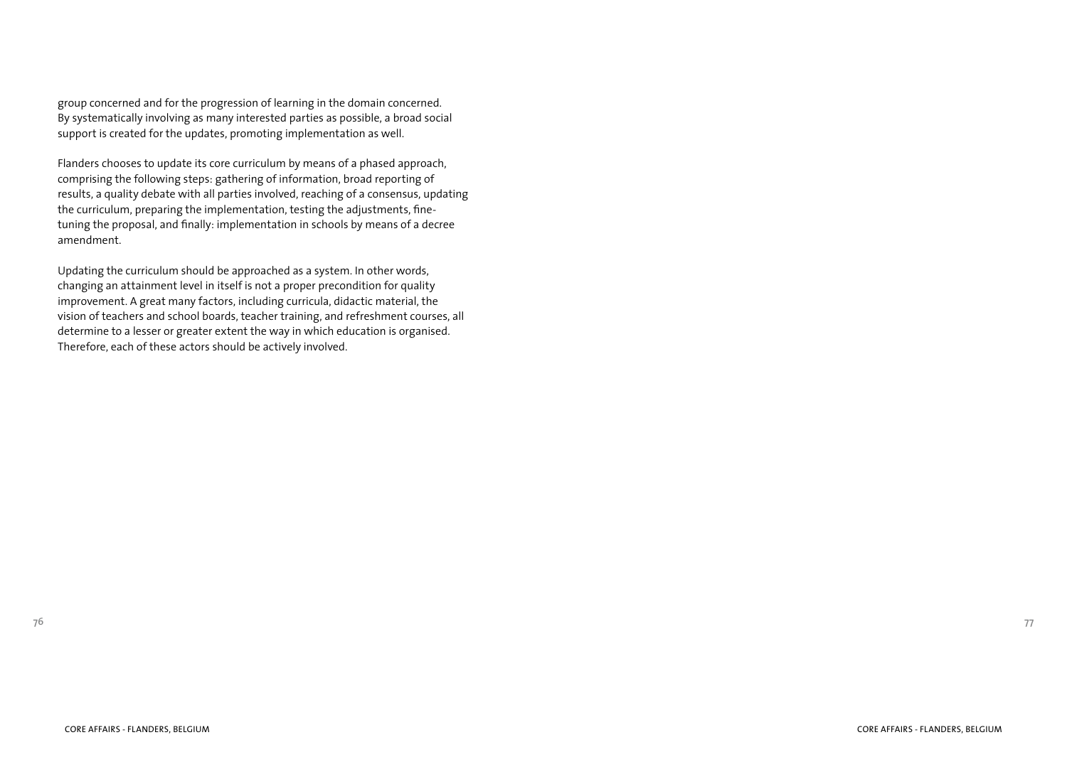group concerned and for the progression of learning in the domain concerned. By systematically involving as many interested parties as possible, a broad social support is created for the updates, promoting implementation as well.

Flanders chooses to update its core curriculum by means of a phased approach, comprising the following steps: gathering of information, broad reporting of results, a quality debate with all parties involved, reaching of a consensus, updating the curriculum, preparing the implementation, testing the adjustments, fine-tuning the proposal, and finally: implementation in schools by means of a decree amendment.

Updating the curriculum should be approached as a system. In other words, changing an attainment level in itself is not a proper precondition for quality improvement. A great many factors, including curricula, didactic material, the vision of teachers and school boards, teacher training, and refreshment courses, all determine to a lesser or greater extent the way in which education is organised. Therefore, each of these actors should be actively involved.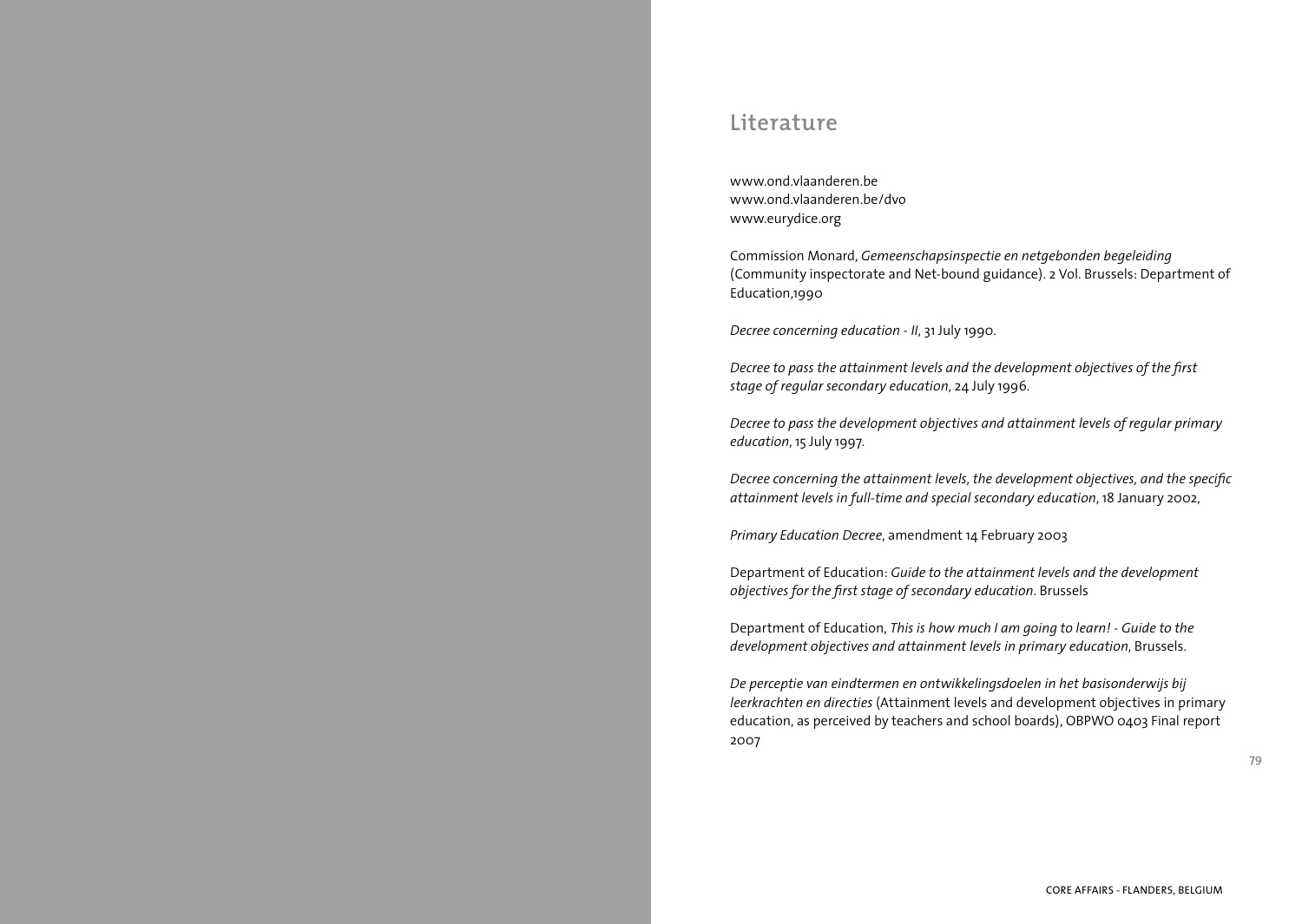# Literature

www.ond.vlaanderen.be
www.ond.vlaanderen.be/dvo
www.eurydice.org

Commission Monard, *Gemeenschapsinspectie en netgebonden begeleiding* (Community inspectorate and Net-bound guidance). 2 Vol. Brussels: Department of Education,1990

*Decree concerning education - II*, 31 July 1990.

*Decree to pass the attainment levels and the development objectives of the first stage of regular secondary education*, 24 July 1996.

*Decree to pass the development objectives and attainment levels of regular primary education*, 15 July 1997.

*Decree concerning the attainment levels, the development objectives, and the specific attainment levels in full-time and special secondary education*, 18 January 2002,

*Primary Education Decree*, amendment 14 February 2003

Department of Education: *Guide to the attainment levels and the development objectives for the first stage of secondary education*. Brussels

Department of Education, *This is how much I am going to learn! - Guide to the development objectives and attainment levels in primary education*, Brussels.

*De perceptie van eindtermen en ontwikkelingsdoelen in het basisonderwijs bij leerkrachten en directies* (Attainment levels and development objectives in primary education, as perceived by teachers and school boards), OBPWO 0403 Final report 2007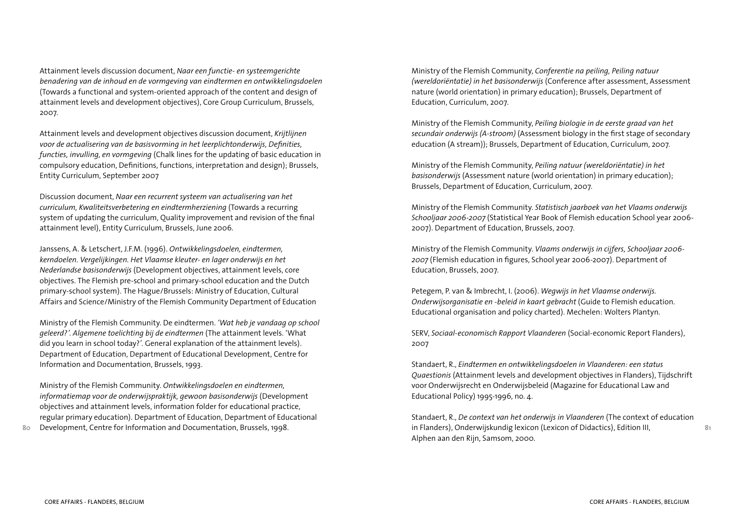Attainment levels discussion document, *Naar een functie- en systeemgerichte benadering van de inhoud en de vormgeving van eindtermen en ontwikkelingsdoelen* (Towards a functional and system-oriented approach of the content and design of attainment levels and development objectives), Core Group Curriculum, Brussels, 2007.

Attainment levels and development objectives discussion document, *Krijtlijnen voor de actualisering van de basisvorming in het leerplichtonderwijs, Definities, functies, invulling, en vormgeving* (Chalk lines for the updating of basic education in compulsory education, Definitions, functions, interpretation and design); Brussels, Entity Curriculum, September 2007

Discussion document, *Naar een recurrent systeem van actualisering van het curriculum, Kwaliteitsverbetering en eindtermherziening* (Towards a recurring system of updating the curriculum, Quality improvement and revision of the final attainment level), Entity Curriculum, Brussels, June 2006.

Janssens, A. & Letschert, J.F.M. (1996). *Ontwikkelingsdoelen, eindtermen, kerndoelen. Vergelijkingen. Het Vlaamse kleuter- en lager onderwijs en het Nederlandse basisonderwijs* (Development objectives, attainment levels, core objectives. The Flemish pre-school and primary-school education and the Dutch primary-school system). The Hague/Brussels: Ministry of Education, Cultural Affairs and Science/Ministry of the Flemish Community Department of Education

Ministry of the Flemish Community. De eindtermen. *'Wat heb je vandaag op school geleerd?'. Algemene toelichting bij de eindtermen* (The attainment levels. 'What did you learn in school today?'. General explanation of the attainment levels). Department of Education, Department of Educational Development, Centre for Information and Documentation, Brussels, 1993.

Ministry of the Flemish Community. *Ontwikkelingsdoelen en eindtermen, informatiemap voor de onderwijspraktijk, gewoon basisonderwijs* (Development objectives and attainment levels, information folder for educational practice, regular primary education). Department of Education, Department of Educational Development, Centre for Information and Documentation, Brussels, 1998.

Ministry of the Flemish Community, *Conferentie na peiling, Peiling natuur (wereldoriëntatie) in het basisonderwijs* (Conference after assessment, Assessment nature (world orientation) in primary education); Brussels, Department of Education, Curriculum, 2007.

Ministry of the Flemish Community, *Peiling biologie in de eerste graad van het secundair onderwijs (A-stroom)* (Assessment biology in the first stage of secondary education (A stream)); Brussels, Department of Education, Curriculum, 2007.

Ministry of the Flemish Community, *Peiling natuur (wereldoriëntatie) in het basisonderwijs* (Assessment nature (world orientation) in primary education); Brussels, Department of Education, Curriculum, 2007.

Ministry of the Flemish Community. *Statistisch jaarboek van het Vlaams onderwijs Schooljaar 2006-2007* (Statistical Year Book of Flemish education School year 2006-2007). Department of Education, Brussels, 2007.

Ministry of the Flemish Community. *Vlaams onderwijs in cijfers, Schooljaar 2006-2007* (Flemish education in figures, School year 2006-2007). Department of Education, Brussels, 2007.

Petegem, P. van & Imbrecht, I. (2006). *Wegwijs in het Vlaamse onderwijs. Onderwijsorganisatie en -beleid in kaart gebracht* (Guide to Flemish education. Educational organisation and policy charted). Mechelen: Wolters Plantyn.

SERV, *Sociaal-economisch Rapport Vlaanderen* (Social-economic Report Flanders), 2007

Standaert, R., *Eindtermen en ontwikkelingsdoelen in Vlaanderen: een status Quaestionis* (Attainment levels and development objectives in Flanders), Tijdschrift voor Onderwijsrecht en Onderwijsbeleid (Magazine for Educational Law and Educational Policy) 1995-1996, no. 4.

Standaert, R., *De context van het onderwijs in Vlaanderen* (The context of education in Flanders), Onderwijskundig lexicon (Lexicon of Didactics), Edition III, Alphen aan den Rijn, Samsom, 2000.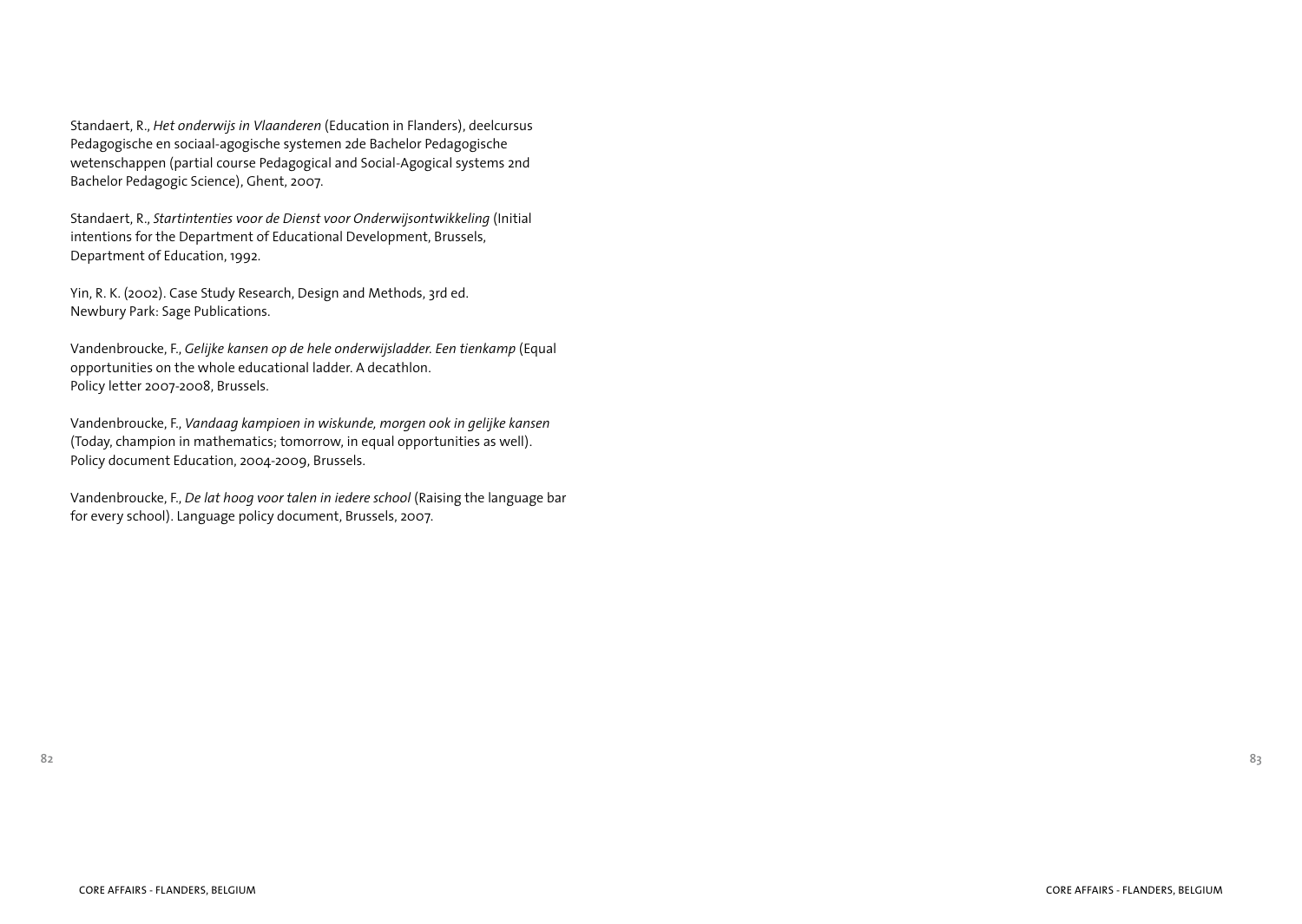Standaert, R., *Het onderwijs in Vlaanderen* (Education in Flanders), deelcursus Pedagogische en sociaal-agogische systemen 2de Bachelor Pedagogische wetenschappen (partial course Pedagogical and Social-Agogical systems 2nd Bachelor Pedagogic Science), Ghent, 2007.

Standaert, R., *Startintenties voor de Dienst voor Onderwijsontwikkeling* (Initial intentions for the Department of Educational Development, Brussels, Department of Education, 1992.

Yin, R. K. (2002). Case Study Research, Design and Methods, 3rd ed. Newbury Park: Sage Publications.

Vandenbroucke, F., *Gelijke kansen op de hele onderwijsladder. Een tienkamp* (Equal opportunities on the whole educational ladder. A decathlon. Policy letter 2007-2008, Brussels.

Vandenbroucke, F., *Vandaag kampioen in wiskunde, morgen ook in gelijke kansen* (Today, champion in mathematics; tomorrow, in equal opportunities as well). Policy document Education, 2004-2009, Brussels.

Vandenbroucke, F., *De lat hoog voor talen in iedere school* (Raising the language bar for every school). Language policy document, Brussels, 2007.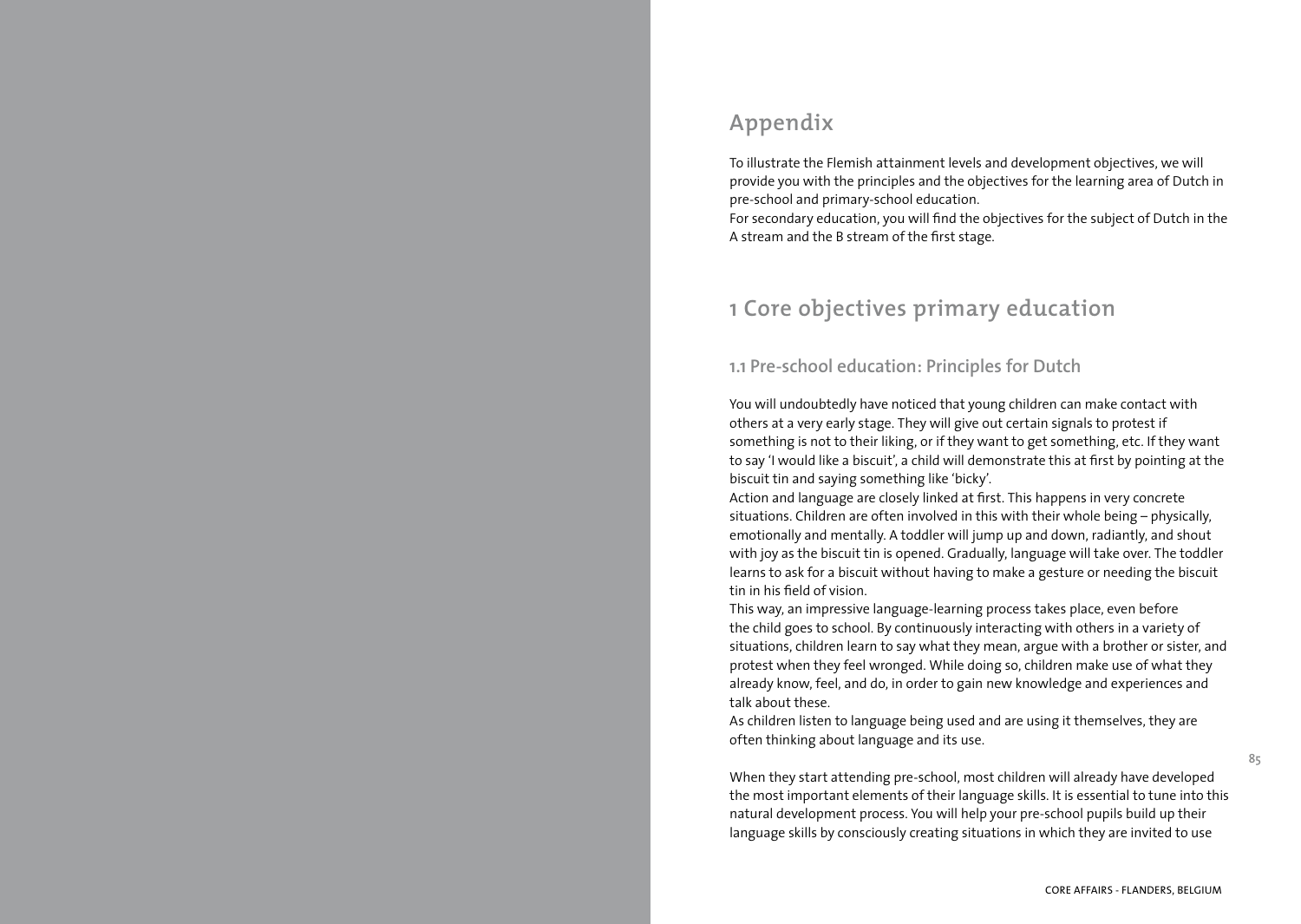# Appendix

To illustrate the Flemish attainment levels and development objectives, we will provide you with the principles and the objectives for the learning area of Dutch in pre-school and primary-school education.
For secondary education, you will find the objectives for the subject of Dutch in the A stream and the B stream of the first stage.

## 1 Core objectives primary education

### 1.1 Pre-school education: Principles for Dutch

You will undoubtedly have noticed that young children can make contact with others at a very early stage. They will give out certain signals to protest if something is not to their liking, or if they want to get something, etc. If they want to say 'I would like a biscuit', a child will demonstrate this at first by pointing at the biscuit tin and saying something like 'bicky'.
Action and language are closely linked at first. This happens in very concrete situations. Children are often involved in this with their whole being – physically, emotionally and mentally. A toddler will jump up and down, radiantly, and shout with joy as the biscuit tin is opened. Gradually, language will take over. The toddler learns to ask for a biscuit without having to make a gesture or needing the biscuit tin in his field of vision.
This way, an impressive language-learning process takes place, even before the child goes to school. By continuously interacting with others in a variety of situations, children learn to say what they mean, argue with a brother or sister, and protest when they feel wronged. While doing so, children make use of what they already know, feel, and do, in order to gain new knowledge and experiences and talk about these.
As children listen to language being used and are using it themselves, they are often thinking about language and its use.

When they start attending pre-school, most children will already have developed the most important elements of their language skills. It is essential to tune into this natural development process. You will help your pre-school pupils build up their language skills by consciously creating situations in which they are invited to use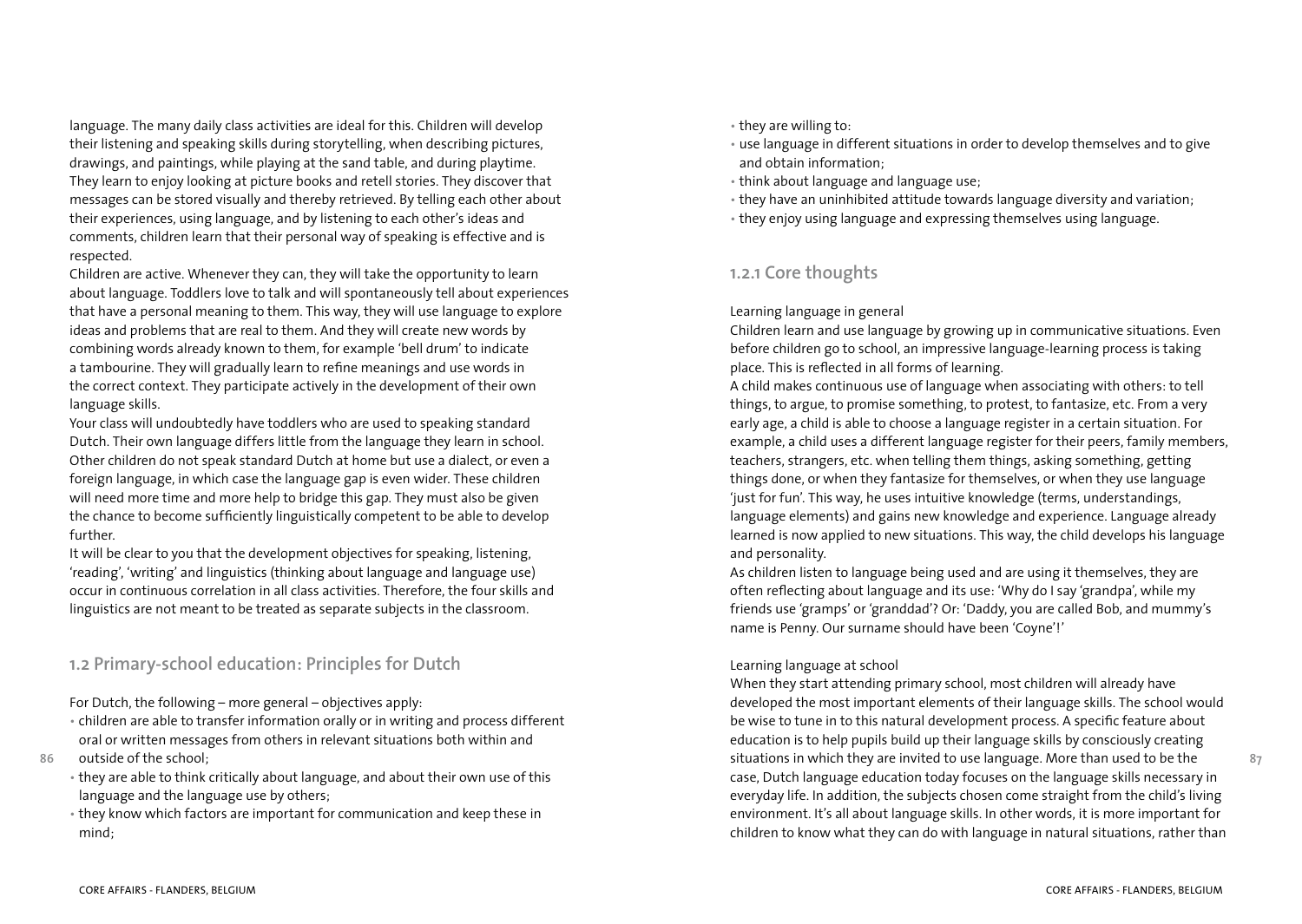language. The many daily class activities are ideal for this. Children will develop their listening and speaking skills during storytelling, when describing pictures, drawings, and paintings, while playing at the sand table, and during playtime. They learn to enjoy looking at picture books and retell stories. They discover that messages can be stored visually and thereby retrieved. By telling each other about their experiences, using language, and by listening to each other's ideas and comments, children learn that their personal way of speaking is effective and is respected.

Children are active. Whenever they can, they will take the opportunity to learn about language. Toddlers love to talk and will spontaneously tell about experiences that have a personal meaning to them. This way, they will use language to explore ideas and problems that are real to them. And they will create new words by combining words already known to them, for example 'bell drum' to indicate a tambourine. They will gradually learn to refine meanings and use words in the correct context. They participate actively in the development of their own language skills.

Your class will undoubtedly have toddlers who are used to speaking standard Dutch. Their own language differs little from the language they learn in school. Other children do not speak standard Dutch at home but use a dialect, or even a foreign language, in which case the language gap is even wider. These children will need more time and more help to bridge this gap. They must also be given the chance to become sufficiently linguistically competent to be able to develop further.

It will be clear to you that the development objectives for speaking, listening, 'reading', 'writing' and linguistics (thinking about language and language use) occur in continuous correlation in all class activities. Therefore, the four skills and linguistics are not meant to be treated as separate subjects in the classroom.

## 1.2 Primary-school education: Principles for Dutch

For Dutch, the following – more general – objectives apply:

- children are able to transfer information orally or in writing and process different oral or written messages from others in relevant situations both within and outside of the school;
- they are able to think critically about language, and about their own use of this language and the language use by others;
- they know which factors are important for communication and keep these in mind;
- they are willing to:
- use language in different situations in order to develop themselves and to give and obtain information;
- think about language and language use;
- they have an uninhibited attitude towards language diversity and variation;
- they enjoy using language and expressing themselves using language.

### 1.2.1 Core thoughts

Learning language in general

Children learn and use language by growing up in communicative situations. Even before children go to school, an impressive language-learning process is taking place. This is reflected in all forms of learning.

A child makes continuous use of language when associating with others: to tell things, to argue, to promise something, to protest, to fantasize, etc. From a very early age, a child is able to choose a language register in a certain situation. For example, a child uses a different language register for their peers, family members, teachers, strangers, etc. when telling them things, asking something, getting things done, or when they fantasize for themselves, or when they use language 'just for fun'. This way, he uses intuitive knowledge (terms, understandings, language elements) and gains new knowledge and experience. Language already learned is now applied to new situations. This way, the child develops his language and personality.

As children listen to language being used and are using it themselves, they are often reflecting about language and its use: 'Why do I say 'grandpa', while my friends use 'gramps' or 'granddad'? Or: 'Daddy, you are called Bob, and mummy's name is Penny. Our surname should have been 'Coyne'!'

Learning language at school

When they start attending primary school, most children will already have developed the most important elements of their language skills. The school would be wise to tune in to this natural development process. A specific feature about education is to help pupils build up their language skills by consciously creating situations in which they are invited to use language. More than used to be the case, Dutch language education today focuses on the language skills necessary in everyday life. In addition, the subjects chosen come straight from the child's living environment. It's all about language skills. In other words, it is more important for children to know what they can do with language in natural situations, rather than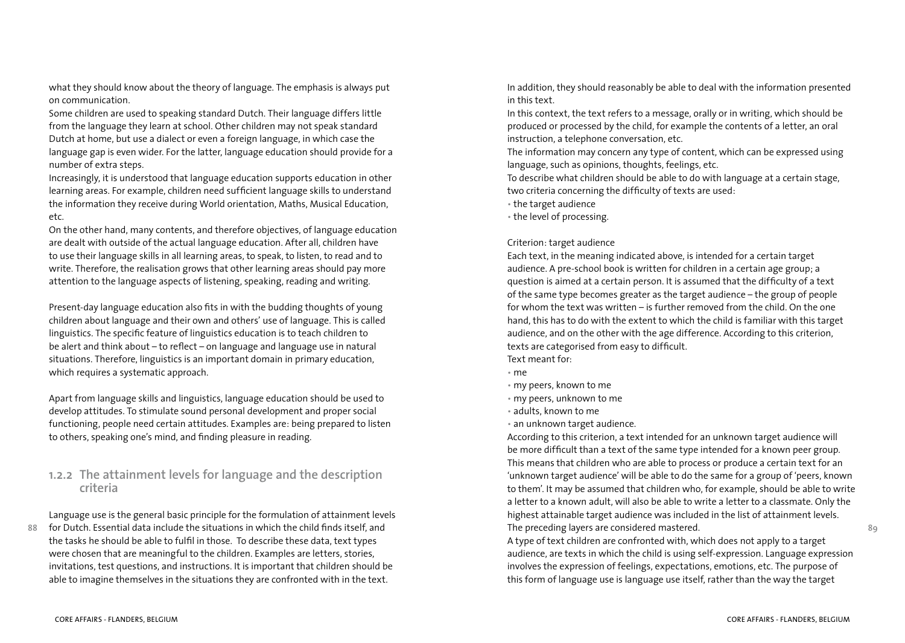what they should know about the theory of language. The emphasis is always put on communication.

Some children are used to speaking standard Dutch. Their language differs little from the language they learn at school. Other children may not speak standard Dutch at home, but use a dialect or even a foreign language, in which case the language gap is even wider. For the latter, language education should provide for a number of extra steps.

Increasingly, it is understood that language education supports education in other learning areas. For example, children need sufficient language skills to understand the information they receive during World orientation, Maths, Musical Education, etc.

On the other hand, many contents, and therefore objectives, of language education are dealt with outside of the actual language education. After all, children have to use their language skills in all learning areas, to speak, to listen, to read and to write. Therefore, the realisation grows that other learning areas should pay more attention to the language aspects of listening, speaking, reading and writing.

Present-day language education also fits in with the budding thoughts of young children about language and their own and others' use of language. This is called linguistics. The specific feature of linguistics education is to teach children to be alert and think about – to reflect – on language and language use in natural situations. Therefore, linguistics is an important domain in primary education, which requires a systematic approach.

Apart from language skills and linguistics, language education should be used to develop attitudes. To stimulate sound personal development and proper social functioning, people need certain attitudes. Examples are: being prepared to listen to others, speaking one's mind, and finding pleasure in reading.

### 1.2.2 The attainment levels for language and the description criteria

Language use is the general basic principle for the formulation of attainment levels for Dutch. Essential data include the situations in which the child finds itself, and the tasks he should be able to fulfil in those. To describe these data, text types were chosen that are meaningful to the children. Examples are letters, stories, invitations, test questions, and instructions. It is important that children should be able to imagine themselves in the situations they are confronted with in the text. In addition, they should reasonably be able to deal with the information presented in this text.

In this context, the text refers to a message, orally or in writing, which should be produced or processed by the child, for example the contents of a letter, an oral instruction, a telephone conversation, etc.

The information may concern any type of content, which can be expressed using language, such as opinions, thoughts, feelings, etc.

To describe what children should be able to do with language at a certain stage, two criteria concerning the difficulty of texts are used:

- the target audience
- the level of processing.

Criterion: target audience

Each text, in the meaning indicated above, is intended for a certain target audience. A pre-school book is written for children in a certain age group; a question is aimed at a certain person. It is assumed that the difficulty of a text of the same type becomes greater as the target audience – the group of people for whom the text was written – is further removed from the child. On the one hand, this has to do with the extent to which the child is familiar with this target audience, and on the other with the age difference. According to this criterion, texts are categorised from easy to difficult.

Text meant for:

- me
- my peers, known to me
- my peers, unknown to me
- adults, known to me
- an unknown target audience.

According to this criterion, a text intended for an unknown target audience will be more difficult than a text of the same type intended for a known peer group. This means that children who are able to process or produce a certain text for an 'unknown target audience' will be able to do the same for a group of 'peers, known to them'. It may be assumed that children who, for example, should be able to write a letter to a known adult, will also be able to write a letter to a classmate. Only the highest attainable target audience was included in the list of attainment levels. The preceding layers are considered mastered.

A type of text children are confronted with, which does not apply to a target audience, are texts in which the child is using self-expression. Language expression involves the expression of feelings, expectations, emotions, etc. The purpose of this form of language use is language use itself, rather than the way the target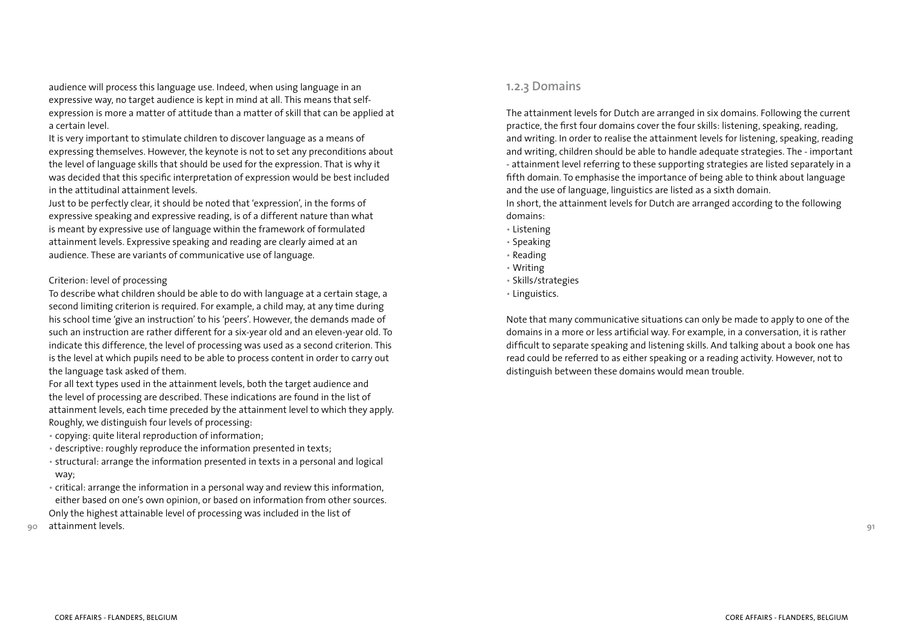audience will process this language use. Indeed, when using language in an expressive way, no target audience is kept in mind at all. This means that self-expression is more a matter of attitude than a matter of skill that can be applied at a certain level.

It is very important to stimulate children to discover language as a means of expressing themselves. However, the keynote is not to set any preconditions about the level of language skills that should be used for the expression. That is why it was decided that this specific interpretation of expression would be best included in the attitudinal attainment levels.

Just to be perfectly clear, it should be noted that 'expression', in the forms of expressive speaking and expressive reading, is of a different nature than what is meant by expressive use of language within the framework of formulated attainment levels. Expressive speaking and reading are clearly aimed at an audience. These are variants of communicative use of language.

Criterion: level of processing

To describe what children should be able to do with language at a certain stage, a second limiting criterion is required. For example, a child may, at any time during his school time 'give an instruction' to his 'peers'. However, the demands made of such an instruction are rather different for a six-year old and an eleven-year old. To indicate this difference, the level of processing was used as a second criterion. This is the level at which pupils need to be able to process content in order to carry out the language task asked of them.

For all text types used in the attainment levels, both the target audience and the level of processing are described. These indications are found in the list of attainment levels, each time preceded by the attainment level to which they apply. Roughly, we distinguish four levels of processing:

- copying: quite literal reproduction of information;
- descriptive: roughly reproduce the information presented in texts;
- structural: arrange the information presented in texts in a personal and logical way;
- critical: arrange the information in a personal way and review this information, either based on one's own opinion, or based on information from other sources.

Only the highest attainable level of processing was included in the list of attainment levels.

### 1.2.3 Domains

The attainment levels for Dutch are arranged in six domains. Following the current practice, the first four domains cover the four skills: listening, speaking, reading, and writing. In order to realise the attainment levels for listening, speaking, reading and writing, children should be able to handle adequate strategies. The - important - attainment level referring to these supporting strategies are listed separately in a fifth domain. To emphasise the importance of being able to think about language and the use of language, linguistics are listed as a sixth domain.

In short, the attainment levels for Dutch are arranged according to the following domains:

- Listening
- Speaking
- Reading
- Writing
- Skills/strategies
- Linguistics.

Note that many communicative situations can only be made to apply to one of the domains in a more or less artificial way. For example, in a conversation, it is rather difficult to separate speaking and listening skills. And talking about a book one has read could be referred to as either speaking or a reading activity. However, not to distinguish between these domains would mean trouble.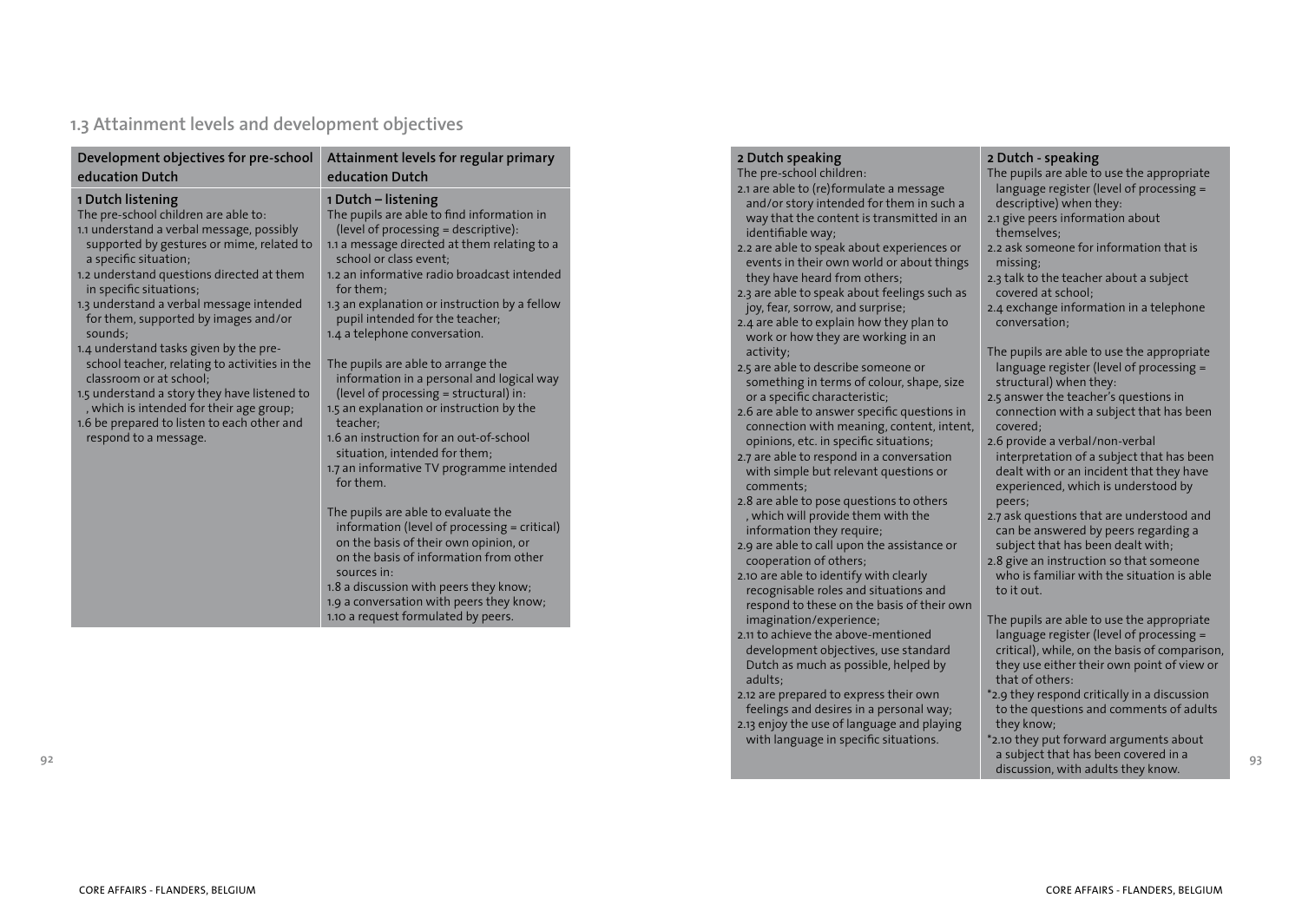## 1.3 Attainment levels and development objectives

| Development objectives for pre-school education Dutch | Attainment levels for regular primary education Dutch |
|---|---|
| **1 Dutch listening**<br>The pre-school children are able to:<br>1.1 understand a verbal message, possibly supported by gestures or mime, related to a specific situation;<br>1.2 understand questions directed at them in specific situations;<br>1.3 understand a verbal message intended for them, supported by images and/or sounds;<br>1.4 understand tasks given by the pre-school teacher, relating to activities in the classroom or at school;<br>1.5 understand a story they have listened to , which is intended for their age group;<br>1.6 be prepared to listen to each other and respond to a message. | **1 Dutch – listening**<br>The pupils are able to find information in (level of processing = descriptive):<br>1.1 a message directed at them relating to a school or class event;<br>1.2 an informative radio broadcast intended for them;<br>1.3 an explanation or instruction by a fellow pupil intended for the teacher;<br>1.4 a telephone conversation.<br><br>The pupils are able to arrange the information in a personal and logical way (level of processing = structural) in:<br>1.5 an explanation or instruction by the teacher;<br>1.6 an instruction for an out-of-school situation, intended for them;<br>1.7 an informative TV programme intended for them.<br><br>The pupils are able to evaluate the information (level of processing = critical) on the basis of their own opinion, or on the basis of information from other sources in:<br>1.8 a discussion with peers they know;<br>1.9 a conversation with peers they know;<br>1.10 a request formulated by peers. |
| **2 Dutch speaking**<br>The pre-school children:<br>2.1 are able to (re)formulate a message and/or story intended for them in such a way that the content is transmitted in an identifiable way;<br>2.2 are able to speak about experiences or events in their own world or about things they have heard from others;<br>2.3 are able to speak about feelings such as joy, fear, sorrow, and surprise;<br>2.4 are able to explain how they plan to work or how they are working in an activity;<br>2.5 are able to describe someone or something in terms of colour, shape, size or a specific characteristic;<br>2.6 are able to answer specific questions in connection with meaning, content, intent, opinions, etc. in specific situations;<br>2.7 are able to respond in a conversation with simple but relevant questions or comments;<br>2.8 are able to pose questions to others , which will provide them with the information they require;<br>2.9 are able to call upon the assistance or cooperation of others;<br>2.10 are able to identify with clearly recognisable roles and situations and respond to these on the basis of their own imagination/experience;<br>2.11 to achieve the above-mentioned development objectives, use standard Dutch as much as possible, helped by adults;<br>2.12 are prepared to express their own feelings and desires in a personal way;<br>2.13 enjoy the use of language and playing with language in specific situations. | **2 Dutch - speaking**<br>The pupils are able to use the appropriate language register (level of processing = descriptive) when they:<br>2.1 give peers information about themselves;<br>2.2 ask someone for information that is missing;<br>2.3 talk to the teacher about a subject covered at school;<br>2.4 exchange information in a telephone conversation;<br><br>The pupils are able to use the appropriate language register (level of processing = structural) when they:<br>2.5 answer the teacher's questions in connection with a subject that has been covered;<br>2.6 provide a verbal/non-verbal interpretation of a subject that has been dealt with or an incident that they have experienced, which is understood by peers;<br>2.7 ask questions that are understood and can be answered by peers regarding a subject that has been dealt with;<br>2.8 give an instruction so that someone who is familiar with the situation is able to it out.<br><br>The pupils are able to use the appropriate language register (level of processing = critical), while, on the basis of comparison, they use either their own point of view or that of others:<br>*2.9 they respond critically in a discussion to the questions and comments of adults they know;<br>*2.10 they put forward arguments about a subject that has been covered in a discussion, with adults they know. |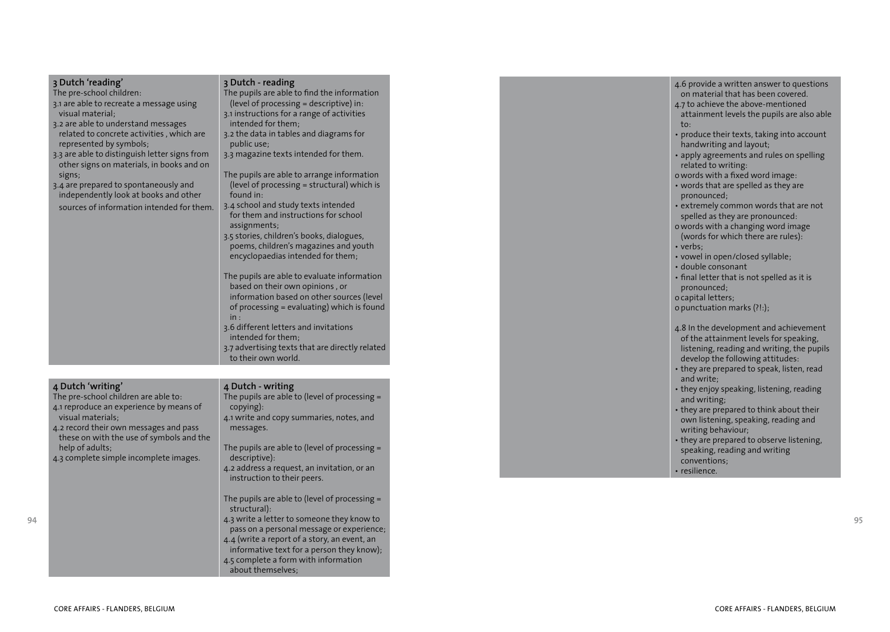### 3 Dutch 'reading'

The pre-school children:

3.1 are able to recreate a message using visual material;
3.2 are able to understand messages related to concrete activities , which are represented by symbols;
3.3 are able to distinguish letter signs from other signs on materials, in books and on signs;
3.4 are prepared to spontaneously and independently look at books and other sources of information intended for them.

### 3 Dutch - reading

The pupils are able to find the information (level of processing = descriptive) in:

3.1 instructions for a range of activities intended for them;
3.2 the data in tables and diagrams for public use;
3.3 magazine texts intended for them.

The pupils are able to arrange information (level of processing = structural) which is found in:

3.4 school and study texts intended for them and instructions for school assignments;
3.5 stories, children's books, dialogues, poems, children's magazines and youth encyclopaedias intended for them;

The pupils are able to evaluate information based on their own opinions , or information based on other sources (level of processing = evaluating) which is found in :

3.6 different letters and invitations intended for them;
3.7 advertising texts that are directly related to their own world.

### 4 Dutch 'writing'

The pre-school children are able to:

4.1 reproduce an experience by means of visual materials;
4.2 record their own messages and pass these on with the use of symbols and the help of adults;
4.3 complete simple incomplete images.

### 4 Dutch - writing

The pupils are able to (level of processing = copying):

4.1 write and copy summaries, notes, and messages.

The pupils are able to (level of processing = descriptive):

4.2 address a request, an invitation, or an instruction to their peers.

The pupils are able to (level of processing = structural):

4.3 write a letter to someone they know to pass on a personal message or experience;
4.4 (write a report of a story, an event, an informative text for a person they know);
4.5 complete a form with information about themselves;
4.6 provide a written answer to questions on material that has been covered.
4.7 to achieve the above-mentioned attainment levels the pupils are also able to:

- produce their texts, taking into account handwriting and layout;
- apply agreements and rules on spelling related to writing:
  - o words with a fixed word image:
    - words that are spelled as they are pronounced;
    - extremely common words that are not spelled as they are pronounced:
  - o words with a changing word image (words for which there are rules):
    - verbs;
    - vowel in open/closed syllable;
    - double consonant
    - final letter that is not spelled as it is pronounced;
  - o capital letters;
  - o punctuation marks (?!:);

4.8 In the development and achievement of the attainment levels for speaking, listening, reading and writing, the pupils develop the following attitudes:

- they are prepared to speak, listen, read and write;
- they enjoy speaking, listening, reading and writing;
- they are prepared to think about their own listening, speaking, reading and writing behaviour;
- they are prepared to observe listening, speaking, reading and writing conventions;
- resilience.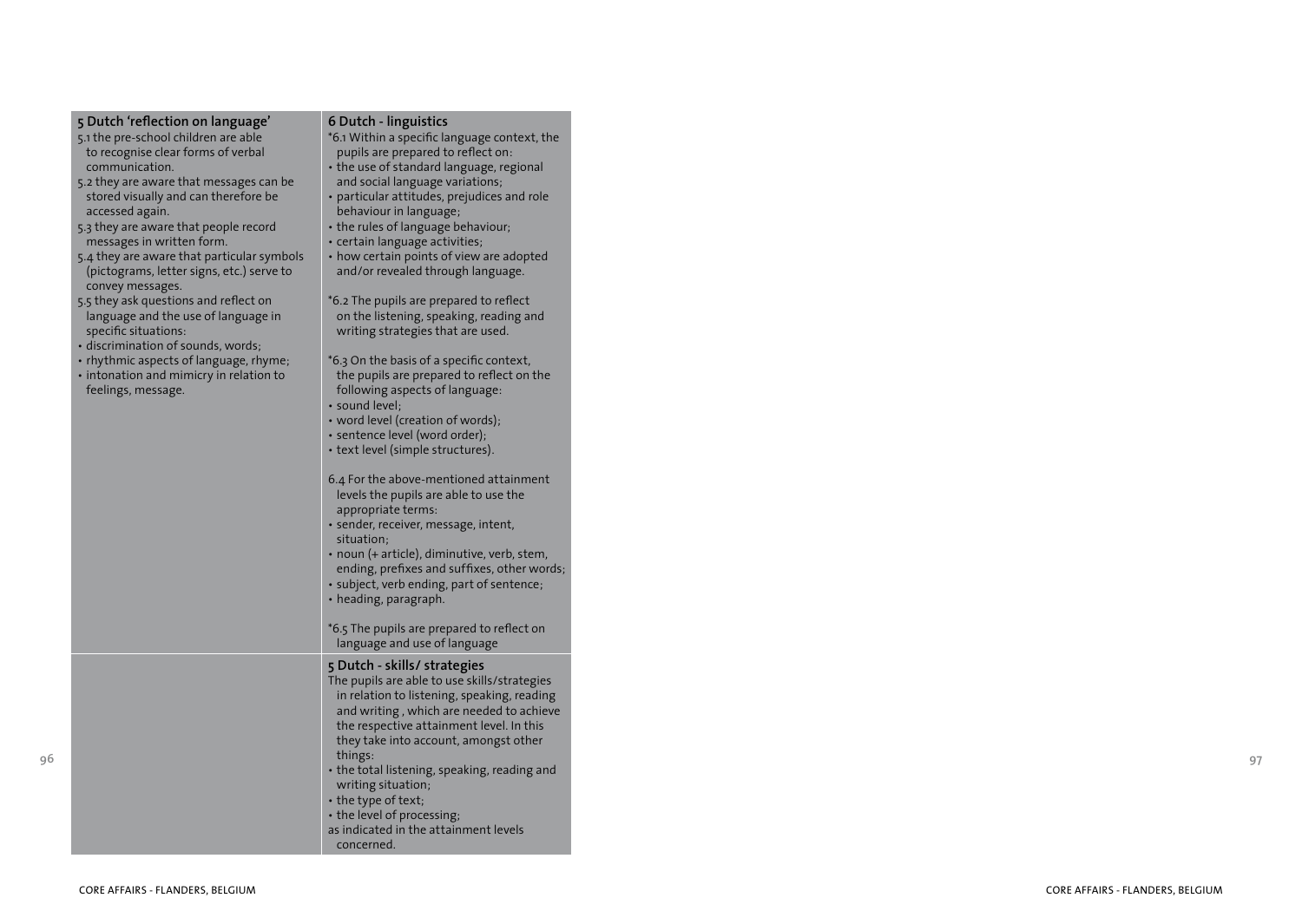### 5 Dutch 'reflection on language'

5.1 the pre-school children are able to recognise clear forms of verbal communication.

5.2 they are aware that messages can be stored visually and can therefore be accessed again.

5.3 they are aware that people record messages in written form.

5.4 they are aware that particular symbols (pictograms, letter signs, etc.) serve to convey messages.

5.5 they ask questions and reflect on language and the use of language in specific situations:

- discrimination of sounds, words;
- rhythmic aspects of language, rhyme;
- intonation and mimicry in relation to feelings, message.

### 6 Dutch - linguistics

*6.1 Within a specific language context, the pupils are prepared to reflect on:

- the use of standard language, regional and social language variations;
- particular attitudes, prejudices and role behaviour in language;
- the rules of language behaviour;
- certain language activities;
- how certain points of view are adopted and/or revealed through language.

*6.2 The pupils are prepared to reflect on the listening, speaking, reading and writing strategies that are used.

*6.3 On the basis of a specific context, the pupils are prepared to reflect on the following aspects of language:

- sound level;
- word level (creation of words);
- sentence level (word order);
- text level (simple structures).

6.4 For the above-mentioned attainment levels the pupils are able to use the appropriate terms:

- sender, receiver, message, intent, situation;
- noun (+ article), diminutive, verb, stem, ending, prefixes and suffixes, other words;
- subject, verb ending, part of sentence;
- heading, paragraph.

*6.5 The pupils are prepared to reflect on language and use of language

### 5 Dutch - skills/ strategies

The pupils are able to use skills/strategies in relation to listening, speaking, reading and writing , which are needed to achieve the respective attainment level. In this they take into account, amongst other things:

- the total listening, speaking, reading and writing situation;
- the type of text;
- the level of processing;

as indicated in the attainment levels concerned.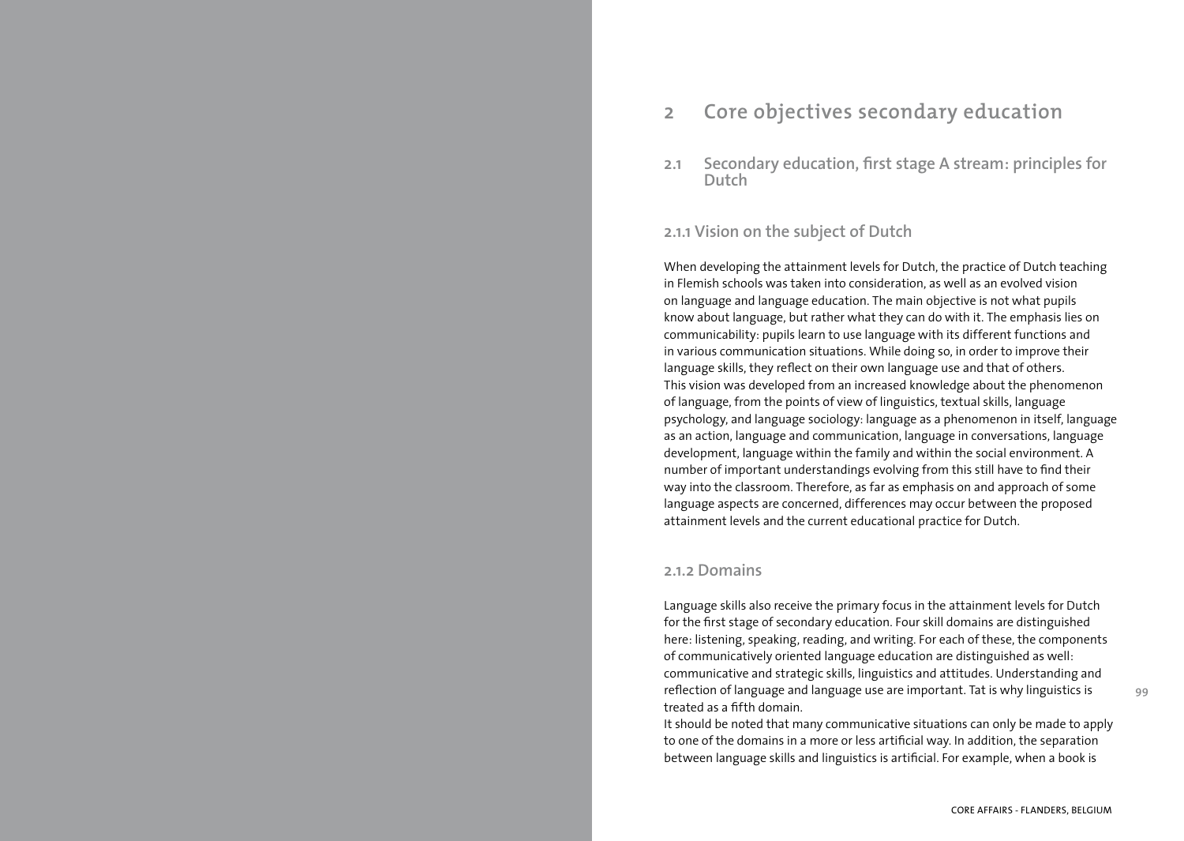# 2 Core objectives secondary education

## 2.1 Secondary education, first stage A stream: principles for Dutch

### 2.1.1 Vision on the subject of Dutch

When developing the attainment levels for Dutch, the practice of Dutch teaching in Flemish schools was taken into consideration, as well as an evolved vision on language and language education. The main objective is not what pupils know about language, but rather what they can do with it. The emphasis lies on communicability: pupils learn to use language with its different functions and in various communication situations. While doing so, in order to improve their language skills, they reflect on their own language use and that of others. This vision was developed from an increased knowledge about the phenomenon of language, from the points of view of linguistics, textual skills, language psychology, and language sociology: language as a phenomenon in itself, language as an action, language and communication, language in conversations, language development, language within the family and within the social environment. A number of important understandings evolving from this still have to find their way into the classroom. Therefore, as far as emphasis on and approach of some language aspects are concerned, differences may occur between the proposed attainment levels and the current educational practice for Dutch.

### 2.1.2 Domains

Language skills also receive the primary focus in the attainment levels for Dutch for the first stage of secondary education. Four skill domains are distinguished here: listening, speaking, reading, and writing. For each of these, the components of communicatively oriented language education are distinguished as well: communicative and strategic skills, linguistics and attitudes. Understanding and reflection of language and language use are important. Tat is why linguistics is treated as a fifth domain.

It should be noted that many communicative situations can only be made to apply to one of the domains in a more or less artificial way. In addition, the separation between language skills and linguistics is artificial. For example, when a book is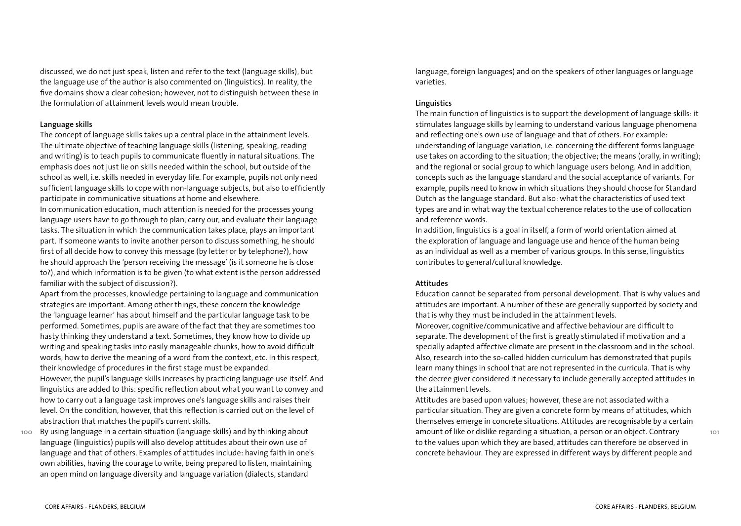discussed, we do not just speak, listen and refer to the text (language skills), but the language use of the author is also commented on (linguistics). In reality, the five domains show a clear cohesion; however, not to distinguish between these in the formulation of attainment levels would mean trouble.

**Language skills**

The concept of language skills takes up a central place in the attainment levels. The ultimate objective of teaching language skills (listening, speaking, reading and writing) is to teach pupils to communicate fluently in natural situations. The emphasis does not just lie on skills needed within the school, but outside of the school as well, i.e. skills needed in everyday life. For example, pupils not only need sufficient language skills to cope with non-language subjects, but also to efficiently participate in communicative situations at home and elsewhere.

In communication education, much attention is needed for the processes young language users have to go through to plan, carry our, and evaluate their language tasks. The situation in which the communication takes place, plays an important part. If someone wants to invite another person to discuss something, he should first of all decide how to convey this message (by letter or by telephone?), how he should approach the 'person receiving the message' (is it someone he is close to?), and which information is to be given (to what extent is the person addressed familiar with the subject of discussion?).

Apart from the processes, knowledge pertaining to language and communication strategies are important. Among other things, these concern the knowledge the 'language learner' has about himself and the particular language task to be performed. Sometimes, pupils are aware of the fact that they are sometimes too hasty thinking they understand a text. Sometimes, they know how to divide up writing and speaking tasks into easily manageable chunks, how to avoid difficult words, how to derive the meaning of a word from the context, etc. In this respect, their knowledge of procedures in the first stage must be expanded.

However, the pupil's language skills increases by practicing language use itself. And linguistics are added to this: specific reflection about what you want to convey and how to carry out a language task improves one's language skills and raises their level. On the condition, however, that this reflection is carried out on the level of abstraction that matches the pupil's current skills.

By using language in a certain situation (language skills) and by thinking about language (linguistics) pupils will also develop attitudes about their own use of language and that of others. Examples of attitudes include: having faith in one's own abilities, having the courage to write, being prepared to listen, maintaining an open mind on language diversity and language variation (dialects, standard language, foreign languages) and on the speakers of other languages or language varieties.

**Linguistics**

The main function of linguistics is to support the development of language skills: it stimulates language skills by learning to understand various language phenomena and reflecting one's own use of language and that of others. For example: understanding of language variation, i.e. concerning the different forms language use takes on according to the situation; the objective; the means (orally, in writing); and the regional or social group to which language users belong. And in addition, concepts such as the language standard and the social acceptance of variants. For example, pupils need to know in which situations they should choose for Standard Dutch as the language standard. But also: what the characteristics of used text types are and in what way the textual coherence relates to the use of collocation and reference words.

In addition, linguistics is a goal in itself, a form of world orientation aimed at the exploration of language and language use and hence of the human being as an individual as well as a member of various groups. In this sense, linguistics contributes to general/cultural knowledge.

**Attitudes**

Education cannot be separated from personal development. That is why values and attitudes are important. A number of these are generally supported by society and that is why they must be included in the attainment levels.

Moreover, cognitive/communicative and affective behaviour are difficult to separate. The development of the first is greatly stimulated if motivation and a specially adapted affective climate are present in the classroom and in the school. Also, research into the so-called hidden curriculum has demonstrated that pupils learn many things in school that are not represented in the curricula. That is why the decree giver considered it necessary to include generally accepted attitudes in the attainment levels.

Attitudes are based upon values; however, these are not associated with a particular situation. They are given a concrete form by means of attitudes, which themselves emerge in concrete situations. Attitudes are recognisable by a certain amount of like or dislike regarding a situation, a person or an object. Contrary to the values upon which they are based, attitudes can therefore be observed in concrete behaviour. They are expressed in different ways by different people and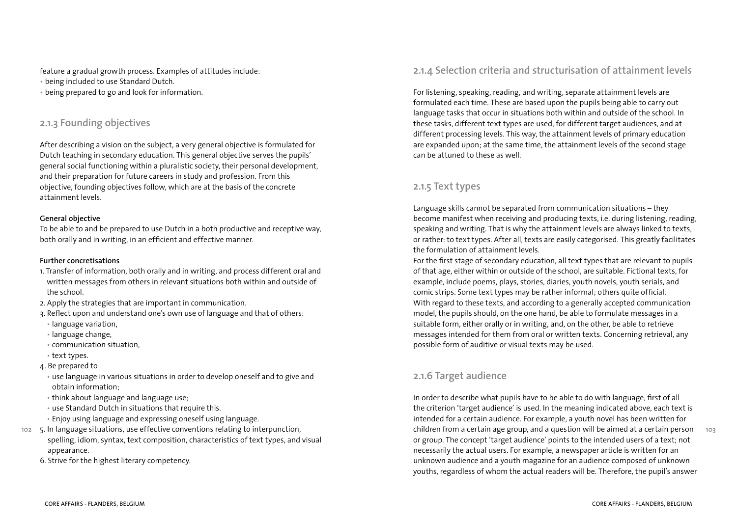feature a gradual growth process. Examples of attitudes include:

- being included to use Standard Dutch.
- being prepared to go and look for information.

## 2.1.3 Founding objectives

After describing a vision on the subject, a very general objective is formulated for Dutch teaching in secondary education. This general objective serves the pupils' general social functioning within a pluralistic society, their personal development, and their preparation for future careers in study and profession. From this objective, founding objectives follow, which are at the basis of the concrete attainment levels.

**General objective**

To be able to and be prepared to use Dutch in a both productive and receptive way, both orally and in writing, in an efficient and effective manner.

**Further concretisations**

1. Transfer of information, both orally and in writing, and process different oral and written messages from others in relevant situations both within and outside of the school.
2. Apply the strategies that are important in communication.
3. Reflect upon and understand one's own use of language and that of others:
   - language variation,
   - language change,
   - communication situation,
   - text types.
4. Be prepared to
   - use language in various situations in order to develop oneself and to give and obtain information;
   - think about language and language use;
   - use Standard Dutch in situations that require this.
   - Enjoy using language and expressing oneself using language.
5. In language situations, use effective conventions relating to interpunction, spelling, idiom, syntax, text composition, characteristics of text types, and visual appearance.
6. Strive for the highest literary competency.

## 2.1.4 Selection criteria and structurisation of attainment levels

For listening, speaking, reading, and writing, separate attainment levels are formulated each time. These are based upon the pupils being able to carry out language tasks that occur in situations both within and outside of the school. In these tasks, different text types are used, for different target audiences, and at different processing levels. This way, the attainment levels of primary education are expanded upon; at the same time, the attainment levels of the second stage can be attuned to these as well.

## 2.1.5 Text types

Language skills cannot be separated from communication situations – they become manifest when receiving and producing texts, i.e. during listening, reading, speaking and writing. That is why the attainment levels are always linked to texts, or rather: to text types. After all, texts are easily categorised. This greatly facilitates the formulation of attainment levels.

For the first stage of secondary education, all text types that are relevant to pupils of that age, either within or outside of the school, are suitable. Fictional texts, for example, include poems, plays, stories, diaries, youth novels, youth serials, and comic strips. Some text types may be rather informal; others quite official.

With regard to these texts, and according to a generally accepted communication model, the pupils should, on the one hand, be able to formulate messages in a suitable form, either orally or in writing, and, on the other, be able to retrieve messages intended for them from oral or written texts. Concerning retrieval, any possible form of auditive or visual texts may be used.

## 2.1.6 Target audience

In order to describe what pupils have to be able to do with language, first of all the criterion 'target audience' is used. In the meaning indicated above, each text is intended for a certain audience. For example, a youth novel has been written for children from a certain age group, and a question will be aimed at a certain person or group. The concept 'target audience' points to the intended users of a text; not necessarily the actual users. For example, a newspaper article is written for an unknown audience and a youth magazine for an audience composed of unknown youths, regardless of whom the actual readers will be. Therefore, the pupil's answer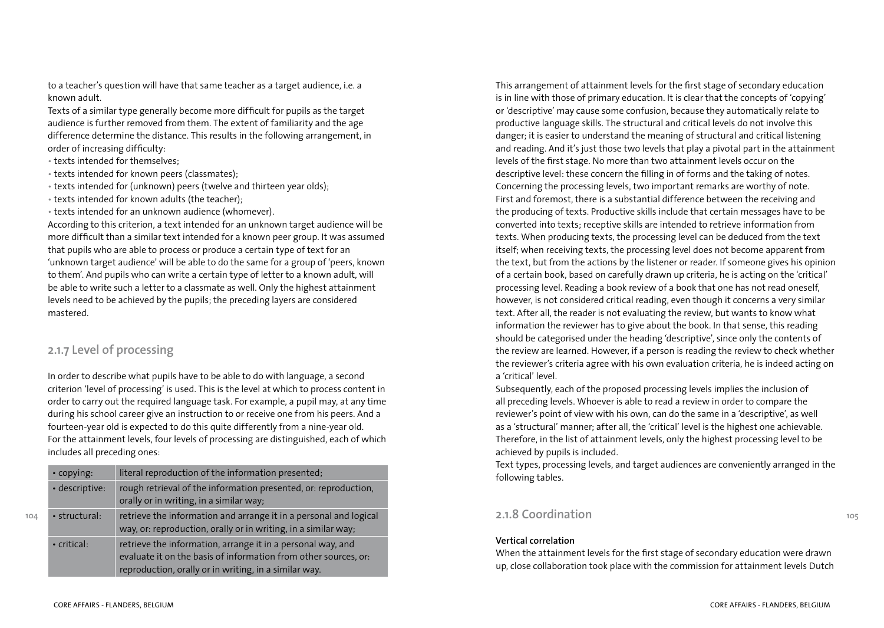to a teacher's question will have that same teacher as a target audience, i.e. a known adult.

Texts of a similar type generally become more difficult for pupils as the target audience is further removed from them. The extent of familiarity and the age difference determine the distance. This results in the following arrangement, in order of increasing difficulty:

- texts intended for themselves;
- texts intended for known peers (classmates);
- texts intended for (unknown) peers (twelve and thirteen year olds);
- texts intended for known adults (the teacher);
- texts intended for an unknown audience (whomever).

According to this criterion, a text intended for an unknown target audience will be more difficult than a similar text intended for a known peer group. It was assumed that pupils who are able to process or produce a certain type of text for an 'unknown target audience' will be able to do the same for a group of 'peers, known to them'. And pupils who can write a certain type of letter to a known adult, will be able to write such a letter to a classmate as well. Only the highest attainment levels need to be achieved by the pupils; the preceding layers are considered mastered.

## 2.1.7 Level of processing

In order to describe what pupils have to be able to do with language, a second criterion 'level of processing' is used. This is the level at which to process content in order to carry out the required language task. For example, a pupil may, at any time during his school career give an instruction to or receive one from his peers. And a fourteen-year old is expected to do this quite differently from a nine-year old. For the attainment levels, four levels of processing are distinguished, each of which includes all preceding ones:

| | |
|---|---|
| • copying: | literal reproduction of the information presented; |
| • descriptive: | rough retrieval of the information presented, or: reproduction, orally or in writing, in a similar way; |
| • structural: | retrieve the information and arrange it in a personal and logical way, or: reproduction, orally or in writing, in a similar way; |
| • critical: | retrieve the information, arrange it in a personal way, and evaluate it on the basis of information from other sources, or: reproduction, orally or in writing, in a similar way. |

This arrangement of attainment levels for the first stage of secondary education is in line with those of primary education. It is clear that the concepts of 'copying' or 'descriptive' may cause some confusion, because they automatically relate to productive language skills. The structural and critical levels do not involve this danger; it is easier to understand the meaning of structural and critical listening and reading. And it's just those two levels that play a pivotal part in the attainment levels of the first stage. No more than two attainment levels occur on the descriptive level: these concern the filling in of forms and the taking of notes.

Concerning the processing levels, two important remarks are worthy of note. First and foremost, there is a substantial difference between the receiving and the producing of texts. Productive skills include that certain messages have to be converted into texts; receptive skills are intended to retrieve information from texts. When producing texts, the processing level can be deduced from the text itself; when receiving texts, the processing level does not become apparent from the text, but from the actions by the listener or reader. If someone gives his opinion of a certain book, based on carefully drawn up criteria, he is acting on the 'critical' processing level. Reading a book review of a book that one has not read oneself, however, is not considered critical reading, even though it concerns a very similar text. After all, the reader is not evaluating the review, but wants to know what information the reviewer has to give about the book. In that sense, this reading should be categorised under the heading 'descriptive', since only the contents of the review are learned. However, if a person is reading the review to check whether the reviewer's criteria agree with his own evaluation criteria, he is indeed acting on a 'critical' level.

Subsequently, each of the proposed processing levels implies the inclusion of all preceding levels. Whoever is able to read a review in order to compare the reviewer's point of view with his own, can do the same in a 'descriptive', as well as a 'structural' manner; after all, the 'critical' level is the highest one achievable. Therefore, in the list of attainment levels, only the highest processing level to be achieved by pupils is included.

Text types, processing levels, and target audiences are conveniently arranged in the following tables.

## 2.1.8 Coordination

**Vertical correlation**

When the attainment levels for the first stage of secondary education were drawn up, close collaboration took place with the commission for attainment levels Dutch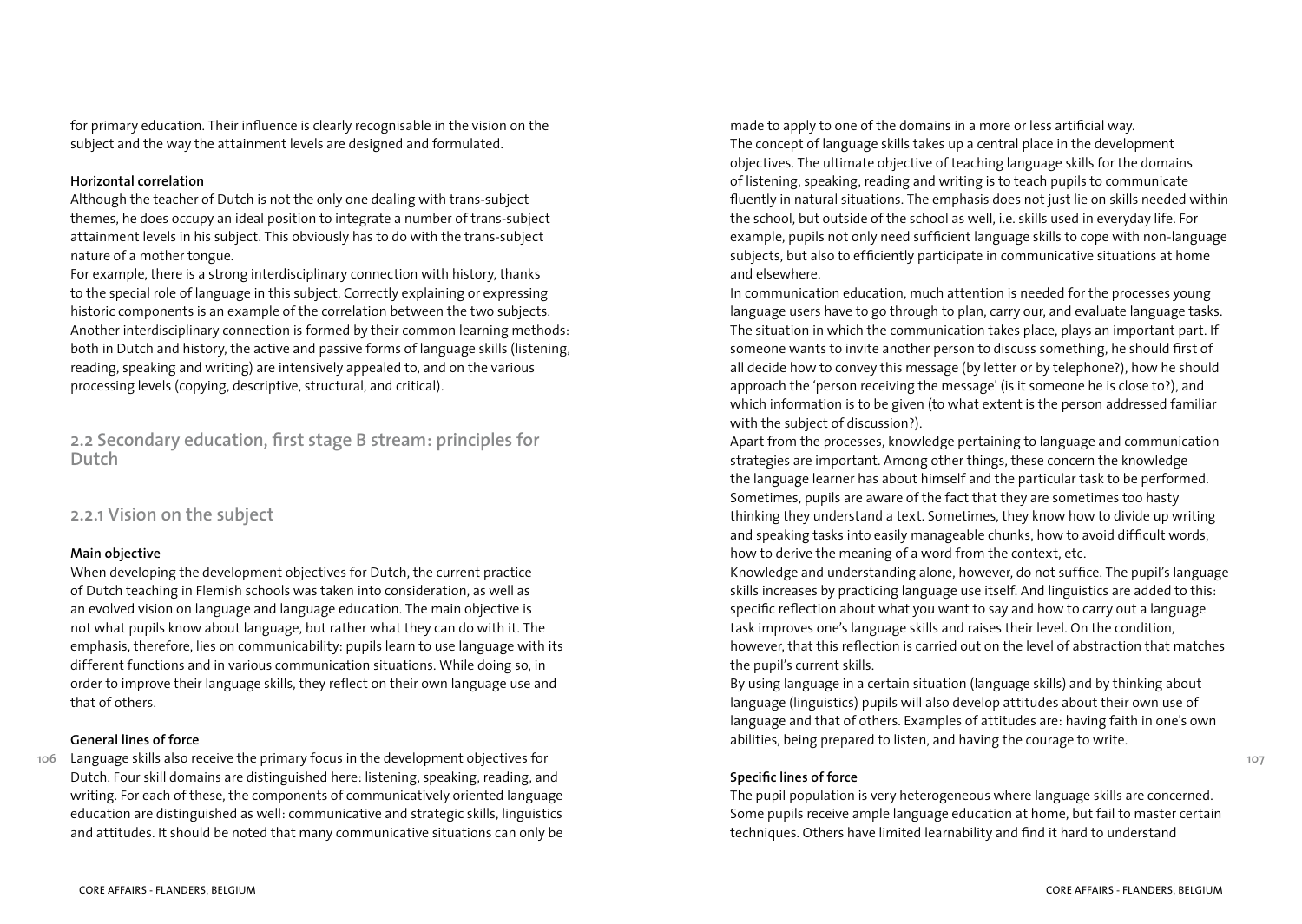for primary education. Their influence is clearly recognisable in the vision on the subject and the way the attainment levels are designed and formulated.

**Horizontal correlation**

Although the teacher of Dutch is not the only one dealing with trans-subject themes, he does occupy an ideal position to integrate a number of trans-subject attainment levels in his subject. This obviously has to do with the trans-subject nature of a mother tongue.

For example, there is a strong interdisciplinary connection with history, thanks to the special role of language in this subject. Correctly explaining or expressing historic components is an example of the correlation between the two subjects. Another interdisciplinary connection is formed by their common learning methods: both in Dutch and history, the active and passive forms of language skills (listening, reading, speaking and writing) are intensively appealed to, and on the various processing levels (copying, descriptive, structural, and critical).

## 2.2 Secondary education, first stage B stream: principles for Dutch

### 2.2.1 Vision on the subject

**Main objective**

When developing the development objectives for Dutch, the current practice of Dutch teaching in Flemish schools was taken into consideration, as well as an evolved vision on language and language education. The main objective is not what pupils know about language, but rather what they can do with it. The emphasis, therefore, lies on communicability: pupils learn to use language with its different functions and in various communication situations. While doing so, in order to improve their language skills, they reflect on their own language use and that of others.

**General lines of force**

Language skills also receive the primary focus in the development objectives for Dutch. Four skill domains are distinguished here: listening, speaking, reading, and writing. For each of these, the components of communicatively oriented language education are distinguished as well: communicative and strategic skills, linguistics and attitudes. It should be noted that many communicative situations can only be made to apply to one of the domains in a more or less artificial way.

The concept of language skills takes up a central place in the development objectives. The ultimate objective of teaching language skills for the domains of listening, speaking, reading and writing is to teach pupils to communicate fluently in natural situations. The emphasis does not just lie on skills needed within the school, but outside of the school as well, i.e. skills used in everyday life. For example, pupils not only need sufficient language skills to cope with non-language subjects, but also to efficiently participate in communicative situations at home and elsewhere.

In communication education, much attention is needed for the processes young language users have to go through to plan, carry our, and evaluate language tasks. The situation in which the communication takes place, plays an important part. If someone wants to invite another person to discuss something, he should first of all decide how to convey this message (by letter or by telephone?), how he should approach the 'person receiving the message' (is it someone he is close to?), and which information is to be given (to what extent is the person addressed familiar with the subject of discussion?).

Apart from the processes, knowledge pertaining to language and communication strategies are important. Among other things, these concern the knowledge the language learner has about himself and the particular task to be performed. Sometimes, pupils are aware of the fact that they are sometimes too hasty thinking they understand a text. Sometimes, they know how to divide up writing and speaking tasks into easily manageable chunks, how to avoid difficult words, how to derive the meaning of a word from the context, etc.

Knowledge and understanding alone, however, do not suffice. The pupil's language skills increases by practicing language use itself. And linguistics are added to this: specific reflection about what you want to say and how to carry out a language task improves one's language skills and raises their level. On the condition, however, that this reflection is carried out on the level of abstraction that matches the pupil's current skills.

By using language in a certain situation (language skills) and by thinking about language (linguistics) pupils will also develop attitudes about their own use of language and that of others. Examples of attitudes are: having faith in one's own abilities, being prepared to listen, and having the courage to write.

**Specific lines of force**

The pupil population is very heterogeneous where language skills are concerned. Some pupils receive ample language education at home, but fail to master certain techniques. Others have limited learnability and find it hard to understand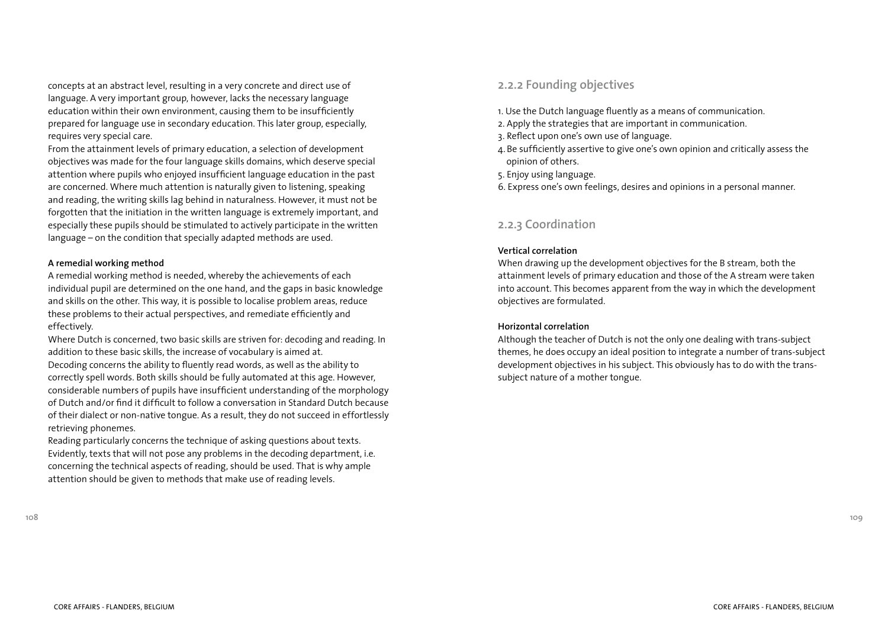concepts at an abstract level, resulting in a very concrete and direct use of language. A very important group, however, lacks the necessary language education within their own environment, causing them to be insufficiently prepared for language use in secondary education. This later group, especially, requires very special care.
From the attainment levels of primary education, a selection of development objectives was made for the four language skills domains, which deserve special attention where pupils who enjoyed insufficient language education in the past are concerned. Where much attention is naturally given to listening, speaking and reading, the writing skills lag behind in naturalness. However, it must not be forgotten that the initiation in the written language is extremely important, and especially these pupils should be stimulated to actively participate in the written language – on the condition that specially adapted methods are used.

**A remedial working method**

A remedial working method is needed, whereby the achievements of each individual pupil are determined on the one hand, and the gaps in basic knowledge and skills on the other. This way, it is possible to localise problem areas, reduce these problems to their actual perspectives, and remediate efficiently and effectively.
Where Dutch is concerned, two basic skills are striven for: decoding and reading. In addition to these basic skills, the increase of vocabulary is aimed at.
Decoding concerns the ability to fluently read words, as well as the ability to correctly spell words. Both skills should be fully automated at this age. However, considerable numbers of pupils have insufficient understanding of the morphology of Dutch and/or find it difficult to follow a conversation in Standard Dutch because of their dialect or non-native tongue. As a result, they do not succeed in effortlessly retrieving phonemes.
Reading particularly concerns the technique of asking questions about texts. Evidently, texts that will not pose any problems in the decoding department, i.e. concerning the technical aspects of reading, should be used. That is why ample attention should be given to methods that make use of reading levels.

## 2.2.2 Founding objectives

1. Use the Dutch language fluently as a means of communication.
2. Apply the strategies that are important in communication.
3. Reflect upon one's own use of language.
4. Be sufficiently assertive to give one's own opinion and critically assess the opinion of others.
5. Enjoy using language.
6. Express one's own feelings, desires and opinions in a personal manner.

## 2.2.3 Coordination

**Vertical correlation**

When drawing up the development objectives for the B stream, both the attainment levels of primary education and those of the A stream were taken into account. This becomes apparent from the way in which the development objectives are formulated.

**Horizontal correlation**

Although the teacher of Dutch is not the only one dealing with trans-subject themes, he does occupy an ideal position to integrate a number of trans-subject development objectives in his subject. This obviously has to do with the trans-subject nature of a mother tongue.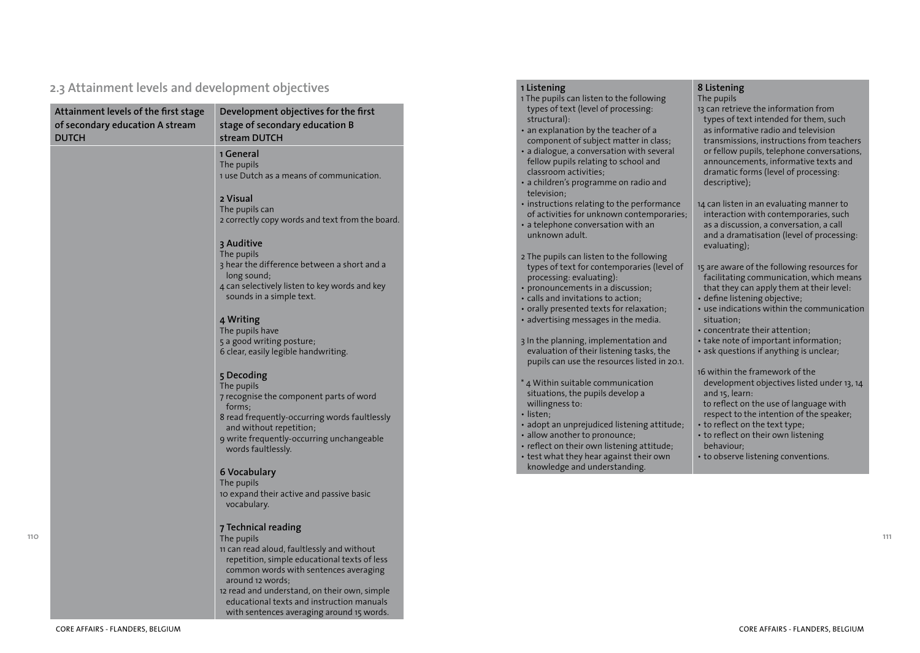## 2.3 Attainment levels and development objectives

| Attainment levels of the first stage of secondary education A stream DUTCH | Development objectives for the first stage of secondary education B stream DUTCH |
|---|---|
| | **1 General**<br>The pupils<br>1 use Dutch as a means of communication.<br><br>**2 Visual**<br>The pupils can<br>2 correctly copy words and text from the board.<br><br>**3 Auditive**<br>The pupils<br>3 hear the difference between a short and a long sound;<br>4 can selectively listen to key words and key sounds in a simple text.<br><br>**4 Writing**<br>The pupils have<br>5 a good writing posture;<br>6 clear, easily legible handwriting.<br><br>**5 Decoding**<br>The pupils<br>7 recognise the component parts of word forms;<br>8 read frequently-occurring words faultlessly and without repetition;<br>9 write frequently-occurring unchangeable words faultlessly.<br><br>**6 Vocabulary**<br>The pupils<br>10 expand their active and passive basic vocabulary.<br><br>**7 Technical reading**<br>The pupils<br>11 can read aloud, faultlessly and without repetition, simple educational texts of less common words with sentences averaging around 12 words;<br>12 read and understand, on their own, simple educational texts and instruction manuals with sentences averaging around 15 words. |
| **1 Listening**<br>1 The pupils can listen to the following types of text (level of processing: structural):<br>• an explanation by the teacher of a component of subject matter in class;<br>• a dialogue, a conversation with several fellow pupils relating to school and classroom activities;<br>• a children's programme on radio and television;<br>• instructions relating to the performance of activities for unknown contemporaries;<br>• a telephone conversation with an unknown adult.<br><br>2 The pupils can listen to the following types of text for contemporaries (level of processing: evaluating):<br>• pronouncements in a discussion;<br>• calls and invitations to action;<br>• orally presented texts for relaxation;<br>• advertising messages in the media.<br><br>3 In the planning, implementation and evaluation of their listening tasks, the pupils can use the resources listed in 20.1.<br><br>* 4 Within suitable communication situations, the pupils develop a willingness to:<br>• listen;<br>• adopt an unprejudiced listening attitude;<br>• allow another to pronounce;<br>• reflect on their own listening attitude;<br>• test what they hear against their own knowledge and understanding. | **8 Listening**<br>The pupils<br>13 can retrieve the information from types of text intended for them, such as informative radio and television transmissions, instructions from teachers or fellow pupils, telephone conversations, announcements, informative texts and dramatic forms (level of processing: descriptive);<br><br>14 can listen in an evaluating manner to interaction with contemporaries, such as a discussion, a conversation, a call and a dramatisation (level of processing: evaluating);<br><br>15 are aware of the following resources for facilitating communication, which means that they can apply them at their level:<br>• define listening objective;<br>• use indications within the communication situation;<br>• concentrate their attention;<br>• take note of important information;<br>• ask questions if anything is unclear;<br><br>16 within the framework of the development objectives listed under 13, 14 and 15, learn:<br>to reflect on the use of language with respect to the intention of the speaker;<br>• to reflect on the text type;<br>• to reflect on their own listening behaviour;<br>• to observe listening conventions. |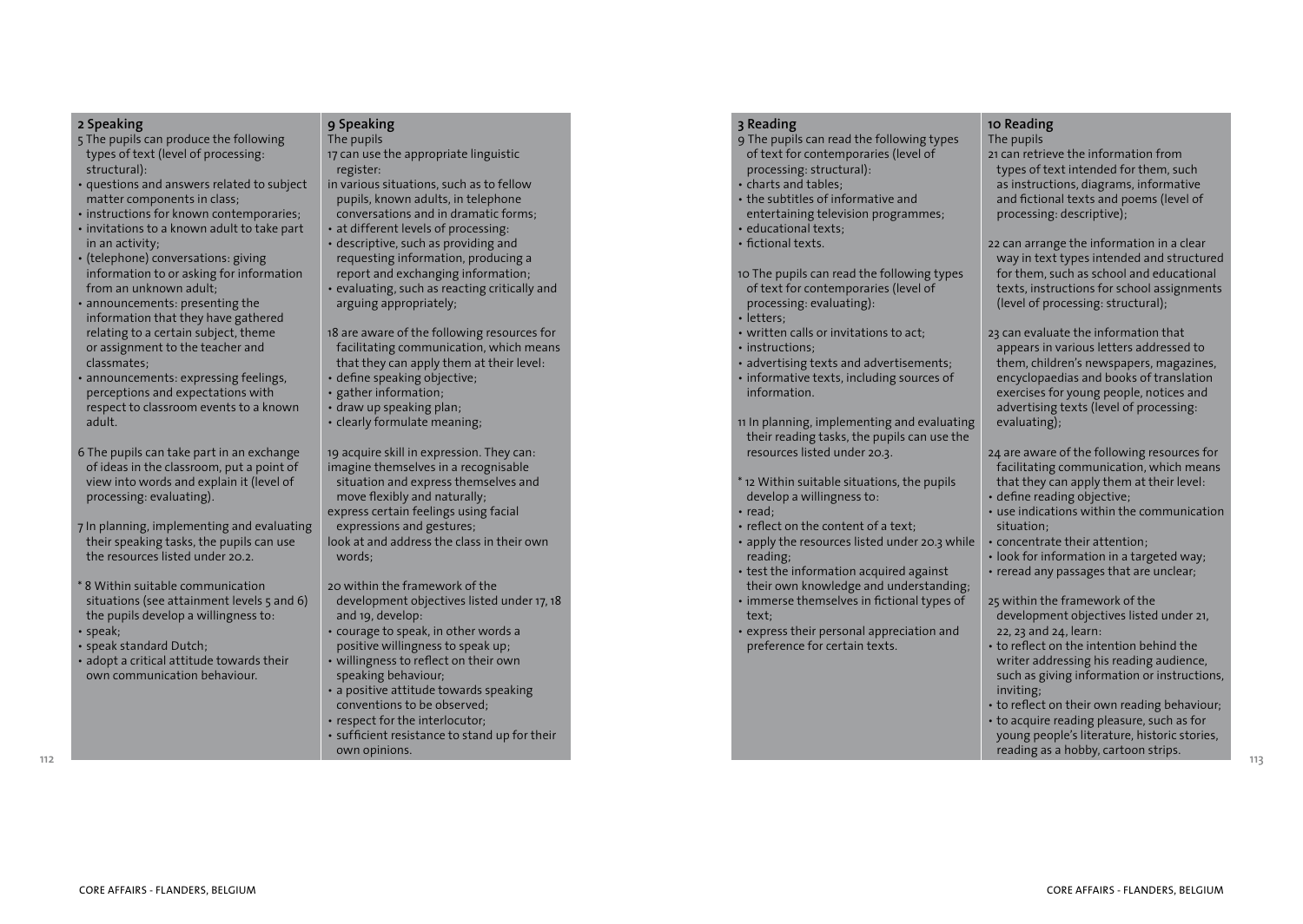## 2 Speaking

5 The pupils can produce the following types of text (level of processing: structural):

- questions and answers related to subject matter components in class;
- instructions for known contemporaries;
- invitations to a known adult to take part in an activity;
- (telephone) conversations: giving information to or asking for information from an unknown adult;
- announcements: presenting the information that they have gathered relating to a certain subject, theme or assignment to the teacher and classmates;
- announcements: expressing feelings, perceptions and expectations with respect to classroom events to a known adult.

6 The pupils can take part in an exchange of ideas in the classroom, put a point of view into words and explain it (level of processing: evaluating).

7 In planning, implementing and evaluating their speaking tasks, the pupils can use the resources listed under 20.2.

\* 8 Within suitable communication situations (see attainment levels 5 and 6) the pupils develop a willingness to:

- speak;
- speak standard Dutch;
- adopt a critical attitude towards their own communication behaviour.

## 9 Speaking

The pupils

17 can use the appropriate linguistic register:

in various situations, such as to fellow pupils, known adults, in telephone conversations and in dramatic forms;

- at different levels of processing:
- descriptive, such as providing and requesting information, producing a report and exchanging information;
- evaluating, such as reacting critically and arguing appropriately;

18 are aware of the following resources for facilitating communication, which means that they can apply them at their level:

- define speaking objective;
- gather information;
- draw up speaking plan;
- clearly formulate meaning;

19 acquire skill in expression. They can:

imagine themselves in a recognisable situation and express themselves and move flexibly and naturally;

express certain feelings using facial expressions and gestures;

look at and address the class in their own words;

20 within the framework of the development objectives listed under 17, 18 and 19, develop:

- courage to speak, in other words a positive willingness to speak up;
- willingness to reflect on their own speaking behaviour;
- a positive attitude towards speaking conventions to be observed;
- respect for the interlocutor;
- sufficient resistance to stand up for their own opinions.

## 3 Reading

9 The pupils can read the following types of text for contemporaries (level of processing: structural):

- charts and tables;
- the subtitles of informative and entertaining television programmes;
- educational texts;
- fictional texts.

10 The pupils can read the following types of text for contemporaries (level of processing: evaluating):

- letters;
- written calls or invitations to act;
- instructions;
- advertising texts and advertisements;
- informative texts, including sources of information.

11 In planning, implementing and evaluating their reading tasks, the pupils can use the resources listed under 20.3.

\* 12 Within suitable situations, the pupils develop a willingness to:

- read;
- reflect on the content of a text;
- apply the resources listed under 20.3 while reading;
- test the information acquired against their own knowledge and understanding;
- immerse themselves in fictional types of text;
- express their personal appreciation and preference for certain texts.

## 10 Reading

The pupils

21 can retrieve the information from types of text intended for them, such as instructions, diagrams, informative and fictional texts and poems (level of processing: descriptive);

22 can arrange the information in a clear way in text types intended and structured for them, such as school and educational texts, instructions for school assignments (level of processing: structural);

23 can evaluate the information that appears in various letters addressed to them, children's newspapers, magazines, encyclopaedias and books of translation exercises for young people, notices and advertising texts (level of processing: evaluating);

24 are aware of the following resources for facilitating communication, which means that they can apply them at their level:

- define reading objective;
- use indications within the communication situation;
- concentrate their attention;
- look for information in a targeted way;
- reread any passages that are unclear;

25 within the framework of the development objectives listed under 21, 22, 23 and 24, learn:

- to reflect on the intention behind the writer addressing his reading audience, such as giving information or instructions, inviting;
- to reflect on their own reading behaviour;
- to acquire reading pleasure, such as for young people's literature, historic stories, reading as a hobby, cartoon strips.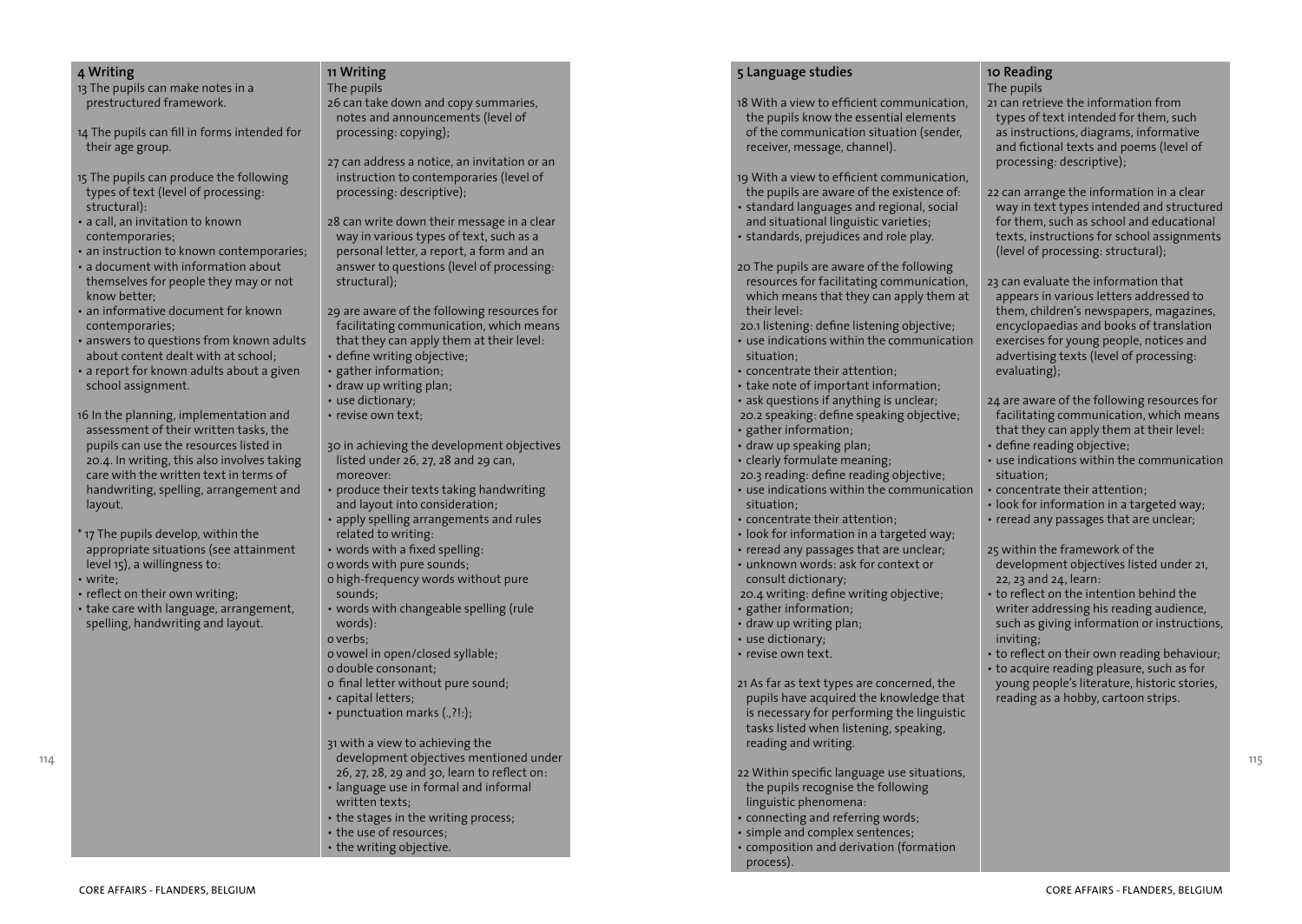## 4 Writing

13 The pupils can make notes in a prestructured framework.

14 The pupils can fill in forms intended for their age group.

15 The pupils can produce the following types of text (level of processing: structural):
- a call, an invitation to known contemporaries;
- an instruction to known contemporaries;
- a document with information about themselves for people they may or not know better;
- an informative document for known contemporaries;
- answers to questions from known adults about content dealt with at school;
- a report for known adults about a given school assignment.

16 In the planning, implementation and assessment of their written tasks, the pupils can use the resources listed in 20.4. In writing, this also involves taking care with the written text in terms of handwriting, spelling, arrangement and layout.

*17 The pupils develop, within the appropriate situations (see attainment level 15), a willingness to:
- write;
- reflect on their own writing;
- take care with language, arrangement, spelling, handwriting and layout.

## 11 Writing

The pupils

26 can take down and copy summaries, notes and announcements (level of processing: copying);

27 can address a notice, an invitation or an instruction to contemporaries (level of processing: descriptive);

28 can write down their message in a clear way in various types of text, such as a personal letter, a report, a form and an answer to questions (level of processing: structural);

29 are aware of the following resources for facilitating communication, which means that they can apply them at their level:
- define writing objective;
- gather information;
- draw up writing plan;
- use dictionary;
- revise own text;

30 in achieving the development objectives listed under 26, 27, 28 and 29 can, moreover:
- produce their texts taking handwriting and layout into consideration;
- apply spelling arrangements and rules related to writing:
- words with a fixed spelling:
  - o words with pure sounds;
  - o high-frequency words without pure sounds;
- words with changeable spelling (rule words):
  - o verbs;
  - o vowel in open/closed syllable;
  - o double consonant;
  - o final letter without pure sound;
- capital letters;
- punctuation marks (.,?!:);

31 with a view to achieving the development objectives mentioned under 26, 27, 28, 29 and 30, learn to reflect on:
- language use in formal and informal written texts;
- the stages in the writing process;
- the use of resources;
- the writing objective.

## 5 Language studies

18 With a view to efficient communication, the pupils know the essential elements of the communication situation (sender, receiver, message, channel).

19 With a view to efficient communication, the pupils are aware of the existence of:
- standard languages and regional, social and situational linguistic varieties;
- standards, prejudices and role play.

20 The pupils are aware of the following resources for facilitating communication, which means that they can apply them at their level:

20.1 listening: define listening objective;
- use indications within the communication situation;
- concentrate their attention;
- take note of important information;
- ask questions if anything is unclear;

20.2 speaking: define speaking objective;
- gather information;
- draw up speaking plan;
- clearly formulate meaning;

20.3 reading: define reading objective;
- use indications within the communication situation;
- concentrate their attention;
- look for information in a targeted way;
- reread any passages that are unclear;
- unknown words: ask for context or consult dictionary;

20.4 writing: define writing objective;
- gather information;
- draw up writing plan;
- use dictionary;
- revise own text.

21 As far as text types are concerned, the pupils have acquired the knowledge that is necessary for performing the linguistic tasks listed when listening, speaking, reading and writing.

22 Within specific language use situations, the pupils recognise the following linguistic phenomena:
- connecting and referring words;
- simple and complex sentences;
- composition and derivation (formation process).

## 10 Reading

The pupils

21 can retrieve the information from types of text intended for them, such as instructions, diagrams, informative and fictional texts and poems (level of processing: descriptive);

22 can arrange the information in a clear way in text types intended and structured for them, such as school and educational texts, instructions for school assignments (level of processing: structural);

23 can evaluate the information that appears in various letters addressed to them, children's newspapers, magazines, encyclopaedias and books of translation exercises for young people, notices and advertising texts (level of processing: evaluating);

24 are aware of the following resources for facilitating communication, which means that they can apply them at their level:
- define reading objective;
- use indications within the communication situation;
- concentrate their attention;
- look for information in a targeted way;
- reread any passages that are unclear;

25 within the framework of the development objectives listed under 21, 22, 23 and 24, learn:
- to reflect on the intention behind the writer addressing his reading audience, such as giving information or instructions, inviting;
- to reflect on their own reading behaviour;
- to acquire reading pleasure, such as for young people's literature, historic stories, reading as a hobby, cartoon strips.